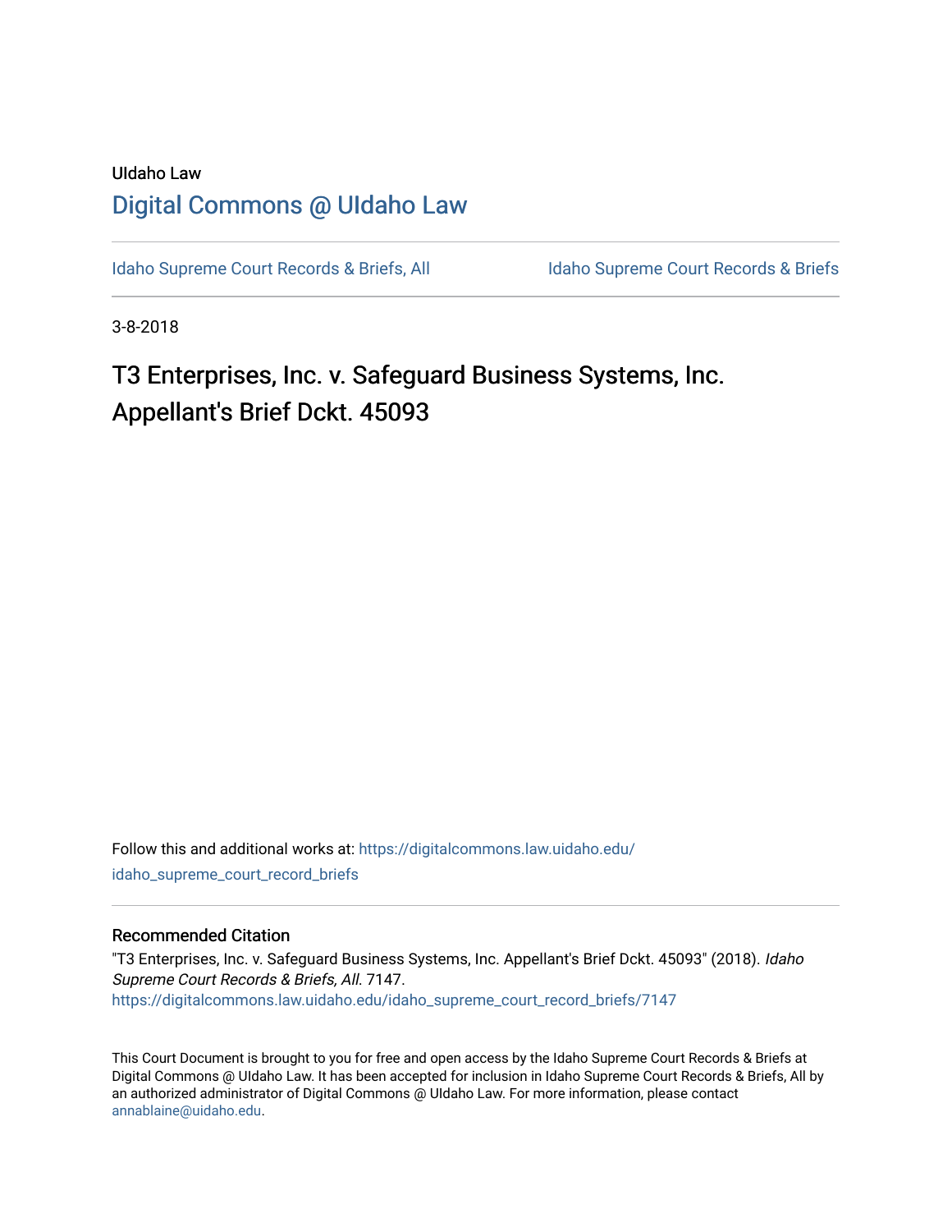UIdaho Law

# Digital Commons @ UIdaho Law

Idaho Supreme Court Records & Briefs, All

Idaho Supreme Court Records & Briefs

3-8-2018

## T3 Enterprises, Inc. v. Safeguard Business Systems, Inc. Appellant's Brief Dckt. 45093

Follow this and additional works at: https://digitalcommons.law.uidaho.edu/idaho_supreme_court_record_briefs

### Recommended Citation

"T3 Enterprises, Inc. v. Safeguard Business Systems, Inc. Appellant's Brief Dckt. 45093" (2018). *Idaho Supreme Court Records & Briefs, All*. 7147.
https://digitalcommons.law.uidaho.edu/idaho_supreme_court_record_briefs/7147

This Court Document is brought to you for free and open access by the Idaho Supreme Court Records & Briefs at Digital Commons @ UIdaho Law. It has been accepted for inclusion in Idaho Supreme Court Records & Briefs, All by an authorized administrator of Digital Commons @ UIdaho Law. For more information, please contact annablaine@uidaho.edu.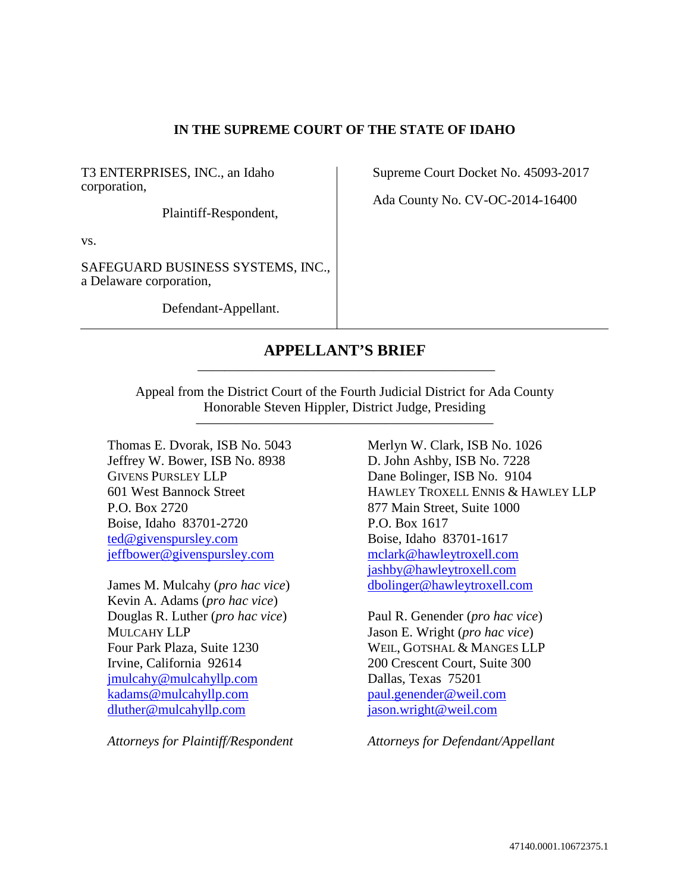**IN THE SUPREME COURT OF THE STATE OF IDAHO**

T3 ENTERPRISES, INC., an Idaho corporation,

Plaintiff-Respondent,

vs.

SAFEGUARD BUSINESS SYSTEMS, INC., a Delaware corporation,

Defendant-Appellant.

Supreme Court Docket No. 45093-2017

Ada County No. CV-OC-2014-16400

# APPELLANT'S BRIEF

Appeal from the District Court of the Fourth Judicial District for Ada County
Honorable Steven Hippler, District Judge, Presiding

Thomas E. Dvorak, ISB No. 5043
Jeffrey W. Bower, ISB No. 8938
GIVENS PURSLEY LLP
601 West Bannock Street
P.O. Box 2720
Boise, Idaho 83701-2720
ted@givenspursley.com
jeffbower@givenspursley.com

James M. Mulcahy (*pro hac vice*)
Kevin A. Adams (*pro hac vice*)
Douglas R. Luther (*pro hac vice*)
MULCAHY LLP
Four Park Plaza, Suite 1230
Irvine, California 92614
jmulcahy@mulcahyllp.com
kadams@mulcahyllp.com
dluther@mulcahyllp.com

*Attorneys for Plaintiff/Respondent*

Merlyn W. Clark, ISB No. 1026
D. John Ashby, ISB No. 7228
Dane Bolinger, ISB No. 9104
HAWLEY TROXELL ENNIS & HAWLEY LLP
877 Main Street, Suite 1000
P.O. Box 1617
Boise, Idaho 83701-1617
mclark@hawleytroxell.com
jashby@hawleytroxell.com
dbolinger@hawleytroxell.com

Paul R. Genender (*pro hac vice*)
Jason E. Wright (*pro hac vice*)
WEIL, GOTSHAL & MANGES LLP
200 Crescent Court, Suite 300
Dallas, Texas 75201
paul.genender@weil.com
jason.wright@weil.com

*Attorneys for Defendant/Appellant*

47140.0001.10672375.1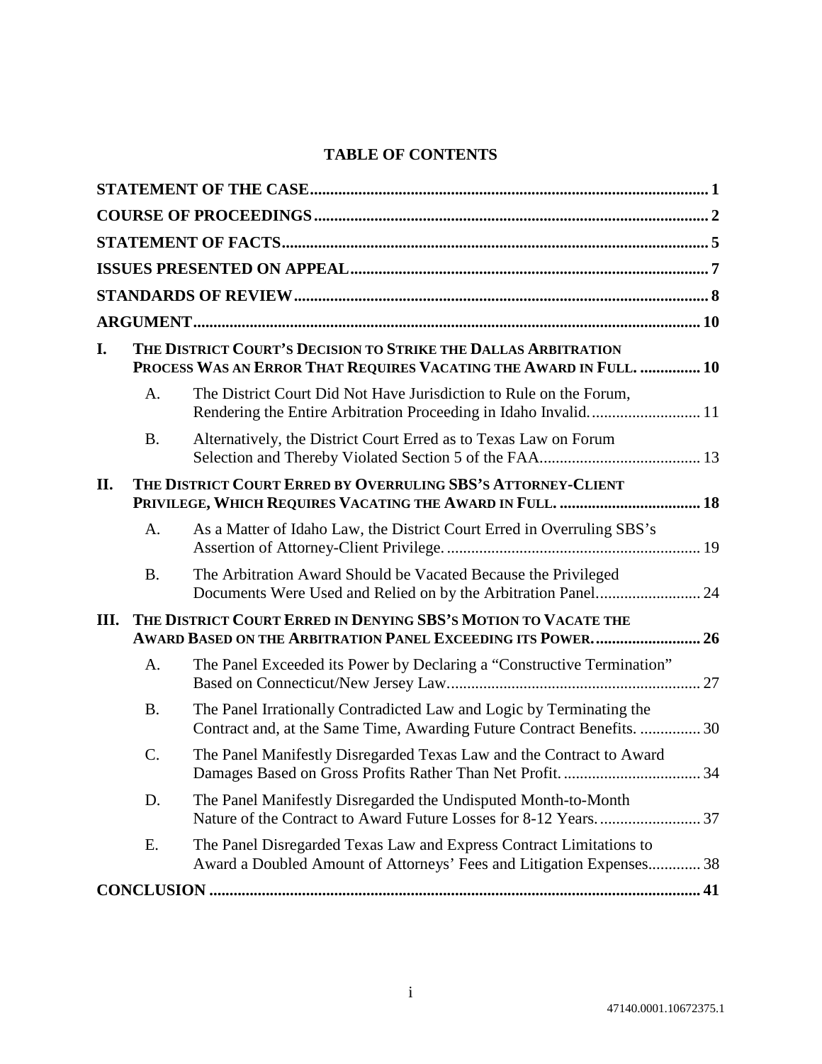# TABLE OF CONTENTS

**STATEMENT OF THE CASE** ........ 1

**COURSE OF PROCEEDINGS** ........ 2

**STATEMENT OF FACTS** ........ 5

**ISSUES PRESENTED ON APPEAL** ........ 7

**STANDARDS OF REVIEW** ........ 8

**ARGUMENT** ........ 10

**I. THE DISTRICT COURT'S DECISION TO STRIKE THE DALLAS ARBITRATION PROCESS WAS AN ERROR THAT REQUIRES VACATING THE AWARD IN FULL.** ........ 10

- A. The District Court Did Not Have Jurisdiction to Rule on the Forum, Rendering the Entire Arbitration Proceeding in Idaho Invalid. ........ 11
- B. Alternatively, the District Court Erred as to Texas Law on Forum Selection and Thereby Violated Section 5 of the FAA. ........ 13

**II. THE DISTRICT COURT ERRED BY OVERRULING SBS'S ATTORNEY-CLIENT PRIVILEGE, WHICH REQUIRES VACATING THE AWARD IN FULL.** ........ 18

- A. As a Matter of Idaho Law, the District Court Erred in Overruling SBS's Assertion of Attorney-Client Privilege. ........ 19
- B. The Arbitration Award Should be Vacated Because the Privileged Documents Were Used and Relied on by the Arbitration Panel. ........ 24

**III. THE DISTRICT COURT ERRED IN DENYING SBS'S MOTION TO VACATE THE AWARD BASED ON THE ARBITRATION PANEL EXCEEDING ITS POWER.** ........ 26

- A. The Panel Exceeded its Power by Declaring a "Constructive Termination" Based on Connecticut/New Jersey Law. ........ 27
- B. The Panel Irrationally Contradicted Law and Logic by Terminating the Contract and, at the Same Time, Awarding Future Contract Benefits. ........ 30
- C. The Panel Manifestly Disregarded Texas Law and the Contract to Award Damages Based on Gross Profits Rather Than Net Profit. ........ 34
- D. The Panel Manifestly Disregarded the Undisputed Month-to-Month Nature of the Contract to Award Future Losses for 8-12 Years. ........ 37
- E. The Panel Disregarded Texas Law and Express Contract Limitations to Award a Doubled Amount of Attorneys' Fees and Litigation Expenses. ........ 38

**CONCLUSION** ........ 41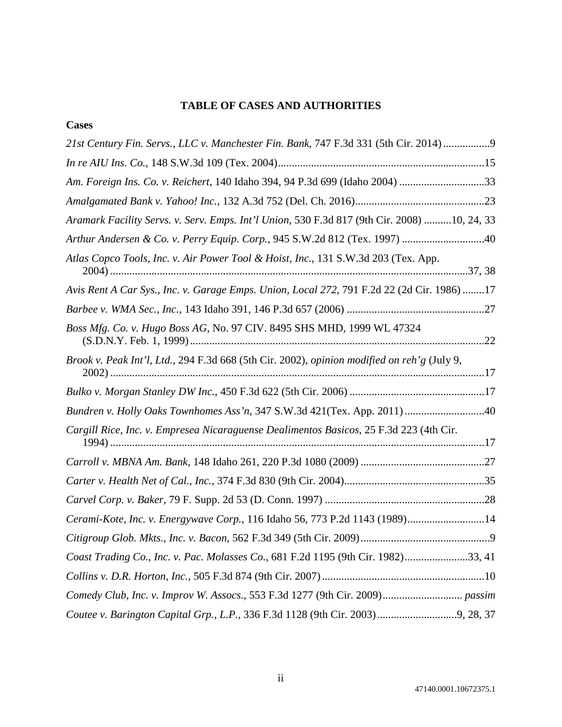## TABLE OF CASES AND AUTHORITIES

### Cases

*21st Century Fin. Servs., LLC v. Manchester Fin. Bank*, 747 F.3d 331 (5th Cir. 2014)....................9

*In re AIU Ins. Co.*, 148 S.W.3d 109 (Tex. 2004)....................15

*Am. Foreign Ins. Co. v. Reichert*, 140 Idaho 394, 94 P.3d 699 (Idaho 2004)....................33

*Amalgamated Bank v. Yahoo! Inc.*, 132 A.3d 752 (Del. Ch. 2016)....................23

*Aramark Facility Servs. v. Serv. Emps. Int'l Union*, 530 F.3d 817 (9th Cir. 2008)....................10, 24, 33

*Arthur Andersen & Co. v. Perry Equip. Corp.*, 945 S.W.2d 812 (Tex. 1997)....................40

*Atlas Copco Tools, Inc. v. Air Power Tool & Hoist, Inc.*, 131 S.W.3d 203 (Tex. App. 2004)....................37, 38

*Avis Rent A Car Sys., Inc. v. Garage Emps. Union, Local 272*, 791 F.2d 22 (2d Cir. 1986)....................17

*Barbee v. WMA Sec., Inc.*, 143 Idaho 391, 146 P.3d 657 (2006)....................27

*Boss Mfg. Co. v. Hugo Boss AG*, No. 97 CIV. 8495 SHS MHD, 1999 WL 47324 (S.D.N.Y. Feb. 1, 1999)....................22

*Brook v. Peak Int'l, Ltd.*, 294 F.3d 668 (5th Cir. 2002), *opinion modified on reh'g* (July 9, 2002)....................17

*Bulko v. Morgan Stanley DW Inc.*, 450 F.3d 622 (5th Cir. 2006)....................17

*Bundren v. Holly Oaks Townhomes Ass'n*, 347 S.W.3d 421(Tex. App. 2011)....................40

*Cargill Rice, Inc. v. Empresea Nicaraguense Dealimentos Basicos*, 25 F.3d 223 (4th Cir. 1994)....................17

*Carroll v. MBNA Am. Bank*, 148 Idaho 261, 220 P.3d 1080 (2009)....................27

*Carter v. Health Net of Cal., Inc.*, 374 F.3d 830 (9th Cir. 2004)....................35

*Carvel Corp. v. Baker*, 79 F. Supp. 2d 53 (D. Conn. 1997)....................28

*Cerami-Kote, Inc. v. Energywave Corp.*, 116 Idaho 56, 773 P.2d 1143 (1989)....................14

*Citigroup Glob. Mkts., Inc. v. Bacon*, 562 F.3d 349 (5th Cir. 2009)....................9

*Coast Trading Co., Inc. v. Pac. Molasses Co.*, 681 F.2d 1195 (9th Cir. 1982)....................33, 41

*Collins v. D.R. Horton, Inc.*, 505 F.3d 874 (9th Cir. 2007)....................10

*Comedy Club, Inc. v. Improv W. Assocs.*, 553 F.3d 1277 (9th Cir. 2009).................... *passim*

*Coutee v. Barington Capital Grp., L.P.*, 336 F.3d 1128 (9th Cir. 2003)....................9, 28, 37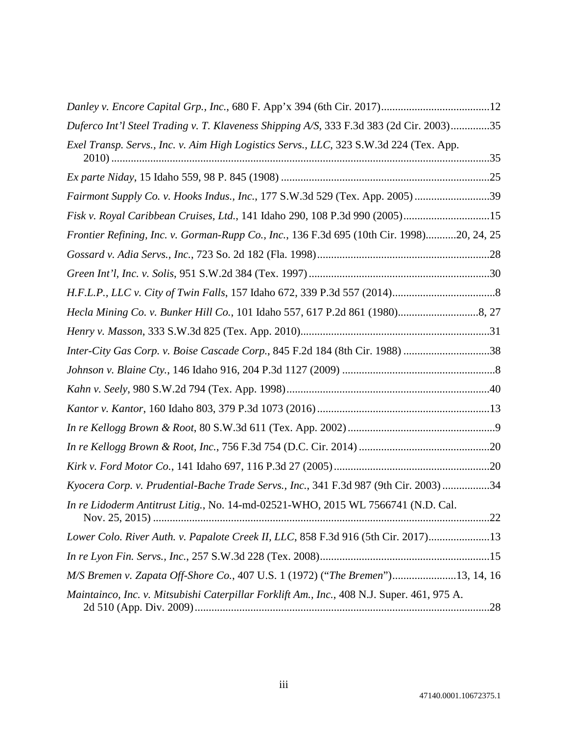*Danley v. Encore Capital Grp., Inc.*, 680 F. App'x 394 (6th Cir. 2017)........................................12

*Duferco Int'l Steel Trading v. T. Klaveness Shipping A/S*, 333 F.3d 383 (2d Cir. 2003)..............35

*Exel Transp. Servs., Inc. v. Aim High Logistics Servs., LLC*, 323 S.W.3d 224 (Tex. App. 2010).........................................................................................................................35

*Ex parte Niday*, 15 Idaho 559, 98 P. 845 (1908)..........................................................................25

*Fairmont Supply Co. v. Hooks Indus., Inc.*, 177 S.W.3d 529 (Tex. App. 2005)..........................39

*Fisk v. Royal Caribbean Cruises, Ltd.*, 141 Idaho 290, 108 P.3d 990 (2005)..............................15

*Frontier Refining, Inc. v. Gorman-Rupp Co., Inc.*, 136 F.3d 695 (10th Cir. 1998)...........20, 24, 25

*Gossard v. Adia Servs., Inc.*, 723 So. 2d 182 (Fla. 1998)..............................................................28

*Green Int'l, Inc. v. Solis*, 951 S.W.2d 384 (Tex. 1997)..................................................................30

*H.F.L.P., LLC v. City of Twin Falls*, 157 Idaho 672, 339 P.3d 557 (2014).....................................8

*Hecla Mining Co. v. Bunker Hill Co.*, 101 Idaho 557, 617 P.2d 861 (1980).............................8, 27

*Henry v. Masson*, 333 S.W.3d 825 (Tex. App. 2010)....................................................................31

*Inter-City Gas Corp. v. Boise Cascade Corp.*, 845 F.2d 184 (8th Cir. 1988)...............................38

*Johnson v. Blaine Cty.*, 146 Idaho 916, 204 P.3d 1127 (2009).......................................................8

*Kahn v. Seely*, 980 S.W.2d 794 (Tex. App. 1998)........................................................................40

*Kantor v. Kantor*, 160 Idaho 803, 379 P.3d 1073 (2016)...............................................................13

*In re Kellogg Brown & Root*, 80 S.W.3d 611 (Tex. App. 2002).....................................................9

*In re Kellogg Brown & Root, Inc.*, 756 F.3d 754 (D.C. Cir. 2014)...............................................20

*Kirk v. Ford Motor Co.*, 141 Idaho 697, 116 P.3d 27 (2005)........................................................20

*Kyocera Corp. v. Prudential-Bache Trade Servs., Inc.*, 341 F.3d 987 (9th Cir. 2003).................34

*In re Lidoderm Antitrust Litig.*, No. 14-md-02521-WHO, 2015 WL 7566741 (N.D. Cal. Nov. 25, 2015).........................................................................................................................22

*Lower Colo. River Auth. v. Papalote Creek II, LLC*, 858 F.3d 916 (5th Cir. 2017)......................13

*In re Lyon Fin. Servs., Inc.*, 257 S.W.3d 228 (Tex. 2008).............................................................15

*M/S Bremen v. Zapata Off-Shore Co.*, 407 U.S. 1 (1972) ("*The Bremen*").......................13, 14, 16

*Maintainco, Inc. v. Mitsubishi Caterpillar Forklift Am., Inc.*, 408 N.J. Super. 461, 975 A. 2d 510 (App. Div. 2009)..........................................................................................................28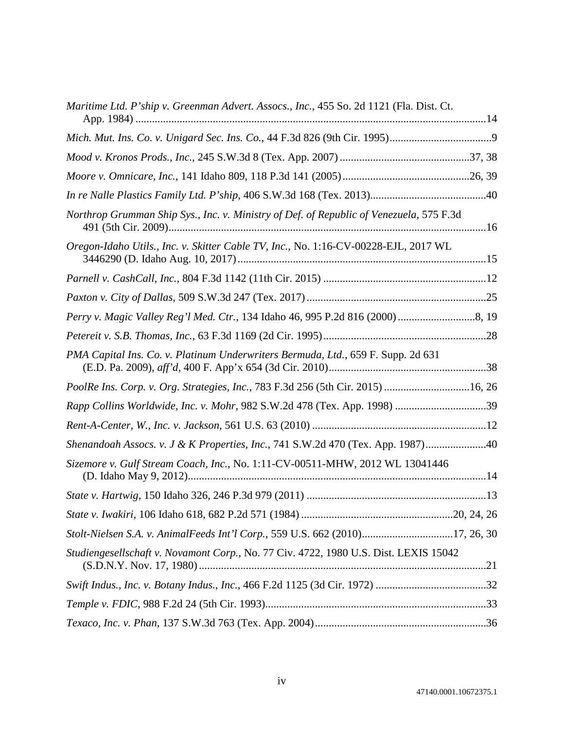*Maritime Ltd. P'ship v. Greenman Advert. Assocs., Inc.*, 455 So. 2d 1121 (Fla. Dist. Ct. App. 1984) ....................14

*Mich. Mut. Ins. Co. v. Unigard Sec. Ins. Co.*, 44 F.3d 826 (9th Cir. 1995)....................9

*Mood v. Kronos Prods., Inc.*, 245 S.W.3d 8 (Tex. App. 2007) ....................37, 38

*Moore v. Omnicare, Inc.*, 141 Idaho 809, 118 P.3d 141 (2005)....................26, 39

*In re Nalle Plastics Family Ltd. P'ship*, 406 S.W.3d 168 (Tex. 2013)....................40

*Northrop Grumman Ship Sys., Inc. v. Ministry of Def. of Republic of Venezuela*, 575 F.3d 491 (5th Cir. 2009)....................16

*Oregon-Idaho Utils., Inc. v. Skitter Cable TV, Inc.*, No. 1:16-CV-00228-EJL, 2017 WL 3446290 (D. Idaho Aug. 10, 2017)....................15

*Parnell v. CashCall, Inc.*, 804 F.3d 1142 (11th Cir. 2015) ....................12

*Paxton v. City of Dallas*, 509 S.W.3d 247 (Tex. 2017)....................25

*Perry v. Magic Valley Reg'l Med. Ctr.*, 134 Idaho 46, 995 P.2d 816 (2000)....................8, 19

*Petereit v. S.B. Thomas, Inc.*, 63 F.3d 1169 (2d Cir. 1995)....................28

*PMA Capital Ins. Co. v. Platinum Underwriters Bermuda, Ltd.*, 659 F. Supp. 2d 631 (E.D. Pa. 2009), *aff'd*, 400 F. App'x 654 (3d Cir. 2010)....................38

*PoolRe Ins. Corp. v. Org. Strategies, Inc.*, 783 F.3d 256 (5th Cir. 2015) ....................16, 26

*Rapp Collins Worldwide, Inc. v. Mohr*, 982 S.W.2d 478 (Tex. App. 1998) ....................39

*Rent-A-Center, W., Inc. v. Jackson*, 561 U.S. 63 (2010) ....................12

*Shenandoah Assocs. v. J & K Properties, Inc.*, 741 S.W.2d 470 (Tex. App. 1987)....................40

*Sizemore v. Gulf Stream Coach, Inc.*, No. 1:11-CV-00511-MHW, 2012 WL 13041446 (D. Idaho May 9, 2012)....................14

*State v. Hartwig*, 150 Idaho 326, 246 P.3d 979 (2011) ....................13

*State v. Iwakiri*, 106 Idaho 618, 682 P.2d 571 (1984) ....................20, 24, 26

*Stolt-Nielsen S.A. v. AnimalFeeds Int'l Corp.*, 559 U.S. 662 (2010)....................17, 26, 30

*Studiengesellschaft v. Novamont Corp.*, No. 77 Civ. 4722, 1980 U.S. Dist. LEXIS 15042 (S.D.N.Y. Nov. 17, 1980)....................21

*Swift Indus., Inc. v. Botany Indus., Inc.*, 466 F.2d 1125 (3d Cir. 1972) ....................32

*Temple v. FDIC*, 988 F.2d 24 (5th Cir. 1993)....................33

*Texaco, Inc. v. Phan*, 137 S.W.3d 763 (Tex. App. 2004)....................36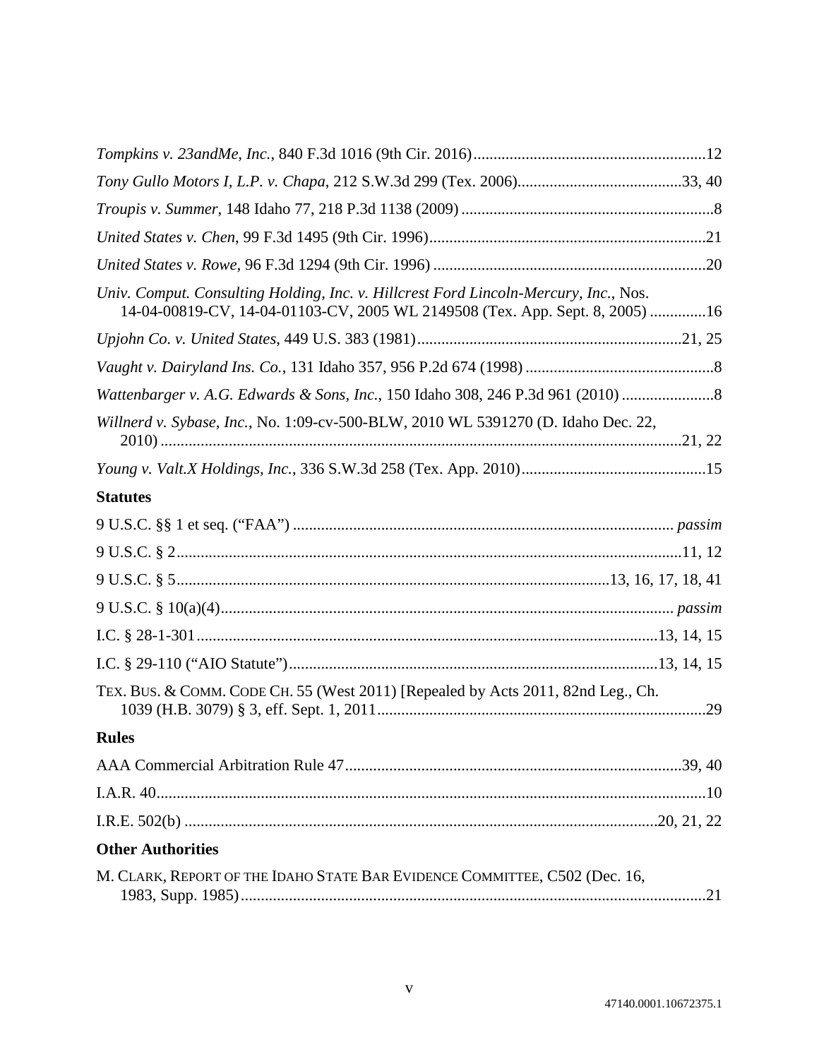*Tompkins v. 23andMe, Inc.*, 840 F.3d 1016 (9th Cir. 2016)..........................................................12

*Tony Gullo Motors I, L.P. v. Chapa*, 212 S.W.3d 299 (Tex. 2006).........................................33, 40

*Troupis v. Summer*, 148 Idaho 77, 218 P.3d 1138 (2009) ...............................................................8

*United States v. Chen*, 99 F.3d 1495 (9th Cir. 1996).....................................................................21

*United States v. Rowe*, 96 F.3d 1294 (9th Cir. 1996) ....................................................................20

*Univ. Comput. Consulting Holding, Inc. v. Hillcrest Ford Lincoln-Mercury, Inc.*, Nos. 14-04-00819-CV, 14-04-01103-CV, 2005 WL 2149508 (Tex. App. Sept. 8, 2005) .............16

*Upjohn Co. v. United States*, 449 U.S. 383 (1981)..................................................................21, 25

*Vaught v. Dairyland Ins. Co.*, 131 Idaho 357, 956 P.2d 674 (1998) ...............................................8

*Wattenbarger v. A.G. Edwards & Sons, Inc.*, 150 Idaho 308, 246 P.3d 961 (2010) .......................8

*Willnerd v. Sybase, Inc.*, No. 1:09-cv-500-BLW, 2010 WL 5391270 (D. Idaho Dec. 22, 2010) ..................................................................................................................................21, 22

*Young v. Valt.X Holdings, Inc.*, 336 S.W.3d 258 (Tex. App. 2010)..............................................15

**Statutes**

9 U.S.C. §§ 1 et seq. ("FAA") ............................................................................................ *passim*

9 U.S.C. § 2............................................................................................................................11, 12

9 U.S.C. § 5..........................................................................................................13, 16, 17, 18, 41

9 U.S.C. § 10(a)(4)................................................................................................................ *passim*

I.C. § 28-1-301...................................................................................................................13, 14, 15

I.C. § 29-110 ("AIO Statute")...........................................................................................13, 14, 15

TEX. BUS. & COMM. CODE CH. 55 (West 2011) [Repealed by Acts 2011, 82nd Leg., Ch. 1039 (H.B. 3079) § 3, eff. Sept. 1, 2011.................................................................................29

**Rules**

AAA Commercial Arbitration Rule 47...................................................................................39, 40

I.A.R. 40.........................................................................................................................................10

I.R.E. 502(b) ....................................................................................................................20, 21, 22

**Other Authorities**

M. CLARK, REPORT OF THE IDAHO STATE BAR EVIDENCE COMMITTEE, C502 (Dec. 16, 1983, Supp. 1985)....................................................................................................................21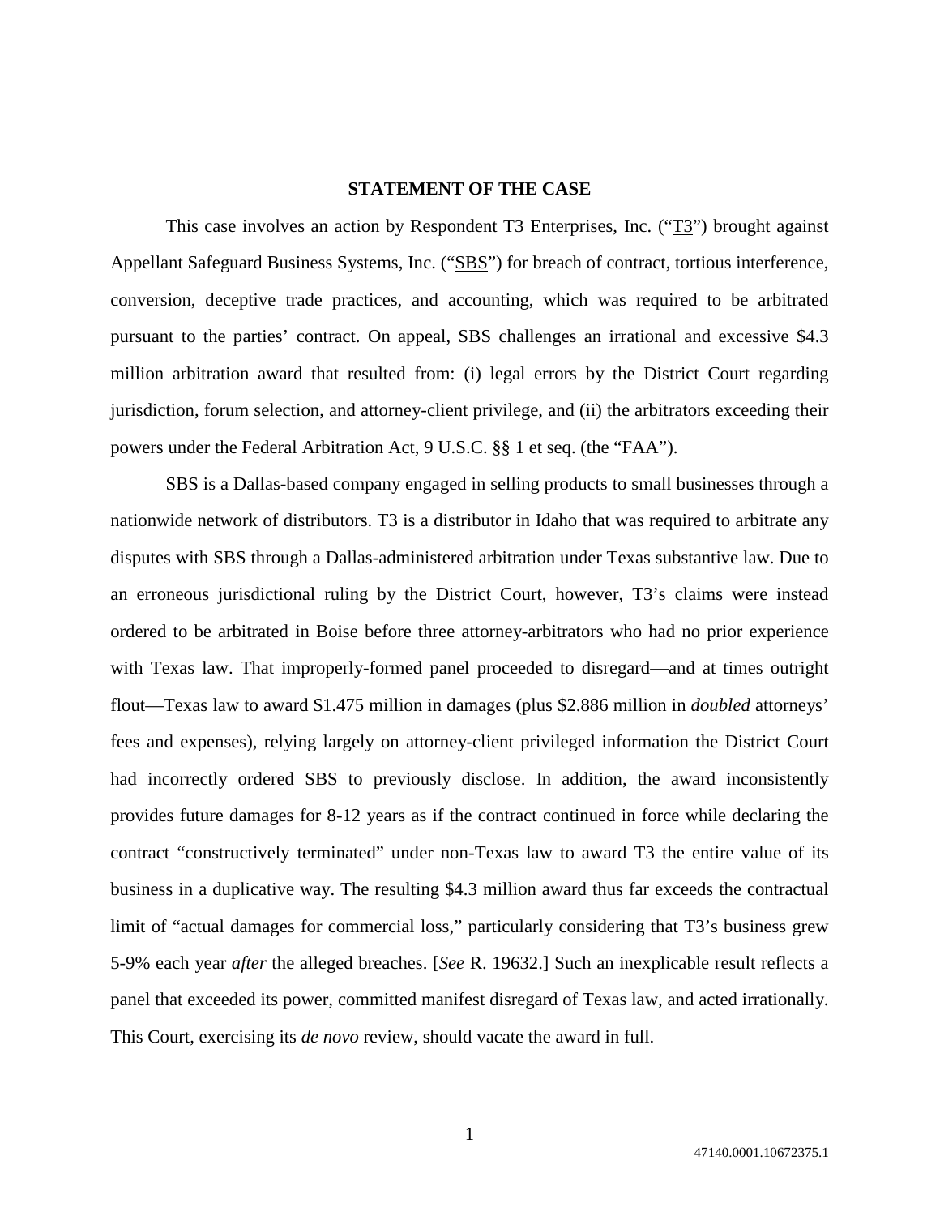## STATEMENT OF THE CASE

This case involves an action by Respondent T3 Enterprises, Inc. ("T3") brought against Appellant Safeguard Business Systems, Inc. ("SBS") for breach of contract, tortious interference, conversion, deceptive trade practices, and accounting, which was required to be arbitrated pursuant to the parties' contract. On appeal, SBS challenges an irrational and excessive $4.3 million arbitration award that resulted from: (i) legal errors by the District Court regarding jurisdiction, forum selection, and attorney-client privilege, and (ii) the arbitrators exceeding their powers under the Federal Arbitration Act, 9 U.S.C. §§ 1 et seq. (the "FAA").

SBS is a Dallas-based company engaged in selling products to small businesses through a nationwide network of distributors. T3 is a distributor in Idaho that was required to arbitrate any disputes with SBS through a Dallas-administered arbitration under Texas substantive law. Due to an erroneous jurisdictional ruling by the District Court, however, T3's claims were instead ordered to be arbitrated in Boise before three attorney-arbitrators who had no prior experience with Texas law. That improperly-formed panel proceeded to disregard—and at times outright flout—Texas law to award $1.475 million in damages (plus $2.886 million in *doubled* attorneys' fees and expenses), relying largely on attorney-client privileged information the District Court had incorrectly ordered SBS to previously disclose. In addition, the award inconsistently provides future damages for 8-12 years as if the contract continued in force while declaring the contract "constructively terminated" under non-Texas law to award T3 the entire value of its business in a duplicative way. The resulting $4.3 million award thus far exceeds the contractual limit of "actual damages for commercial loss," particularly considering that T3's business grew 5-9% each year *after* the alleged breaches. [*See* R. 19632.] Such an inexplicable result reflects a panel that exceeded its power, committed manifest disregard of Texas law, and acted irrationally. This Court, exercising its *de novo* review, should vacate the award in full.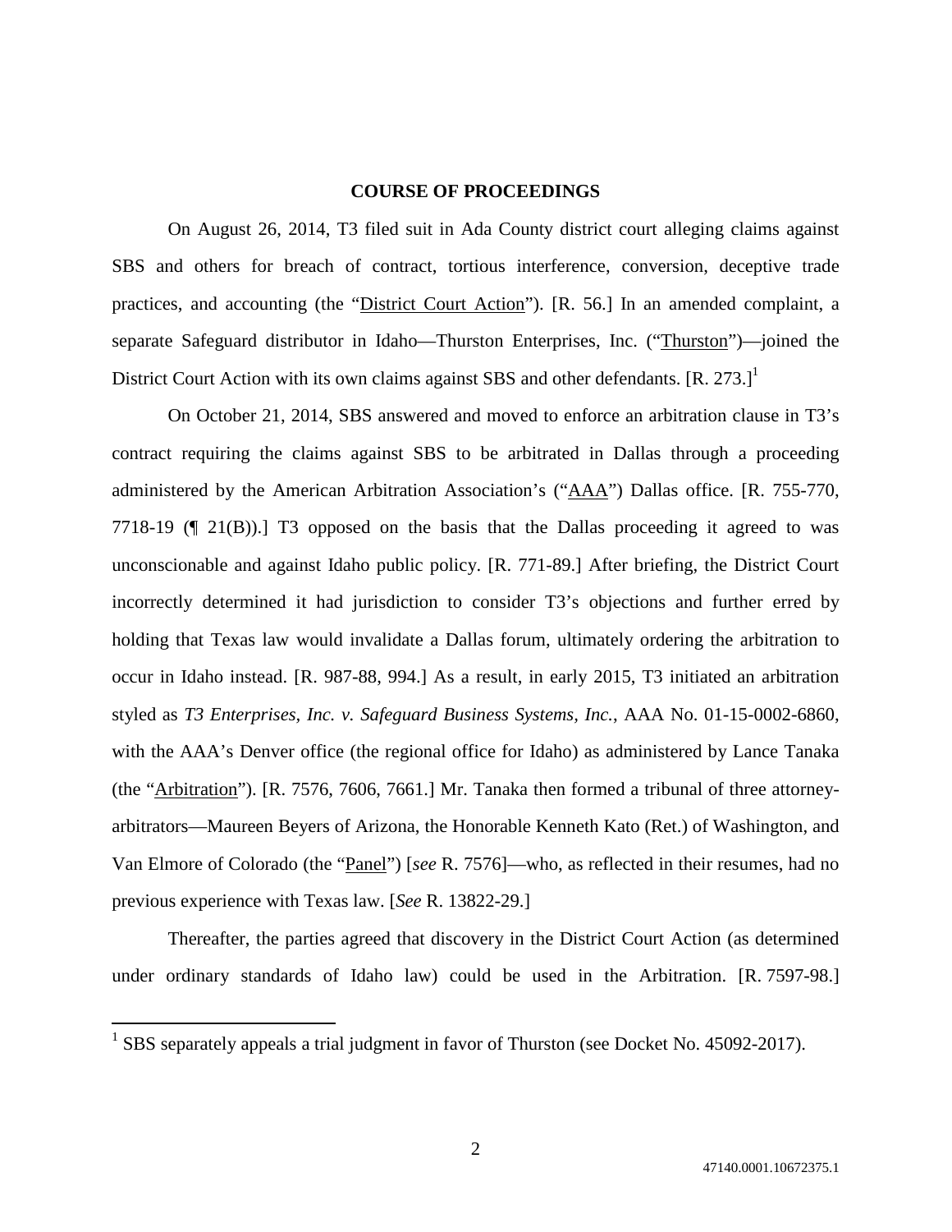## COURSE OF PROCEEDINGS

On August 26, 2014, T3 filed suit in Ada County district court alleging claims against SBS and others for breach of contract, tortious interference, conversion, deceptive trade practices, and accounting (the "District Court Action"). [R. 56.] In an amended complaint, a separate Safeguard distributor in Idaho—Thurston Enterprises, Inc. ("Thurston")—joined the District Court Action with its own claims against SBS and other defendants. [R. 273.][1]

On October 21, 2014, SBS answered and moved to enforce an arbitration clause in T3's contract requiring the claims against SBS to be arbitrated in Dallas through a proceeding administered by the American Arbitration Association's ("AAA") Dallas office. [R. 755-770, 7718-19 (¶ 21(B)).] T3 opposed on the basis that the Dallas proceeding it agreed to was unconscionable and against Idaho public policy. [R. 771-89.] After briefing, the District Court incorrectly determined it had jurisdiction to consider T3's objections and further erred by holding that Texas law would invalidate a Dallas forum, ultimately ordering the arbitration to occur in Idaho instead. [R. 987-88, 994.] As a result, in early 2015, T3 initiated an arbitration styled as *T3 Enterprises, Inc. v. Safeguard Business Systems, Inc.*, AAA No. 01-15-0002-6860, with the AAA's Denver office (the regional office for Idaho) as administered by Lance Tanaka (the "Arbitration"). [R. 7576, 7606, 7661.] Mr. Tanaka then formed a tribunal of three attorney-arbitrators—Maureen Beyers of Arizona, the Honorable Kenneth Kato (Ret.) of Washington, and Van Elmore of Colorado (the "Panel") [*see* R. 7576]—who, as reflected in their resumes, had no previous experience with Texas law. [*See* R. 13822-29.]

Thereafter, the parties agreed that discovery in the District Court Action (as determined under ordinary standards of Idaho law) could be used in the Arbitration. [R. 7597-98.]

[1] SBS separately appeals a trial judgment in favor of Thurston (see Docket No. 45092-2017).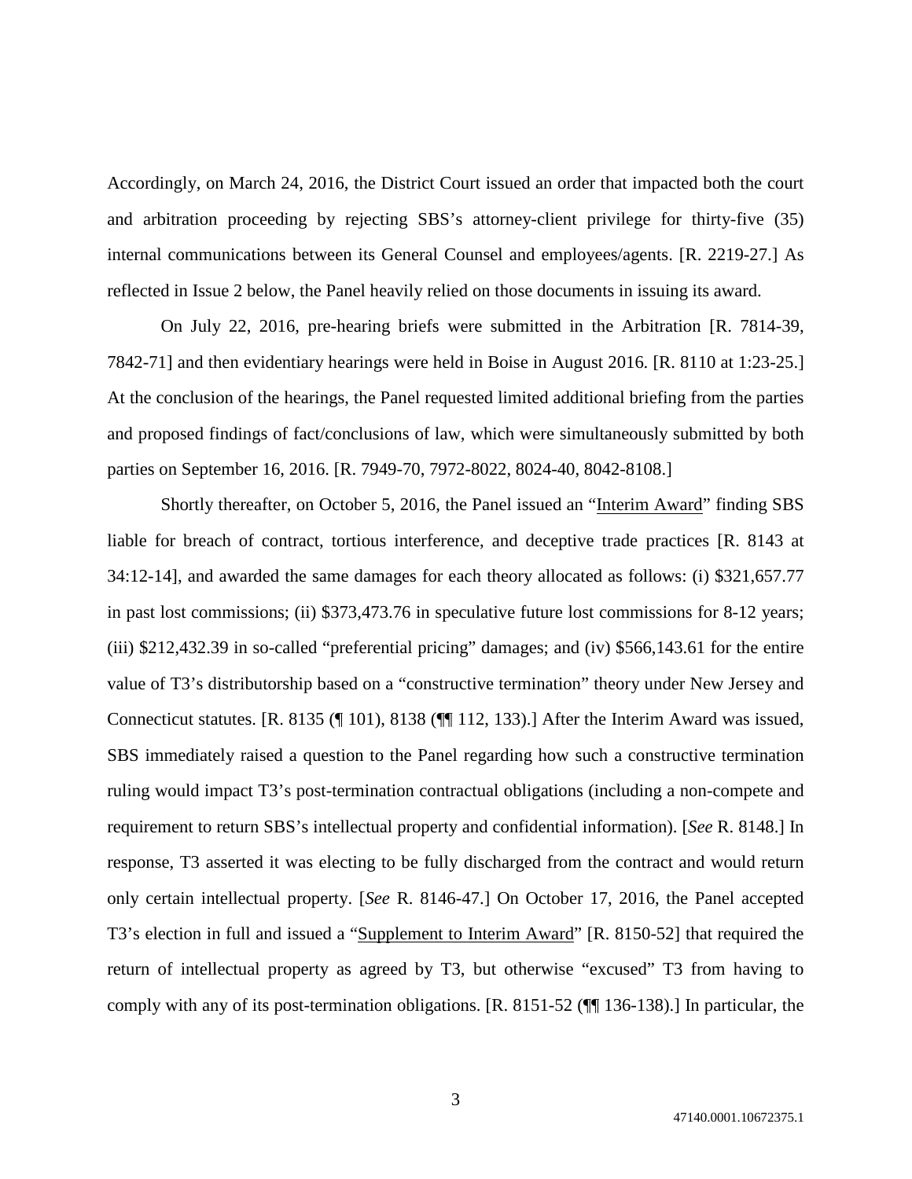Accordingly, on March 24, 2016, the District Court issued an order that impacted both the court and arbitration proceeding by rejecting SBS's attorney-client privilege for thirty-five (35) internal communications between its General Counsel and employees/agents. [R. 2219-27.] As reflected in Issue 2 below, the Panel heavily relied on those documents in issuing its award.

On July 22, 2016, pre-hearing briefs were submitted in the Arbitration [R. 7814-39, 7842-71] and then evidentiary hearings were held in Boise in August 2016. [R. 8110 at 1:23-25.] At the conclusion of the hearings, the Panel requested limited additional briefing from the parties and proposed findings of fact/conclusions of law, which were simultaneously submitted by both parties on September 16, 2016. [R. 7949-70, 7972-8022, 8024-40, 8042-8108.]

Shortly thereafter, on October 5, 2016, the Panel issued an "Interim Award" finding SBS liable for breach of contract, tortious interference, and deceptive trade practices [R. 8143 at 34:12-14], and awarded the same damages for each theory allocated as follows: (i) $321,657.77 in past lost commissions; (ii) $373,473.76 in speculative future lost commissions for 8-12 years; (iii) $212,432.39 in so-called "preferential pricing" damages; and (iv) $566,143.61 for the entire value of T3's distributorship based on a "constructive termination" theory under New Jersey and Connecticut statutes. [R. 8135 (¶ 101), 8138 (¶¶ 112, 133).] After the Interim Award was issued, SBS immediately raised a question to the Panel regarding how such a constructive termination ruling would impact T3's post-termination contractual obligations (including a non-compete and requirement to return SBS's intellectual property and confidential information). [*See* R. 8148.] In response, T3 asserted it was electing to be fully discharged from the contract and would return only certain intellectual property. [*See* R. 8146-47.] On October 17, 2016, the Panel accepted T3's election in full and issued a "Supplement to Interim Award" [R. 8150-52] that required the return of intellectual property as agreed by T3, but otherwise "excused" T3 from having to comply with any of its post-termination obligations. [R. 8151-52 (¶¶ 136-138).] In particular, the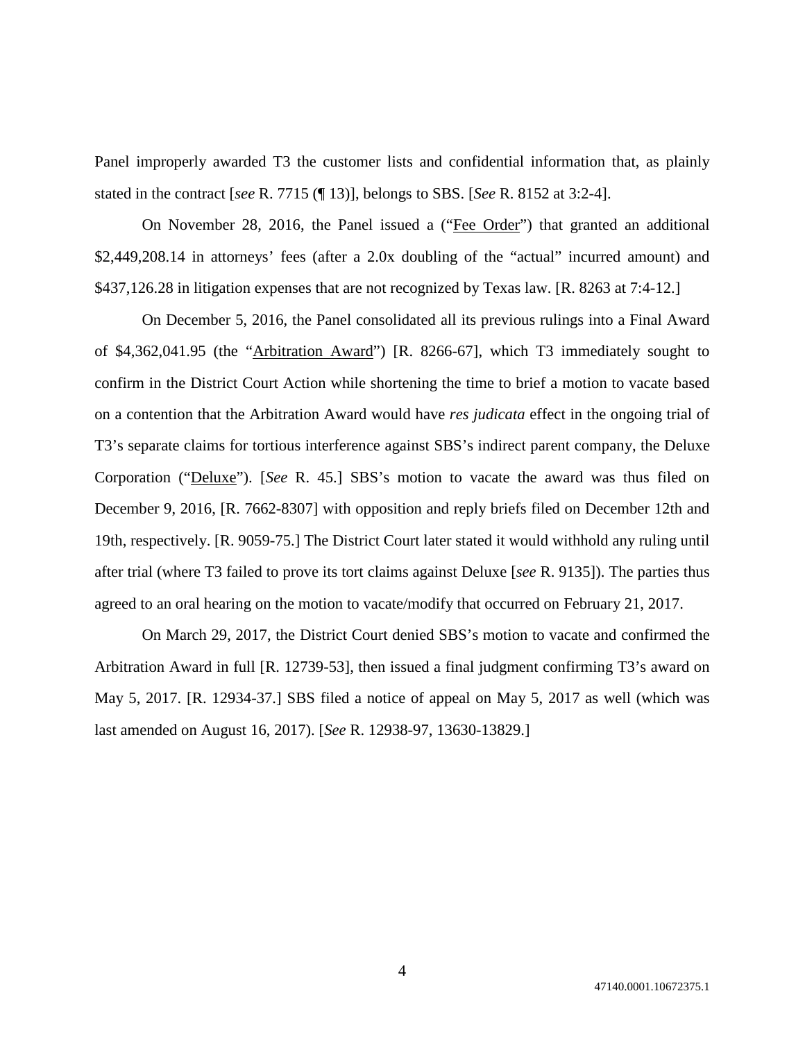Panel improperly awarded T3 the customer lists and confidential information that, as plainly stated in the contract [*see* R. 7715 (¶ 13)], belongs to SBS. [*See* R. 8152 at 3:2-4].

On November 28, 2016, the Panel issued a ("Fee Order") that granted an additional $2,449,208.14 in attorneys' fees (after a 2.0x doubling of the "actual" incurred amount) and $437,126.28 in litigation expenses that are not recognized by Texas law. [R. 8263 at 7:4-12.]

On December 5, 2016, the Panel consolidated all its previous rulings into a Final Award of $4,362,041.95 (the "Arbitration Award") [R. 8266-67], which T3 immediately sought to confirm in the District Court Action while shortening the time to brief a motion to vacate based on a contention that the Arbitration Award would have *res judicata* effect in the ongoing trial of T3's separate claims for tortious interference against SBS's indirect parent company, the Deluxe Corporation ("Deluxe"). [*See* R. 45.] SBS's motion to vacate the award was thus filed on December 9, 2016, [R. 7662-8307] with opposition and reply briefs filed on December 12th and 19th, respectively. [R. 9059-75.] The District Court later stated it would withhold any ruling until after trial (where T3 failed to prove its tort claims against Deluxe [*see* R. 9135]). The parties thus agreed to an oral hearing on the motion to vacate/modify that occurred on February 21, 2017.

On March 29, 2017, the District Court denied SBS's motion to vacate and confirmed the Arbitration Award in full [R. 12739-53], then issued a final judgment confirming T3's award on May 5, 2017. [R. 12934-37.] SBS filed a notice of appeal on May 5, 2017 as well (which was last amended on August 16, 2017). [*See* R. 12938-97, 13630-13829.]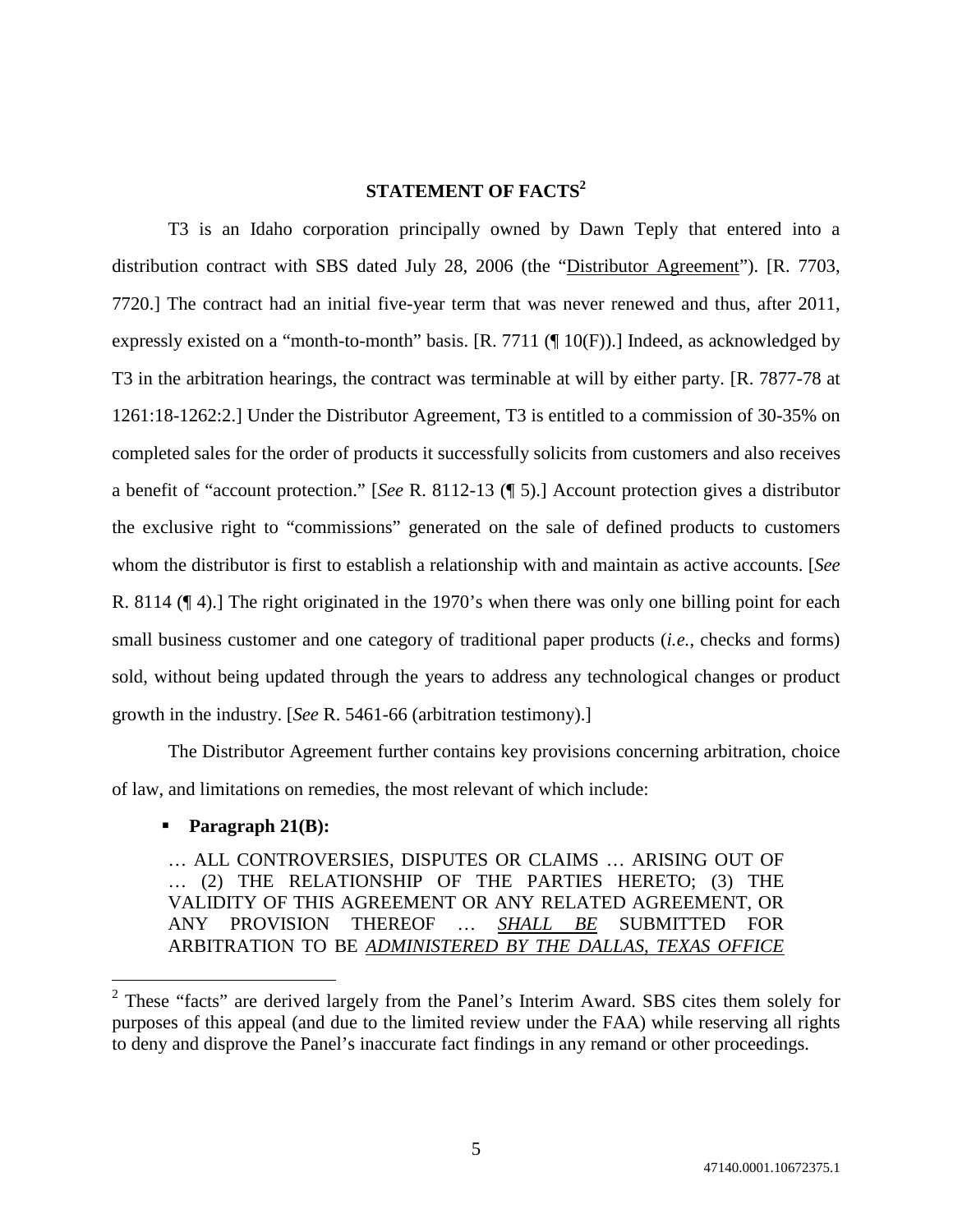## STATEMENT OF FACTS[2]

T3 is an Idaho corporation principally owned by Dawn Teply that entered into a distribution contract with SBS dated July 28, 2006 (the "Distributor Agreement"). [R. 7703, 7720.] The contract had an initial five-year term that was never renewed and thus, after 2011, expressly existed on a "month-to-month" basis. [R. 7711 (¶ 10(F)).] Indeed, as acknowledged by T3 in the arbitration hearings, the contract was terminable at will by either party. [R. 7877-78 at 1261:18-1262:2.] Under the Distributor Agreement, T3 is entitled to a commission of 30-35% on completed sales for the order of products it successfully solicits from customers and also receives a benefit of "account protection." [*See* R. 8112-13 (¶ 5).] Account protection gives a distributor the exclusive right to "commissions" generated on the sale of defined products to customers whom the distributor is first to establish a relationship with and maintain as active accounts. [*See* R. 8114 (¶ 4).] The right originated in the 1970's when there was only one billing point for each small business customer and one category of traditional paper products (*i.e.*, checks and forms) sold, without being updated through the years to address any technological changes or product growth in the industry. [*See* R. 5461-66 (arbitration testimony).]

The Distributor Agreement further contains key provisions concerning arbitration, choice of law, and limitations on remedies, the most relevant of which include:

- **Paragraph 21(B):**

  … ALL CONTROVERSIES, DISPUTES OR CLAIMS … ARISING OUT OF … (2) THE RELATIONSHIP OF THE PARTIES HERETO; (3) THE VALIDITY OF THIS AGREEMENT OR ANY RELATED AGREEMENT, OR ANY PROVISION THEREOF … ***SHALL BE*** SUBMITTED FOR ARBITRATION TO BE ***ADMINISTERED BY THE DALLAS, TEXAS OFFICE***

---

[2] These "facts" are derived largely from the Panel's Interim Award. SBS cites them solely for purposes of this appeal (and due to the limited review under the FAA) while reserving all rights to deny and disprove the Panel's inaccurate fact findings in any remand or other proceedings.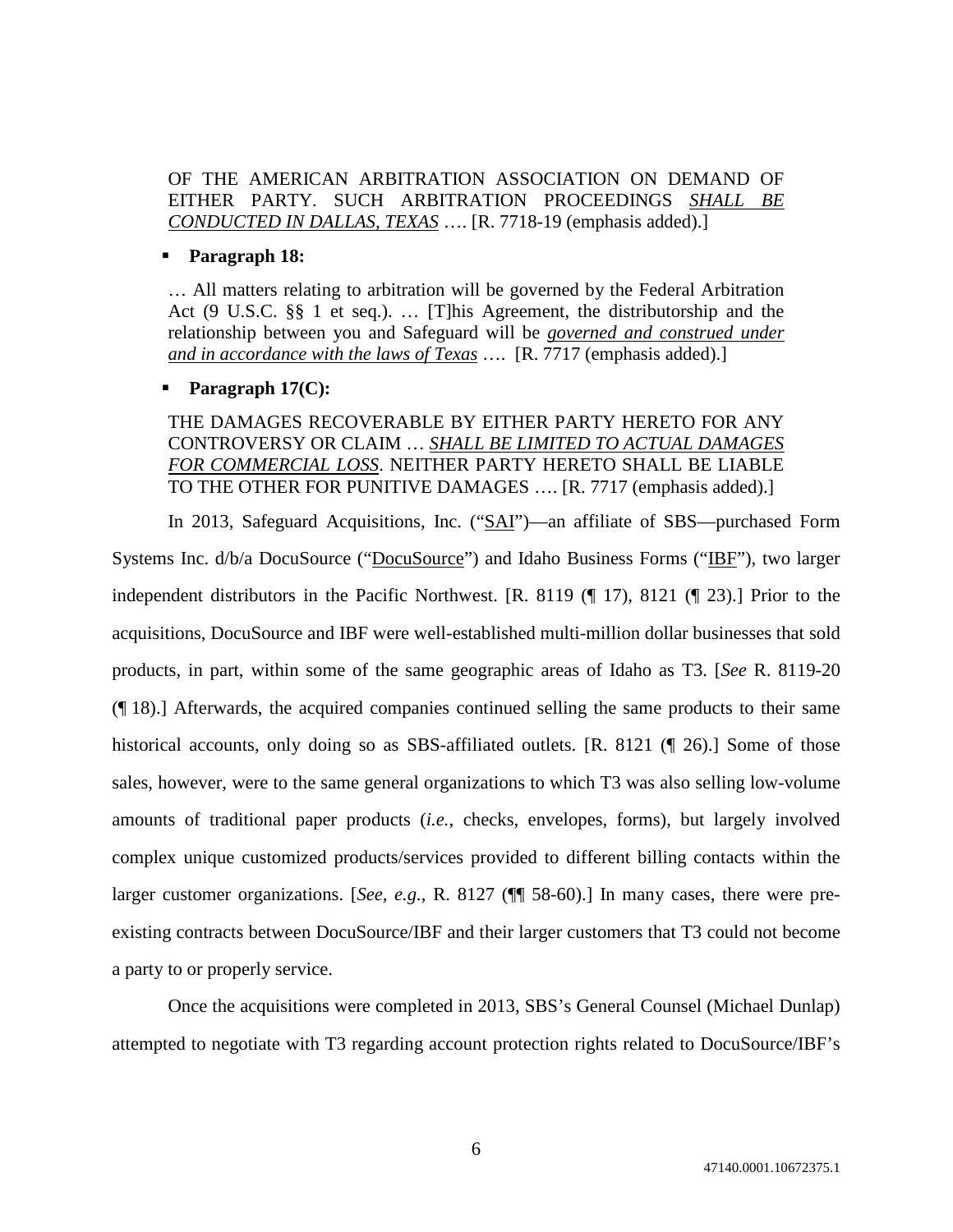> OF THE AMERICAN ARBITRATION ASSOCIATION ON DEMAND OF EITHER PARTY. SUCH ARBITRATION PROCEEDINGS ***SHALL BE CONDUCTED IN DALLAS, TEXAS*** …. [R. 7718-19 (emphasis added).]

- **Paragraph 18:**

> … All matters relating to arbitration will be governed by the Federal Arbitration Act (9 U.S.C. §§ 1 et seq.). … [T]his Agreement, the distributorship and the relationship between you and Safeguard will be ***governed and construed under and in accordance with the laws of Texas*** …. [R. 7717 (emphasis added).]

- **Paragraph 17(C):**

> THE DAMAGES RECOVERABLE BY EITHER PARTY HERETO FOR ANY CONTROVERSY OR CLAIM … ***SHALL BE LIMITED TO ACTUAL DAMAGES FOR COMMERCIAL LOSS***. NEITHER PARTY HERETO SHALL BE LIABLE TO THE OTHER FOR PUNITIVE DAMAGES …. [R. 7717 (emphasis added).]

In 2013, Safeguard Acquisitions, Inc. ("SAI")—an affiliate of SBS—purchased Form Systems Inc. d/b/a DocuSource ("DocuSource") and Idaho Business Forms ("IBF"), two larger independent distributors in the Pacific Northwest. [R. 8119 (¶ 17), 8121 (¶ 23).] Prior to the acquisitions, DocuSource and IBF were well-established multi-million dollar businesses that sold products, in part, within some of the same geographic areas of Idaho as T3. [*See* R. 8119-20 (¶ 18).] Afterwards, the acquired companies continued selling the same products to their same historical accounts, only doing so as SBS-affiliated outlets. [R. 8121 (¶ 26).] Some of those sales, however, were to the same general organizations to which T3 was also selling low-volume amounts of traditional paper products (*i.e.*, checks, envelopes, forms), but largely involved complex unique customized products/services provided to different billing contacts within the larger customer organizations. [*See, e.g.*, R. 8127 (¶¶ 58-60).] In many cases, there were pre-existing contracts between DocuSource/IBF and their larger customers that T3 could not become a party to or properly service.

Once the acquisitions were completed in 2013, SBS's General Counsel (Michael Dunlap) attempted to negotiate with T3 regarding account protection rights related to DocuSource/IBF's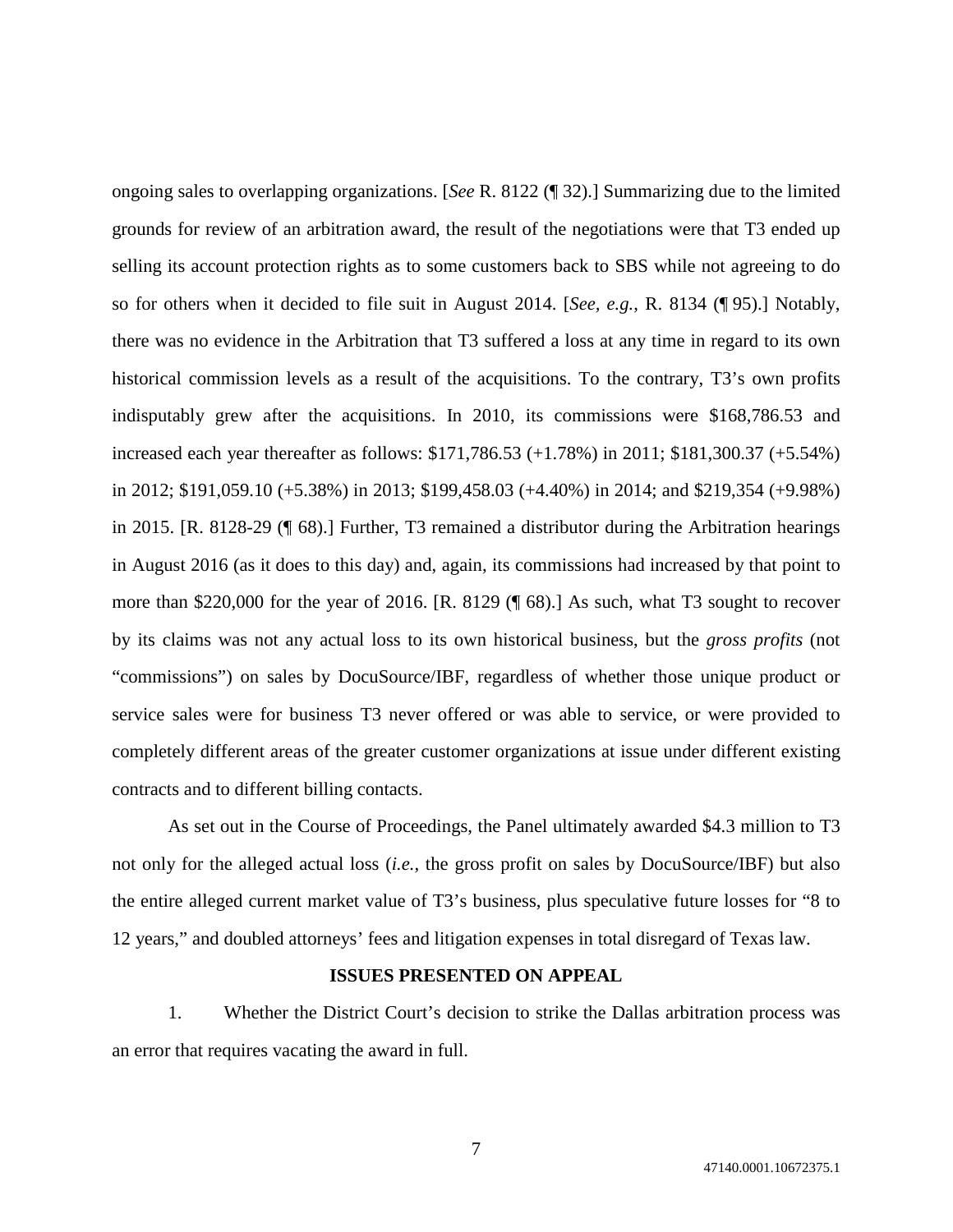ongoing sales to overlapping organizations. [*See* R. 8122 (¶ 32).] Summarizing due to the limited grounds for review of an arbitration award, the result of the negotiations were that T3 ended up selling its account protection rights as to some customers back to SBS while not agreeing to do so for others when it decided to file suit in August 2014. [*See, e.g.*, R. 8134 (¶ 95).] Notably, there was no evidence in the Arbitration that T3 suffered a loss at any time in regard to its own historical commission levels as a result of the acquisitions. To the contrary, T3's own profits indisputably grew after the acquisitions. In 2010, its commissions were $168,786.53 and increased each year thereafter as follows: $171,786.53 (+1.78%) in 2011; $181,300.37 (+5.54%) in 2012; $191,059.10 (+5.38%) in 2013; $199,458.03 (+4.40%) in 2014; and $219,354 (+9.98%) in 2015. [R. 8128-29 (¶ 68).] Further, T3 remained a distributor during the Arbitration hearings in August 2016 (as it does to this day) and, again, its commissions had increased by that point to more than $220,000 for the year of 2016. [R. 8129 (¶ 68).] As such, what T3 sought to recover by its claims was not any actual loss to its own historical business, but the *gross profits* (not "commissions") on sales by DocuSource/IBF, regardless of whether those unique product or service sales were for business T3 never offered or was able to service, or were provided to completely different areas of the greater customer organizations at issue under different existing contracts and to different billing contacts.

As set out in the Course of Proceedings, the Panel ultimately awarded $4.3 million to T3 not only for the alleged actual loss (*i.e.*, the gross profit on sales by DocuSource/IBF) but also the entire alleged current market value of T3's business, plus speculative future losses for "8 to 12 years," and doubled attorneys' fees and litigation expenses in total disregard of Texas law.

## ISSUES PRESENTED ON APPEAL

1. Whether the District Court's decision to strike the Dallas arbitration process was an error that requires vacating the award in full.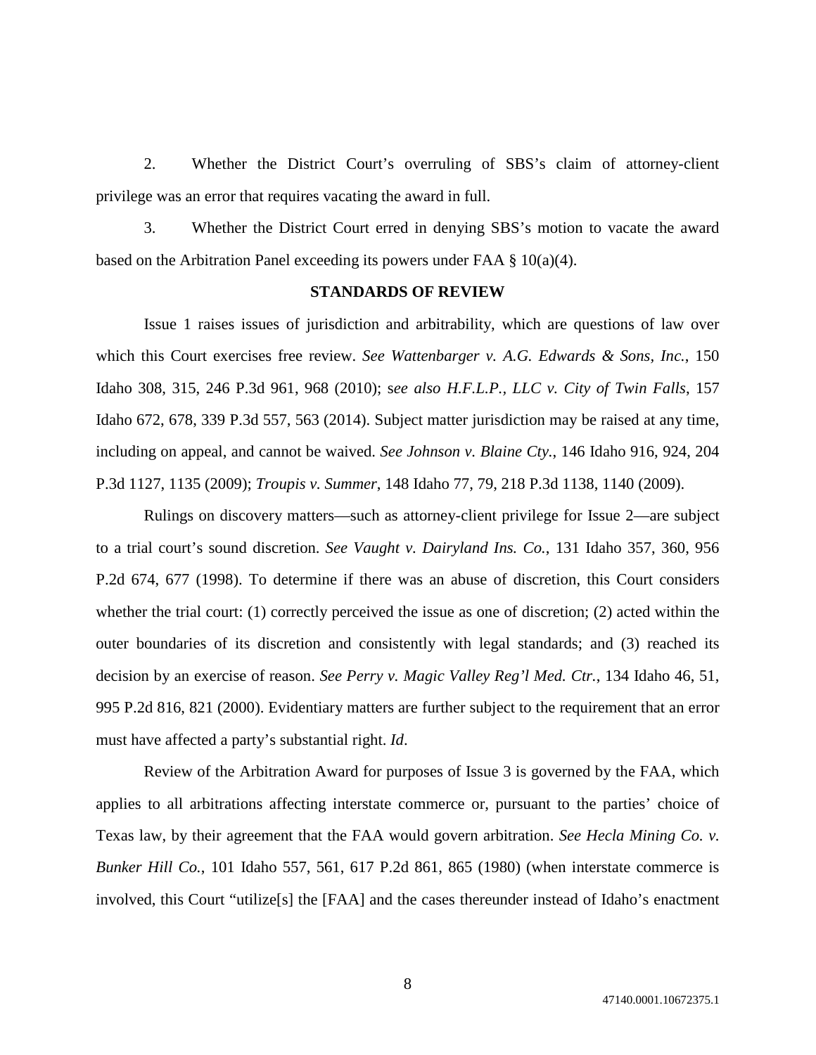2. Whether the District Court's overruling of SBS's claim of attorney-client privilege was an error that requires vacating the award in full.

3. Whether the District Court erred in denying SBS's motion to vacate the award based on the Arbitration Panel exceeding its powers under FAA § 10(a)(4).

## STANDARDS OF REVIEW

Issue 1 raises issues of jurisdiction and arbitrability, which are questions of law over which this Court exercises free review. *See Wattenbarger v. A.G. Edwards & Sons, Inc.*, 150 Idaho 308, 315, 246 P.3d 961, 968 (2010); s*ee also H.F.L.P., LLC v. City of Twin Falls*, 157 Idaho 672, 678, 339 P.3d 557, 563 (2014). Subject matter jurisdiction may be raised at any time, including on appeal, and cannot be waived. *See Johnson v. Blaine Cty.*, 146 Idaho 916, 924, 204 P.3d 1127, 1135 (2009); *Troupis v. Summer*, 148 Idaho 77, 79, 218 P.3d 1138, 1140 (2009).

Rulings on discovery matters—such as attorney-client privilege for Issue 2—are subject to a trial court's sound discretion. *See Vaught v. Dairyland Ins. Co.*, 131 Idaho 357, 360, 956 P.2d 674, 677 (1998). To determine if there was an abuse of discretion, this Court considers whether the trial court: (1) correctly perceived the issue as one of discretion; (2) acted within the outer boundaries of its discretion and consistently with legal standards; and (3) reached its decision by an exercise of reason. *See Perry v. Magic Valley Reg'l Med. Ctr.*, 134 Idaho 46, 51, 995 P.2d 816, 821 (2000). Evidentiary matters are further subject to the requirement that an error must have affected a party's substantial right. *Id*.

Review of the Arbitration Award for purposes of Issue 3 is governed by the FAA, which applies to all arbitrations affecting interstate commerce or, pursuant to the parties' choice of Texas law, by their agreement that the FAA would govern arbitration. *See Hecla Mining Co. v. Bunker Hill Co.*, 101 Idaho 557, 561, 617 P.2d 861, 865 (1980) (when interstate commerce is involved, this Court "utilize[s] the [FAA] and the cases thereunder instead of Idaho's enactment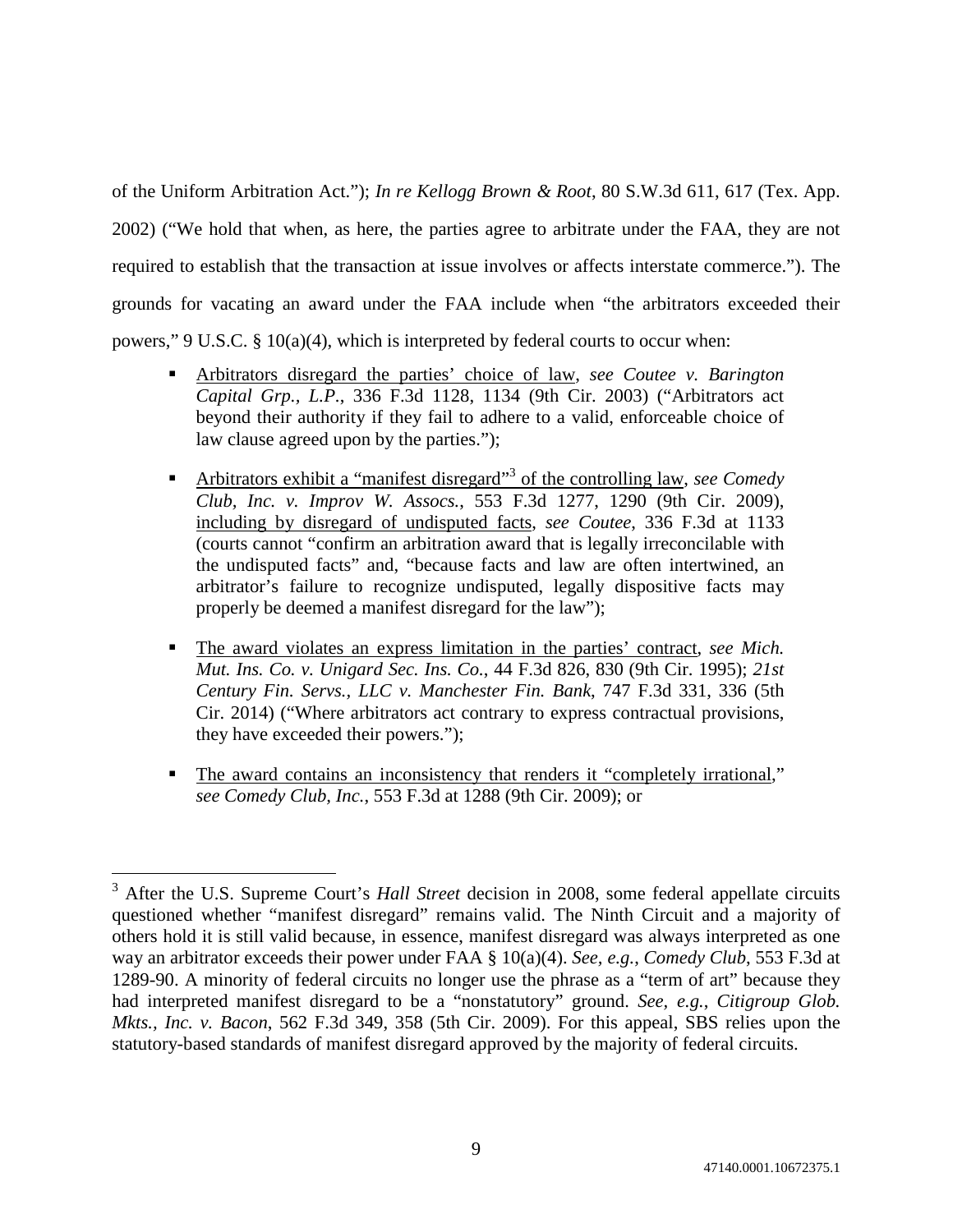of the Uniform Arbitration Act."); *In re Kellogg Brown & Root*, 80 S.W.3d 611, 617 (Tex. App. 2002) ("We hold that when, as here, the parties agree to arbitrate under the FAA, they are not required to establish that the transaction at issue involves or affects interstate commerce."). The grounds for vacating an award under the FAA include when "the arbitrators exceeded their powers," 9 U.S.C. § 10(a)(4), which is interpreted by federal courts to occur when:

- <u>Arbitrators disregard the parties' choice of law</u>, *see Coutee v. Barington Capital Grp., L.P.*, 336 F.3d 1128, 1134 (9th Cir. 2003) ("Arbitrators act beyond their authority if they fail to adhere to a valid, enforceable choice of law clause agreed upon by the parties.");

- <u>Arbitrators exhibit a "manifest disregard"[3] of the controlling law</u>, *see Comedy Club, Inc. v. Improv W. Assocs.*, 553 F.3d 1277, 1290 (9th Cir. 2009), <u>including by disregard of undisputed facts</u>, *see Coutee*, 336 F.3d at 1133 (courts cannot "confirm an arbitration award that is legally irreconcilable with the undisputed facts" and, "because facts and law are often intertwined, an arbitrator's failure to recognize undisputed, legally dispositive facts may properly be deemed a manifest disregard for the law");

- <u>The award violates an express limitation in the parties' contract</u>, *see Mich. Mut. Ins. Co. v. Unigard Sec. Ins. Co.*, 44 F.3d 826, 830 (9th Cir. 1995); *21st Century Fin. Servs., LLC v. Manchester Fin. Bank*, 747 F.3d 331, 336 (5th Cir. 2014) ("Where arbitrators act contrary to express contractual provisions, they have exceeded their powers.");

- <u>The award contains an inconsistency that renders it "completely irrational,"</u> *see Comedy Club, Inc.*, 553 F.3d at 1288 (9th Cir. 2009); or

---

[3] After the U.S. Supreme Court's *Hall Street* decision in 2008, some federal appellate circuits questioned whether "manifest disregard" remains valid. The Ninth Circuit and a majority of others hold it is still valid because, in essence, manifest disregard was always interpreted as one way an arbitrator exceeds their power under FAA § 10(a)(4). *See, e.g.*, *Comedy Club*, 553 F.3d at 1289-90. A minority of federal circuits no longer use the phrase as a "term of art" because they had interpreted manifest disregard to be a "nonstatutory" ground. *See, e.g.*, *Citigroup Glob. Mkts., Inc. v. Bacon*, 562 F.3d 349, 358 (5th Cir. 2009). For this appeal, SBS relies upon the statutory-based standards of manifest disregard approved by the majority of federal circuits.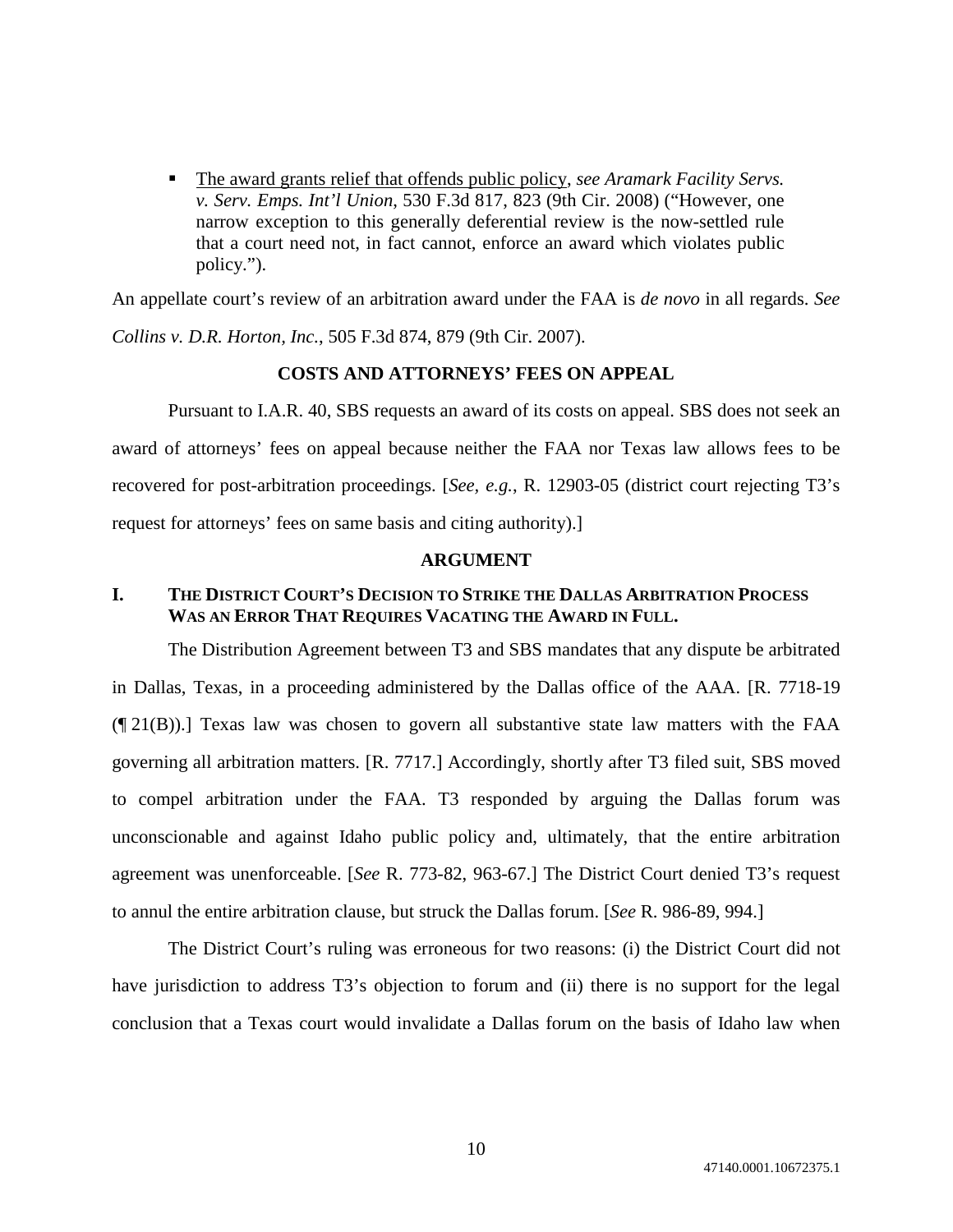- <u>The award grants relief that offends public policy</u>, *see Aramark Facility Servs. v. Serv. Emps. Int'l Union*, 530 F.3d 817, 823 (9th Cir. 2008) ("However, one narrow exception to this generally deferential review is the now-settled rule that a court need not, in fact cannot, enforce an award which violates public policy.").

An appellate court's review of an arbitration award under the FAA is *de novo* in all regards. *See Collins v. D.R. Horton, Inc.*, 505 F.3d 874, 879 (9th Cir. 2007).

## COSTS AND ATTORNEYS' FEES ON APPEAL

Pursuant to I.A.R. 40, SBS requests an award of its costs on appeal. SBS does not seek an award of attorneys' fees on appeal because neither the FAA nor Texas law allows fees to be recovered for post-arbitration proceedings. [*See, e.g.*, R. 12903-05 (district court rejecting T3's request for attorneys' fees on same basis and citing authority).]

## ARGUMENT

### I. THE DISTRICT COURT'S DECISION TO STRIKE THE DALLAS ARBITRATION PROCESS WAS AN ERROR THAT REQUIRES VACATING THE AWARD IN FULL.

The Distribution Agreement between T3 and SBS mandates that any dispute be arbitrated in Dallas, Texas, in a proceeding administered by the Dallas office of the AAA. [R. 7718-19 (¶ 21(B)).] Texas law was chosen to govern all substantive state law matters with the FAA governing all arbitration matters. [R. 7717.] Accordingly, shortly after T3 filed suit, SBS moved to compel arbitration under the FAA. T3 responded by arguing the Dallas forum was unconscionable and against Idaho public policy and, ultimately, that the entire arbitration agreement was unenforceable. [*See* R. 773-82, 963-67.] The District Court denied T3's request to annul the entire arbitration clause, but struck the Dallas forum. [*See* R. 986-89, 994.]

The District Court's ruling was erroneous for two reasons: (i) the District Court did not have jurisdiction to address T3's objection to forum and (ii) there is no support for the legal conclusion that a Texas court would invalidate a Dallas forum on the basis of Idaho law when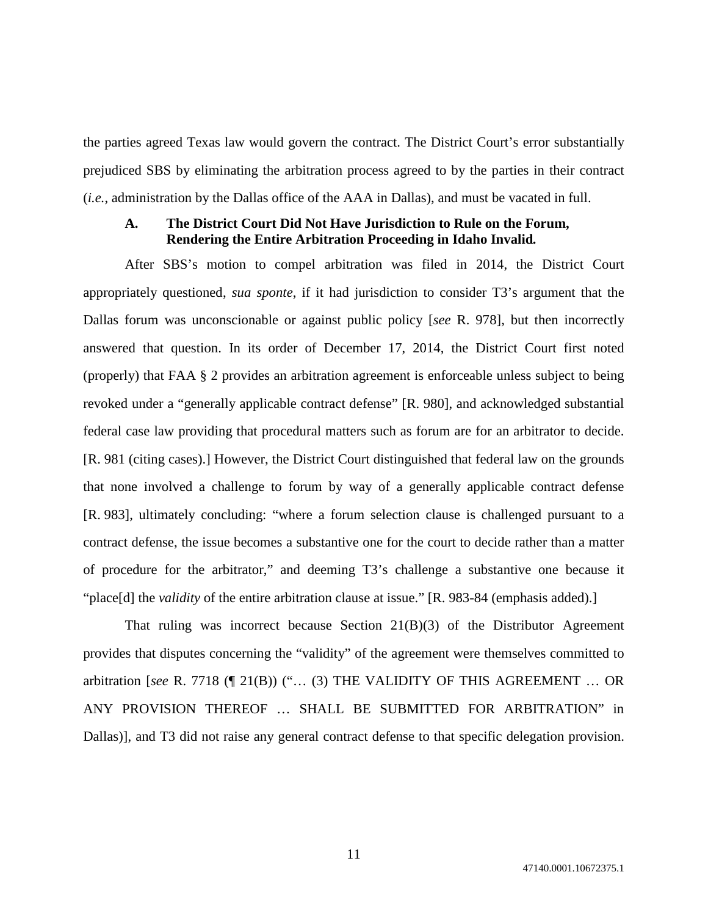the parties agreed Texas law would govern the contract. The District Court's error substantially prejudiced SBS by eliminating the arbitration process agreed to by the parties in their contract (*i.e.*, administration by the Dallas office of the AAA in Dallas), and must be vacated in full.

### A. The District Court Did Not Have Jurisdiction to Rule on the Forum, Rendering the Entire Arbitration Proceeding in Idaho Invalid.

After SBS's motion to compel arbitration was filed in 2014, the District Court appropriately questioned, *sua sponte*, if it had jurisdiction to consider T3's argument that the Dallas forum was unconscionable or against public policy [*see* R. 978], but then incorrectly answered that question. In its order of December 17, 2014, the District Court first noted (properly) that FAA § 2 provides an arbitration agreement is enforceable unless subject to being revoked under a "generally applicable contract defense" [R. 980], and acknowledged substantial federal case law providing that procedural matters such as forum are for an arbitrator to decide. [R. 981 (citing cases).] However, the District Court distinguished that federal law on the grounds that none involved a challenge to forum by way of a generally applicable contract defense [R. 983], ultimately concluding: "where a forum selection clause is challenged pursuant to a contract defense, the issue becomes a substantive one for the court to decide rather than a matter of procedure for the arbitrator," and deeming T3's challenge a substantive one because it "place[d] the *validity* of the entire arbitration clause at issue." [R. 983-84 (emphasis added).]

That ruling was incorrect because Section 21(B)(3) of the Distributor Agreement provides that disputes concerning the "validity" of the agreement were themselves committed to arbitration [*see* R. 7718 (¶ 21(B)) ("… (3) THE VALIDITY OF THIS AGREEMENT … OR ANY PROVISION THEREOF … SHALL BE SUBMITTED FOR ARBITRATION" in Dallas)], and T3 did not raise any general contract defense to that specific delegation provision.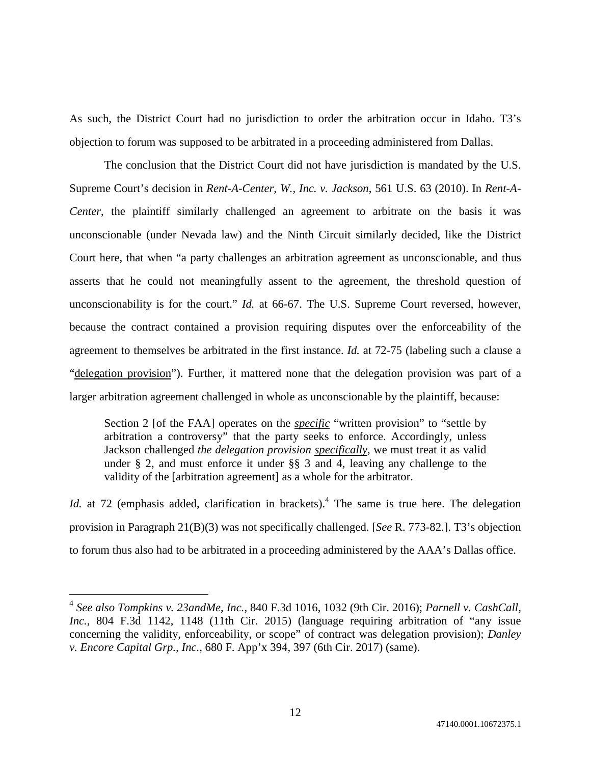As such, the District Court had no jurisdiction to order the arbitration occur in Idaho. T3's objection to forum was supposed to be arbitrated in a proceeding administered from Dallas.

The conclusion that the District Court did not have jurisdiction is mandated by the U.S. Supreme Court's decision in *Rent-A-Center, W., Inc. v. Jackson*, 561 U.S. 63 (2010). In *Rent-A-Center*, the plaintiff similarly challenged an agreement to arbitrate on the basis it was unconscionable (under Nevada law) and the Ninth Circuit similarly decided, like the District Court here, that when "a party challenges an arbitration agreement as unconscionable, and thus asserts that he could not meaningfully assent to the agreement, the threshold question of unconscionability is for the court." *Id.* at 66-67. The U.S. Supreme Court reversed, however, because the contract contained a provision requiring disputes over the enforceability of the agreement to themselves be arbitrated in the first instance. *Id.* at 72-75 (labeling such a clause a "<u>delegation provision</u>"). Further, it mattered none that the delegation provision was part of a larger arbitration agreement challenged in whole as unconscionable by the plaintiff, because:

> Section 2 [of the FAA] operates on the ***<u>specific</u>*** "written provision" to "settle by arbitration a controversy" that the party seeks to enforce. Accordingly, unless Jackson challenged *the delegation provision **<u>specifically</u>***, we must treat it as valid under § 2, and must enforce it under §§ 3 and 4, leaving any challenge to the validity of the [arbitration agreement] as a whole for the arbitrator.

*Id.* at 72 (emphasis added, clarification in brackets).[4] The same is true here. The delegation provision in Paragraph 21(B)(3) was not specifically challenged. [*See* R. 773-82.]. T3's objection to forum thus also had to be arbitrated in a proceeding administered by the AAA's Dallas office.

---

[4] *See also Tompkins v. 23andMe, Inc.*, 840 F.3d 1016, 1032 (9th Cir. 2016); *Parnell v. CashCall, Inc.*, 804 F.3d 1142, 1148 (11th Cir. 2015) (language requiring arbitration of "any issue concerning the validity, enforceability, or scope" of contract was delegation provision); *Danley v. Encore Capital Grp., Inc.*, 680 F. App'x 394, 397 (6th Cir. 2017) (same).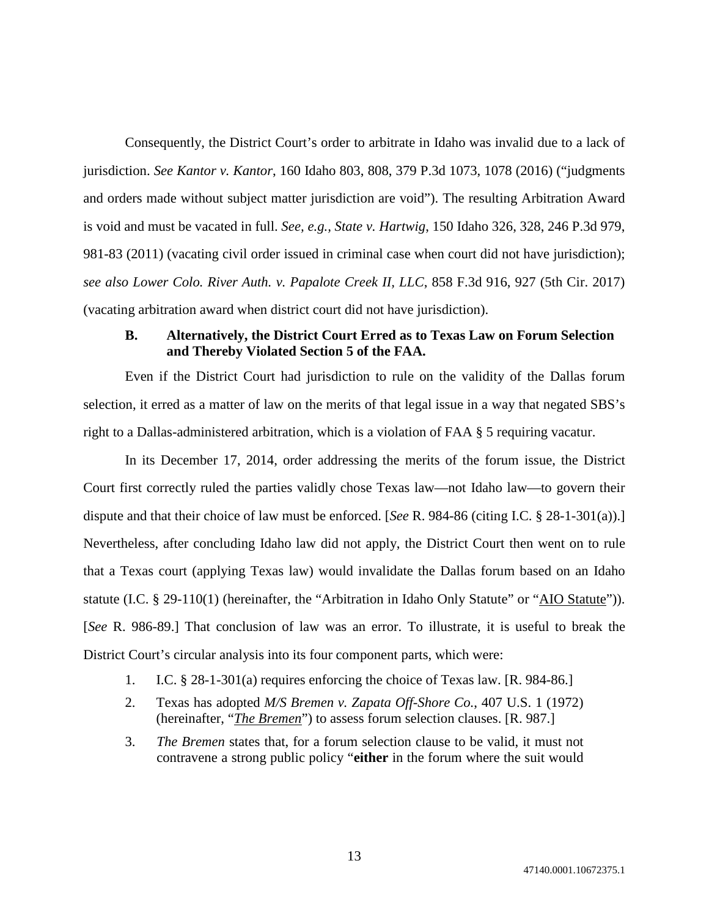Consequently, the District Court's order to arbitrate in Idaho was invalid due to a lack of jurisdiction. *See Kantor v. Kantor*, 160 Idaho 803, 808, 379 P.3d 1073, 1078 (2016) ("judgments and orders made without subject matter jurisdiction are void"). The resulting Arbitration Award is void and must be vacated in full. *See, e.g., State v. Hartwig*, 150 Idaho 326, 328, 246 P.3d 979, 981-83 (2011) (vacating civil order issued in criminal case when court did not have jurisdiction); *see also Lower Colo. River Auth. v. Papalote Creek II, LLC*, 858 F.3d 916, 927 (5th Cir. 2017) (vacating arbitration award when district court did not have jurisdiction).

### B. Alternatively, the District Court Erred as to Texas Law on Forum Selection and Thereby Violated Section 5 of the FAA.

Even if the District Court had jurisdiction to rule on the validity of the Dallas forum selection, it erred as a matter of law on the merits of that legal issue in a way that negated SBS's right to a Dallas-administered arbitration, which is a violation of FAA § 5 requiring vacatur.

In its December 17, 2014, order addressing the merits of the forum issue, the District Court first correctly ruled the parties validly chose Texas law—not Idaho law—to govern their dispute and that their choice of law must be enforced. [*See* R. 984-86 (citing I.C. § 28-1-301(a)).] Nevertheless, after concluding Idaho law did not apply, the District Court then went on to rule that a Texas court (applying Texas law) would invalidate the Dallas forum based on an Idaho statute (I.C. § 29-110(1) (hereinafter, the "Arbitration in Idaho Only Statute" or "AIO Statute")). [*See* R. 986-89.] That conclusion of law was an error. To illustrate, it is useful to break the District Court's circular analysis into its four component parts, which were:

1. I.C. § 28-1-301(a) requires enforcing the choice of Texas law. [R. 984-86.]
2. Texas has adopted *M/S Bremen v. Zapata Off-Shore Co.*, 407 U.S. 1 (1972) (hereinafter, "*The Bremen*") to assess forum selection clauses. [R. 987.]
3. *The Bremen* states that, for a forum selection clause to be valid, it must not contravene a strong public policy "**either** in the forum where the suit would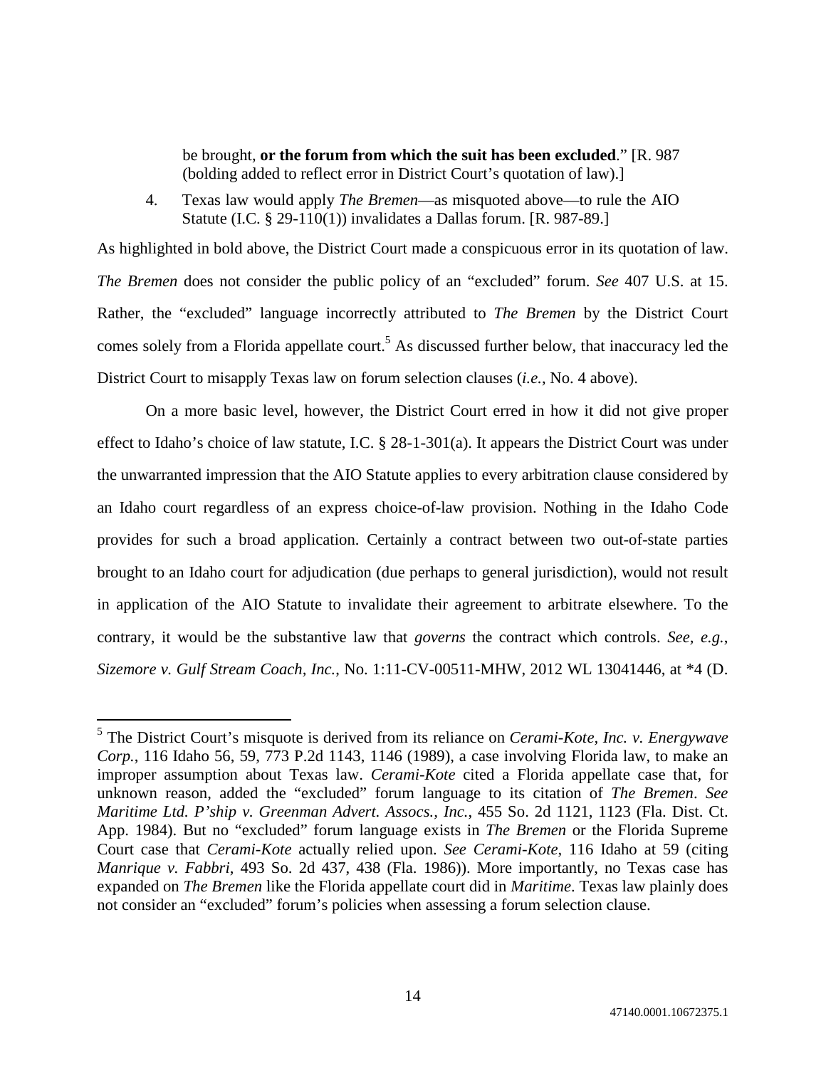> be brought, **or the forum from which the suit has been excluded**." [R. 987 (bolding added to reflect error in District Court's quotation of law).]

4. Texas law would apply *The Bremen*—as misquoted above—to rule the AIO Statute (I.C. § 29-110(1)) invalidates a Dallas forum. [R. 987-89.]

As highlighted in bold above, the District Court made a conspicuous error in its quotation of law. *The Bremen* does not consider the public policy of an "excluded" forum. *See* 407 U.S. at 15. Rather, the "excluded" language incorrectly attributed to *The Bremen* by the District Court comes solely from a Florida appellate court.[5] As discussed further below, that inaccuracy led the District Court to misapply Texas law on forum selection clauses (*i.e.*, No. 4 above).

On a more basic level, however, the District Court erred in how it did not give proper effect to Idaho's choice of law statute, I.C. § 28-1-301(a). It appears the District Court was under the unwarranted impression that the AIO Statute applies to every arbitration clause considered by an Idaho court regardless of an express choice-of-law provision. Nothing in the Idaho Code provides for such a broad application. Certainly a contract between two out-of-state parties brought to an Idaho court for adjudication (due perhaps to general jurisdiction), would not result in application of the AIO Statute to invalidate their agreement to arbitrate elsewhere. To the contrary, it would be the substantive law that *governs* the contract which controls. *See, e.g.*, *Sizemore v. Gulf Stream Coach, Inc.*, No. 1:11-CV-00511-MHW, 2012 WL 13041446, at *4 (D.

---

[5] The District Court's misquote is derived from its reliance on *Cerami-Kote, Inc. v. Energywave Corp.*, 116 Idaho 56, 59, 773 P.2d 1143, 1146 (1989), a case involving Florida law, to make an improper assumption about Texas law. *Cerami-Kote* cited a Florida appellate case that, for unknown reason, added the "excluded" forum language to its citation of *The Bremen*. *See Maritime Ltd. P'ship v. Greenman Advert. Assocs., Inc.*, 455 So. 2d 1121, 1123 (Fla. Dist. Ct. App. 1984). But no "excluded" forum language exists in *The Bremen* or the Florida Supreme Court case that *Cerami-Kote* actually relied upon. *See Cerami-Kote*, 116 Idaho at 59 (citing *Manrique v. Fabbri*, 493 So. 2d 437, 438 (Fla. 1986)). More importantly, no Texas case has expanded on *The Bremen* like the Florida appellate court did in *Maritime*. Texas law plainly does not consider an "excluded" forum's policies when assessing a forum selection clause.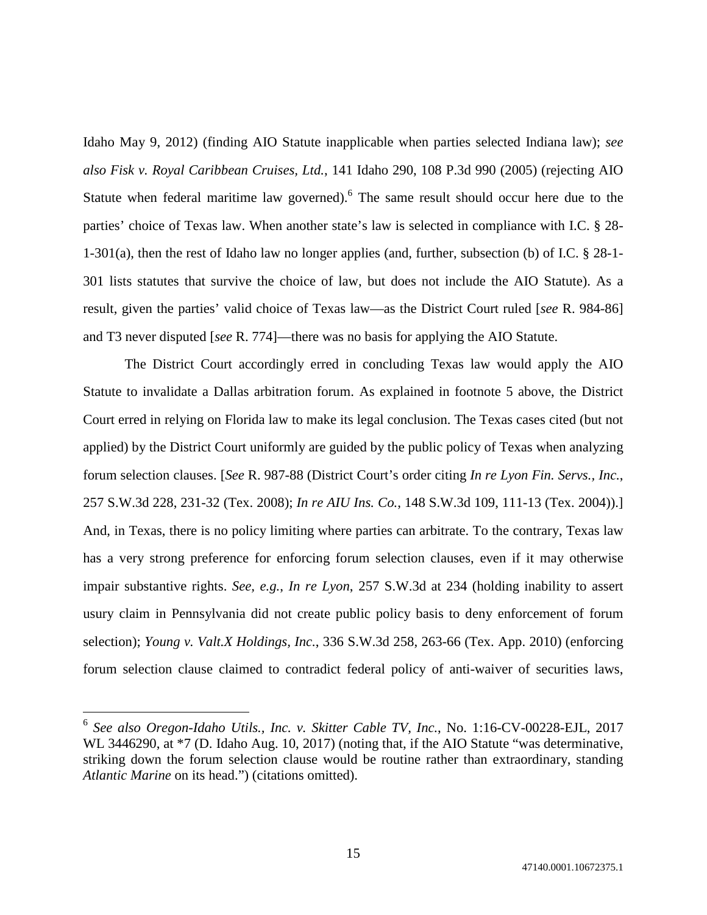Idaho May 9, 2012) (finding AIO Statute inapplicable when parties selected Indiana law); *see also Fisk v. Royal Caribbean Cruises, Ltd.*, 141 Idaho 290, 108 P.3d 990 (2005) (rejecting AIO Statute when federal maritime law governed).[6] The same result should occur here due to the parties' choice of Texas law. When another state's law is selected in compliance with I.C. § 28-1-301(a), then the rest of Idaho law no longer applies (and, further, subsection (b) of I.C. § 28-1-301 lists statutes that survive the choice of law, but does not include the AIO Statute). As a result, given the parties' valid choice of Texas law—as the District Court ruled [*see* R. 984-86] and T3 never disputed [*see* R. 774]—there was no basis for applying the AIO Statute.

The District Court accordingly erred in concluding Texas law would apply the AIO Statute to invalidate a Dallas arbitration forum. As explained in footnote 5 above, the District Court erred in relying on Florida law to make its legal conclusion. The Texas cases cited (but not applied) by the District Court uniformly are guided by the public policy of Texas when analyzing forum selection clauses. [*See* R. 987-88 (District Court's order citing *In re Lyon Fin. Servs., Inc.*, 257 S.W.3d 228, 231-32 (Tex. 2008); *In re AIU Ins. Co.*, 148 S.W.3d 109, 111-13 (Tex. 2004)).] And, in Texas, there is no policy limiting where parties can arbitrate. To the contrary, Texas law has a very strong preference for enforcing forum selection clauses, even if it may otherwise impair substantive rights. *See, e.g.*, *In re Lyon*, 257 S.W.3d at 234 (holding inability to assert usury claim in Pennsylvania did not create public policy basis to deny enforcement of forum selection); *Young v. Valt.X Holdings, Inc.*, 336 S.W.3d 258, 263-66 (Tex. App. 2010) (enforcing forum selection clause claimed to contradict federal policy of anti-waiver of securities laws,

---

[6] *See also Oregon-Idaho Utils., Inc. v. Skitter Cable TV, Inc.*, No. 1:16-CV-00228-EJL, 2017 WL 3446290, at *7 (D. Idaho Aug. 10, 2017) (noting that, if the AIO Statute "was determinative, striking down the forum selection clause would be routine rather than extraordinary, standing *Atlantic Marine* on its head.") (citations omitted).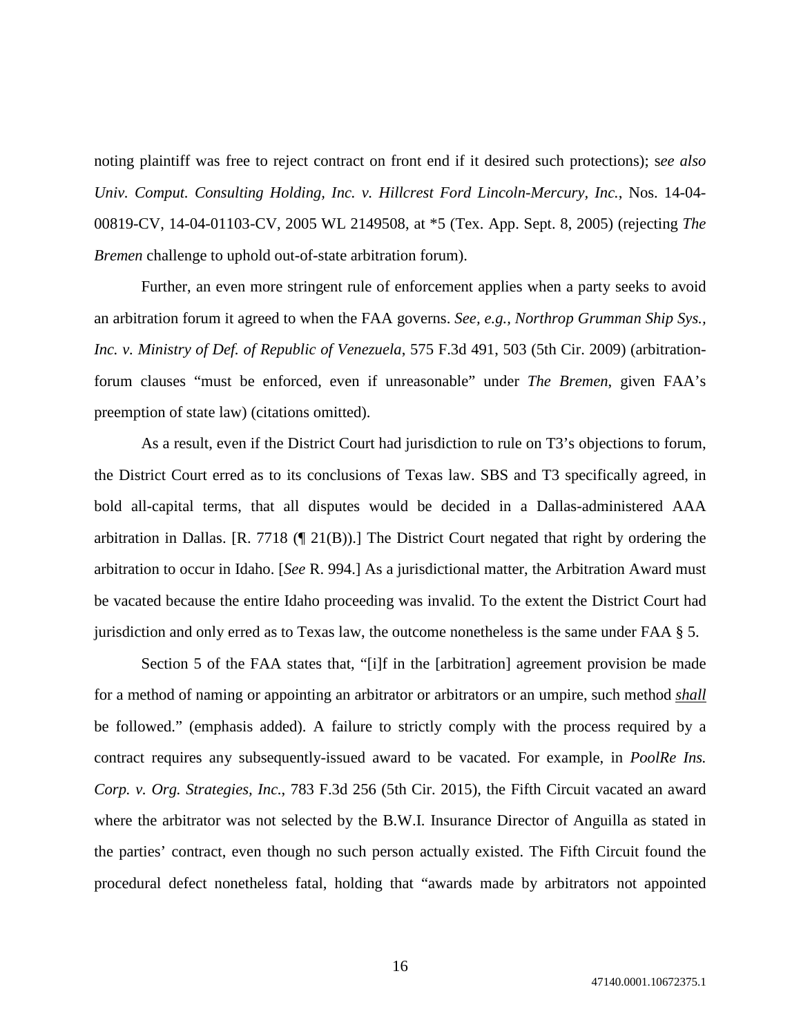noting plaintiff was free to reject contract on front end if it desired such protections); s*ee also Univ. Comput. Consulting Holding, Inc. v. Hillcrest Ford Lincoln-Mercury, Inc.*, Nos. 14-04-00819-CV, 14-04-01103-CV, 2005 WL 2149508, at *5 (Tex. App. Sept. 8, 2005) (rejecting *The Bremen* challenge to uphold out-of-state arbitration forum).

Further, an even more stringent rule of enforcement applies when a party seeks to avoid an arbitration forum it agreed to when the FAA governs. *See, e.g.*, *Northrop Grumman Ship Sys., Inc. v. Ministry of Def. of Republic of Venezuela*, 575 F.3d 491, 503 (5th Cir. 2009) (arbitration-forum clauses "must be enforced, even if unreasonable" under *The Bremen*, given FAA's preemption of state law) (citations omitted).

As a result, even if the District Court had jurisdiction to rule on T3's objections to forum, the District Court erred as to its conclusions of Texas law. SBS and T3 specifically agreed, in bold all-capital terms, that all disputes would be decided in a Dallas-administered AAA arbitration in Dallas. [R. 7718 (¶ 21(B)).] The District Court negated that right by ordering the arbitration to occur in Idaho. [*See* R. 994.] As a jurisdictional matter, the Arbitration Award must be vacated because the entire Idaho proceeding was invalid. To the extent the District Court had jurisdiction and only erred as to Texas law, the outcome nonetheless is the same under FAA § 5.

Section 5 of the FAA states that, "[i]f in the [arbitration] agreement provision be made for a method of naming or appointing an arbitrator or arbitrators or an umpire, such method ***shall*** be followed." (emphasis added). A failure to strictly comply with the process required by a contract requires any subsequently-issued award to be vacated. For example, in *PoolRe Ins. Corp. v. Org. Strategies, Inc.*, 783 F.3d 256 (5th Cir. 2015), the Fifth Circuit vacated an award where the arbitrator was not selected by the B.W.I. Insurance Director of Anguilla as stated in the parties' contract, even though no such person actually existed. The Fifth Circuit found the procedural defect nonetheless fatal, holding that "awards made by arbitrators not appointed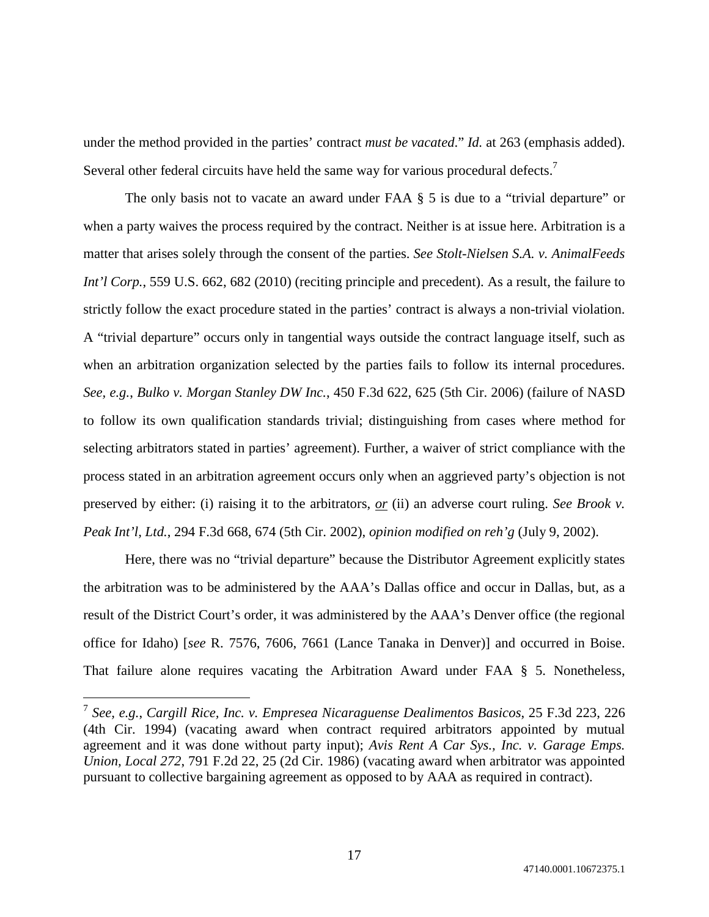under the method provided in the parties' contract *must be vacated*." *Id.* at 263 (emphasis added). Several other federal circuits have held the same way for various procedural defects.[7]

The only basis not to vacate an award under FAA § 5 is due to a "trivial departure" or when a party waives the process required by the contract. Neither is at issue here. Arbitration is a matter that arises solely through the consent of the parties. *See Stolt-Nielsen S.A. v. AnimalFeeds Int'l Corp.*, 559 U.S. 662, 682 (2010) (reciting principle and precedent). As a result, the failure to strictly follow the exact procedure stated in the parties' contract is always a non-trivial violation. A "trivial departure" occurs only in tangential ways outside the contract language itself, such as when an arbitration organization selected by the parties fails to follow its internal procedures. *See, e.g.*, *Bulko v. Morgan Stanley DW Inc.*, 450 F.3d 622, 625 (5th Cir. 2006) (failure of NASD to follow its own qualification standards trivial; distinguishing from cases where method for selecting arbitrators stated in parties' agreement). Further, a waiver of strict compliance with the process stated in an arbitration agreement occurs only when an aggrieved party's objection is not preserved by either: (i) raising it to the arbitrators, ***or*** (ii) an adverse court ruling. *See Brook v. Peak Int'l, Ltd.*, 294 F.3d 668, 674 (5th Cir. 2002), *opinion modified on reh'g* (July 9, 2002).

Here, there was no "trivial departure" because the Distributor Agreement explicitly states the arbitration was to be administered by the AAA's Dallas office and occur in Dallas, but, as a result of the District Court's order, it was administered by the AAA's Denver office (the regional office for Idaho) [*see* R. 7576, 7606, 7661 (Lance Tanaka in Denver)] and occurred in Boise. That failure alone requires vacating the Arbitration Award under FAA § 5. Nonetheless,

---

[7] *See, e.g.*, *Cargill Rice, Inc. v. Empresea Nicaraguense Dealimentos Basicos*, 25 F.3d 223, 226 (4th Cir. 1994) (vacating award when contract required arbitrators appointed by mutual agreement and it was done without party input); *Avis Rent A Car Sys., Inc. v. Garage Emps. Union, Local 272*, 791 F.2d 22, 25 (2d Cir. 1986) (vacating award when arbitrator was appointed pursuant to collective bargaining agreement as opposed to by AAA as required in contract).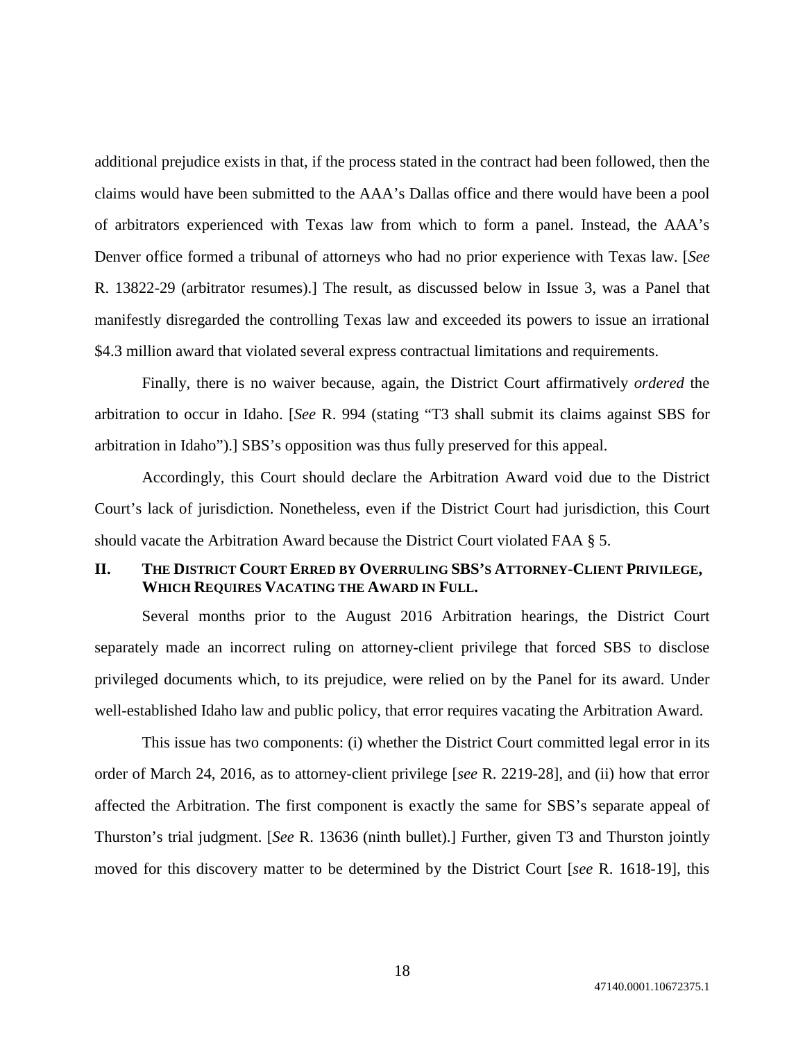additional prejudice exists in that, if the process stated in the contract had been followed, then the claims would have been submitted to the AAA's Dallas office and there would have been a pool of arbitrators experienced with Texas law from which to form a panel. Instead, the AAA's Denver office formed a tribunal of attorneys who had no prior experience with Texas law. [*See* R. 13822-29 (arbitrator resumes).] The result, as discussed below in Issue 3, was a Panel that manifestly disregarded the controlling Texas law and exceeded its powers to issue an irrational $4.3 million award that violated several express contractual limitations and requirements.

Finally, there is no waiver because, again, the District Court affirmatively *ordered* the arbitration to occur in Idaho. [*See* R. 994 (stating "T3 shall submit its claims against SBS for arbitration in Idaho").] SBS's opposition was thus fully preserved for this appeal.

Accordingly, this Court should declare the Arbitration Award void due to the District Court's lack of jurisdiction. Nonetheless, even if the District Court had jurisdiction, this Court should vacate the Arbitration Award because the District Court violated FAA § 5.

## II. THE DISTRICT COURT ERRED BY OVERRULING SBS'S ATTORNEY-CLIENT PRIVILEGE, WHICH REQUIRES VACATING THE AWARD IN FULL.

Several months prior to the August 2016 Arbitration hearings, the District Court separately made an incorrect ruling on attorney-client privilege that forced SBS to disclose privileged documents which, to its prejudice, were relied on by the Panel for its award. Under well-established Idaho law and public policy, that error requires vacating the Arbitration Award.

This issue has two components: (i) whether the District Court committed legal error in its order of March 24, 2016, as to attorney-client privilege [*see* R. 2219-28], and (ii) how that error affected the Arbitration. The first component is exactly the same for SBS's separate appeal of Thurston's trial judgment. [*See* R. 13636 (ninth bullet).] Further, given T3 and Thurston jointly moved for this discovery matter to be determined by the District Court [*see* R. 1618-19], this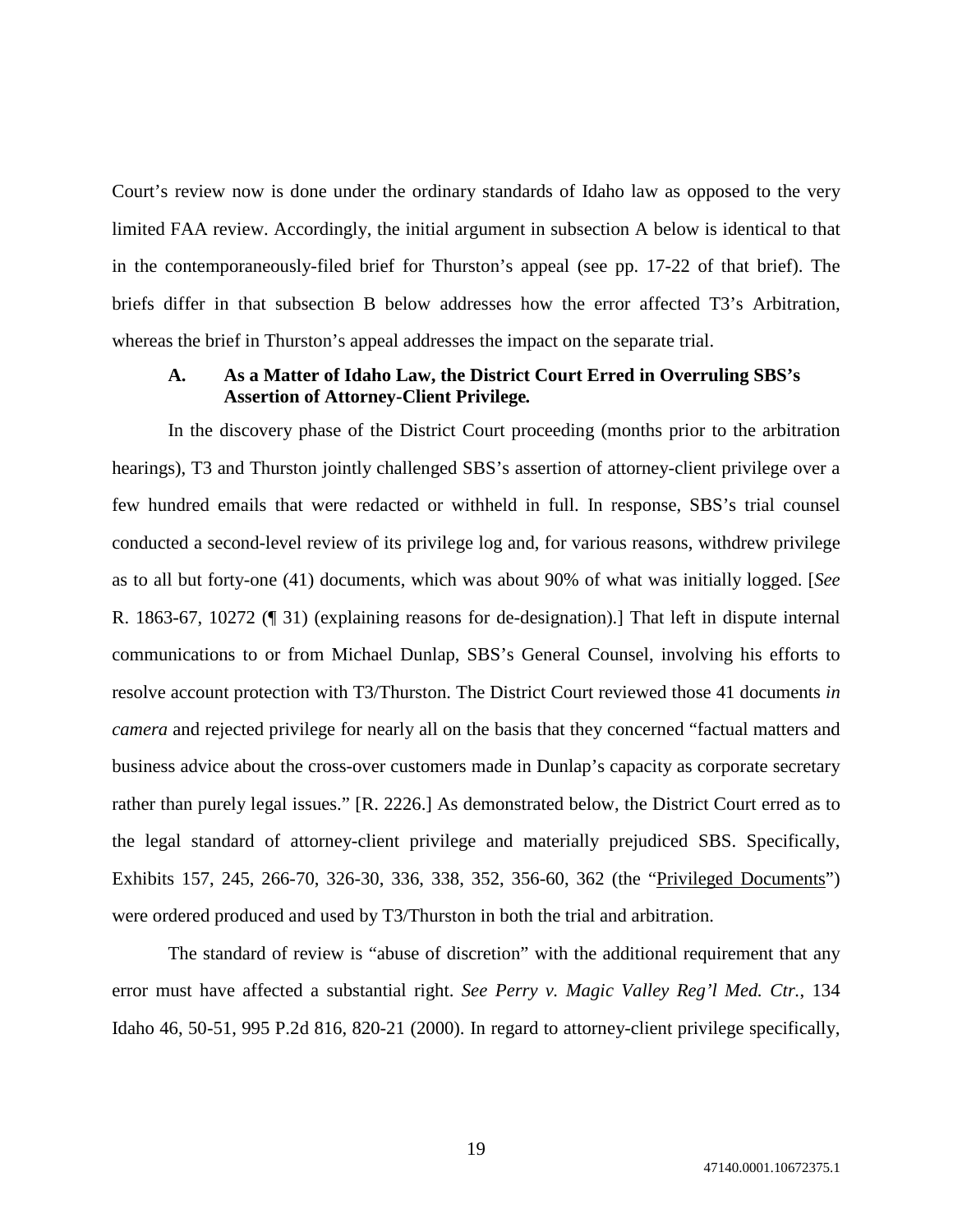Court's review now is done under the ordinary standards of Idaho law as opposed to the very limited FAA review. Accordingly, the initial argument in subsection A below is identical to that in the contemporaneously-filed brief for Thurston's appeal (see pp. 17-22 of that brief). The briefs differ in that subsection B below addresses how the error affected T3's Arbitration, whereas the brief in Thurston's appeal addresses the impact on the separate trial.

### A. As a Matter of Idaho Law, the District Court Erred in Overruling SBS's Assertion of Attorney-Client Privilege.

In the discovery phase of the District Court proceeding (months prior to the arbitration hearings), T3 and Thurston jointly challenged SBS's assertion of attorney-client privilege over a few hundred emails that were redacted or withheld in full. In response, SBS's trial counsel conducted a second-level review of its privilege log and, for various reasons, withdrew privilege as to all but forty-one (41) documents, which was about 90% of what was initially logged. [*See* R. 1863-67, 10272 (¶ 31) (explaining reasons for de-designation).] That left in dispute internal communications to or from Michael Dunlap, SBS's General Counsel, involving his efforts to resolve account protection with T3/Thurston. The District Court reviewed those 41 documents *in camera* and rejected privilege for nearly all on the basis that they concerned "factual matters and business advice about the cross-over customers made in Dunlap's capacity as corporate secretary rather than purely legal issues." [R. 2226.] As demonstrated below, the District Court erred as to the legal standard of attorney-client privilege and materially prejudiced SBS. Specifically, Exhibits 157, 245, 266-70, 326-30, 336, 338, 352, 356-60, 362 (the "<u>Privileged Documents</u>") were ordered produced and used by T3/Thurston in both the trial and arbitration.

The standard of review is "abuse of discretion" with the additional requirement that any error must have affected a substantial right. *See Perry v. Magic Valley Reg'l Med. Ctr.*, 134 Idaho 46, 50-51, 995 P.2d 816, 820-21 (2000). In regard to attorney-client privilege specifically,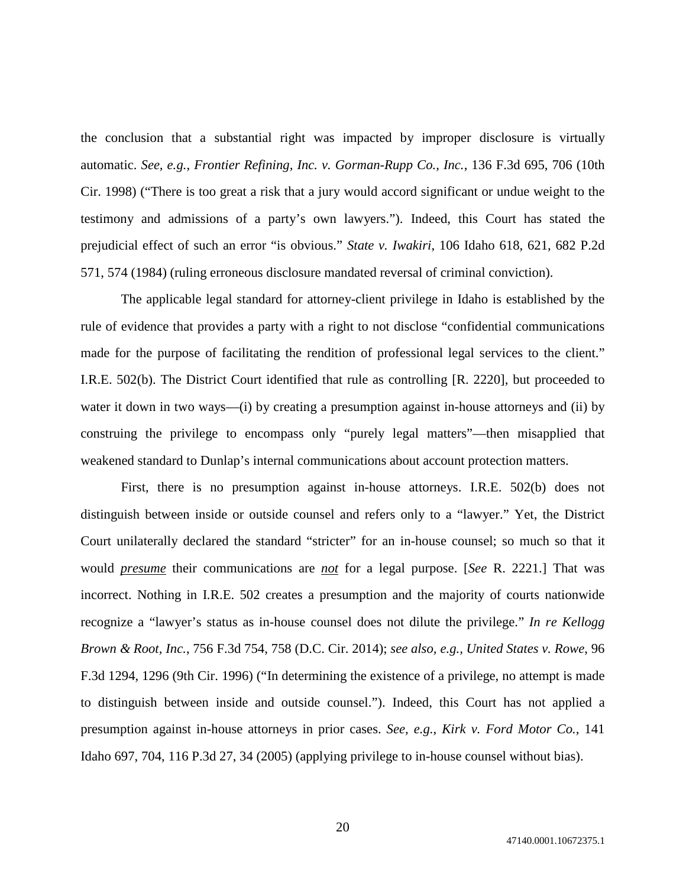the conclusion that a substantial right was impacted by improper disclosure is virtually automatic. *See, e.g.*, *Frontier Refining, Inc. v. Gorman-Rupp Co., Inc.*, 136 F.3d 695, 706 (10th Cir. 1998) ("There is too great a risk that a jury would accord significant or undue weight to the testimony and admissions of a party's own lawyers."). Indeed, this Court has stated the prejudicial effect of such an error "is obvious." *State v. Iwakiri*, 106 Idaho 618, 621, 682 P.2d 571, 574 (1984) (ruling erroneous disclosure mandated reversal of criminal conviction).

The applicable legal standard for attorney-client privilege in Idaho is established by the rule of evidence that provides a party with a right to not disclose "confidential communications made for the purpose of facilitating the rendition of professional legal services to the client." I.R.E. 502(b). The District Court identified that rule as controlling [R. 2220], but proceeded to water it down in two ways—(i) by creating a presumption against in-house attorneys and (ii) by construing the privilege to encompass only "purely legal matters"—then misapplied that weakened standard to Dunlap's internal communications about account protection matters.

First, there is no presumption against in-house attorneys. I.R.E. 502(b) does not distinguish between inside or outside counsel and refers only to a "lawyer." Yet, the District Court unilaterally declared the standard "stricter" for an in-house counsel; so much so that it would ***presume*** their communications are ***not*** for a legal purpose. [*See* R. 2221.] That was incorrect. Nothing in I.R.E. 502 creates a presumption and the majority of courts nationwide recognize a "lawyer's status as in-house counsel does not dilute the privilege." *In re Kellogg Brown & Root, Inc.*, 756 F.3d 754, 758 (D.C. Cir. 2014); *see also, e.g., United States v. Rowe*, 96 F.3d 1294, 1296 (9th Cir. 1996) ("In determining the existence of a privilege, no attempt is made to distinguish between inside and outside counsel."). Indeed, this Court has not applied a presumption against in-house attorneys in prior cases. *See, e.g.*, *Kirk v. Ford Motor Co.*, 141 Idaho 697, 704, 116 P.3d 27, 34 (2005) (applying privilege to in-house counsel without bias).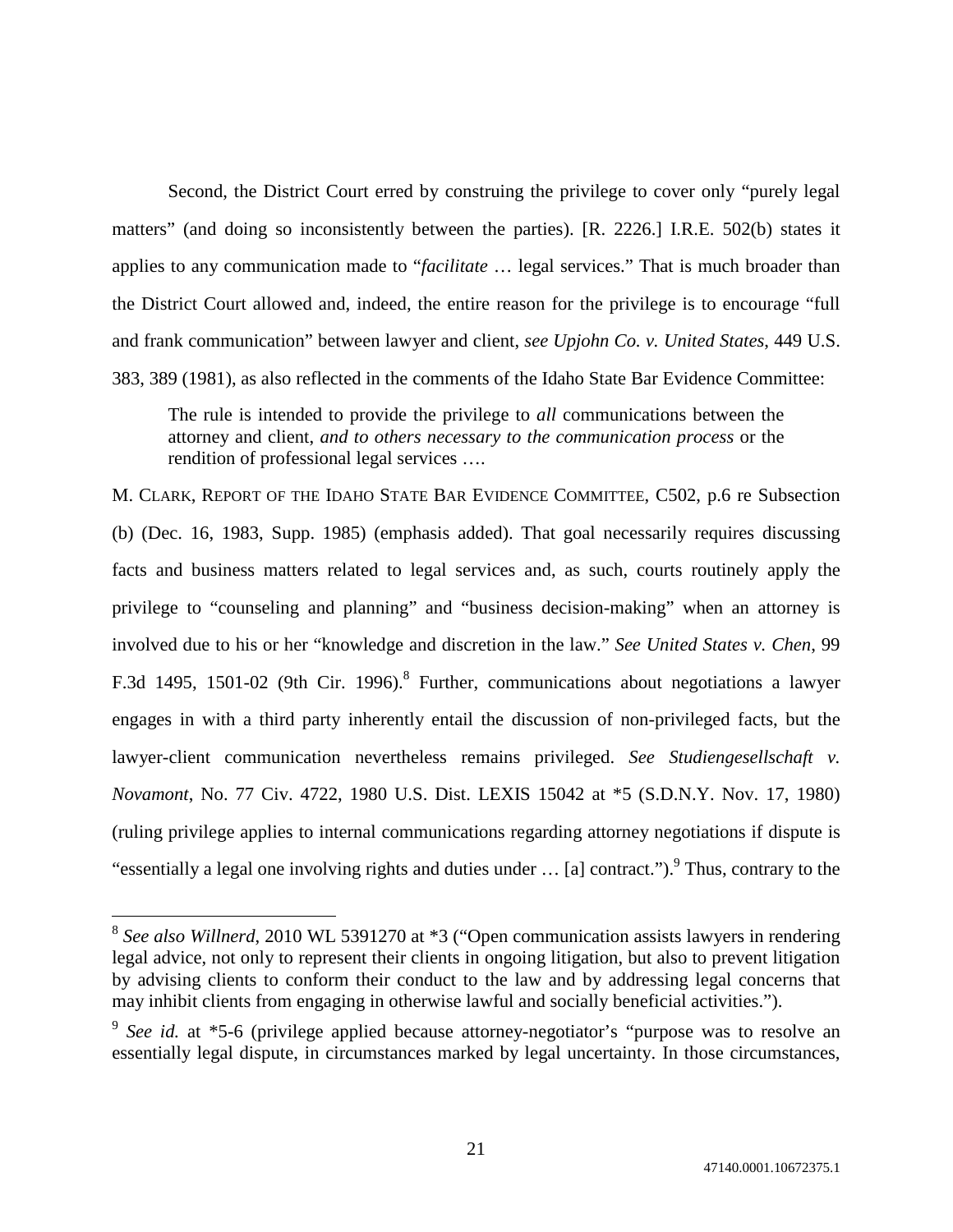Second, the District Court erred by construing the privilege to cover only "purely legal matters" (and doing so inconsistently between the parties). [R. 2226.] I.R.E. 502(b) states it applies to any communication made to "*facilitate* … legal services." That is much broader than the District Court allowed and, indeed, the entire reason for the privilege is to encourage "full and frank communication" between lawyer and client, *see Upjohn Co. v. United States*, 449 U.S. 383, 389 (1981), as also reflected in the comments of the Idaho State Bar Evidence Committee:

> The rule is intended to provide the privilege to *all* communications between the attorney and client, *and to others necessary to the communication process* or the rendition of professional legal services ….

M. CLARK, REPORT OF THE IDAHO STATE BAR EVIDENCE COMMITTEE, C502, p.6 re Subsection (b) (Dec. 16, 1983, Supp. 1985) (emphasis added). That goal necessarily requires discussing facts and business matters related to legal services and, as such, courts routinely apply the privilege to "counseling and planning" and "business decision-making" when an attorney is involved due to his or her "knowledge and discretion in the law." *See United States v. Chen*, 99 F.3d 1495, 1501-02 (9th Cir. 1996).[8] Further, communications about negotiations a lawyer engages in with a third party inherently entail the discussion of non-privileged facts, but the lawyer-client communication nevertheless remains privileged. *See Studiengesellschaft v. Novamont*, No. 77 Civ. 4722, 1980 U.S. Dist. LEXIS 15042 at *5 (S.D.N.Y. Nov. 17, 1980) (ruling privilege applies to internal communications regarding attorney negotiations if dispute is "essentially a legal one involving rights and duties under … [a] contract.").[9] Thus, contrary to the

---

[8] *See also Willnerd*, 2010 WL 5391270 at *3 ("Open communication assists lawyers in rendering legal advice, not only to represent their clients in ongoing litigation, but also to prevent litigation by advising clients to conform their conduct to the law and by addressing legal concerns that may inhibit clients from engaging in otherwise lawful and socially beneficial activities.").

[9] *See id.* at *5-6 (privilege applied because attorney-negotiator's "purpose was to resolve an essentially legal dispute, in circumstances marked by legal uncertainty. In those circumstances,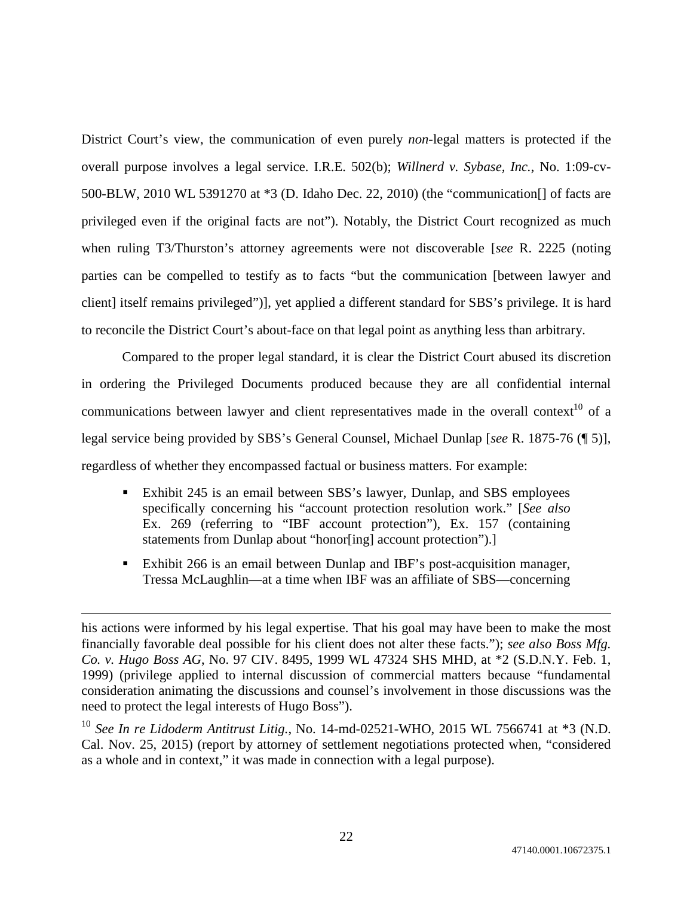District Court's view, the communication of even purely *non*-legal matters is protected if the overall purpose involves a legal service. I.R.E. 502(b); *Willnerd v. Sybase, Inc.*, No. 1:09-cv-500-BLW, 2010 WL 5391270 at *3 (D. Idaho Dec. 22, 2010) (the "communication[] of facts are privileged even if the original facts are not"). Notably, the District Court recognized as much when ruling T3/Thurston's attorney agreements were not discoverable [*see* R. 2225 (noting parties can be compelled to testify as to facts "but the communication [between lawyer and client] itself remains privileged")], yet applied a different standard for SBS's privilege. It is hard to reconcile the District Court's about-face on that legal point as anything less than arbitrary.

Compared to the proper legal standard, it is clear the District Court abused its discretion in ordering the Privileged Documents produced because they are all confidential internal communications between lawyer and client representatives made in the overall context[10] of a legal service being provided by SBS's General Counsel, Michael Dunlap [*see* R. 1875-76 (¶ 5)], regardless of whether they encompassed factual or business matters. For example:

- Exhibit 245 is an email between SBS's lawyer, Dunlap, and SBS employees specifically concerning his "account protection resolution work." [*See also* Ex. 269 (referring to "IBF account protection"), Ex. 157 (containing statements from Dunlap about "honor[ing] account protection").]
- Exhibit 266 is an email between Dunlap and IBF's post-acquisition manager, Tressa McLaughlin—at a time when IBF was an affiliate of SBS—concerning

---

his actions were informed by his legal expertise. That his goal may have been to make the most financially favorable deal possible for his client does not alter these facts."); *see also Boss Mfg. Co. v. Hugo Boss AG*, No. 97 CIV. 8495, 1999 WL 47324 SHS MHD, at *2 (S.D.N.Y. Feb. 1, 1999) (privilege applied to internal discussion of commercial matters because "fundamental consideration animating the discussions and counsel's involvement in those discussions was the need to protect the legal interests of Hugo Boss").

[10] *See In re Lidoderm Antitrust Litig.*, No. 14-md-02521-WHO, 2015 WL 7566741 at *3 (N.D. Cal. Nov. 25, 2015) (report by attorney of settlement negotiations protected when, "considered as a whole and in context," it was made in connection with a legal purpose).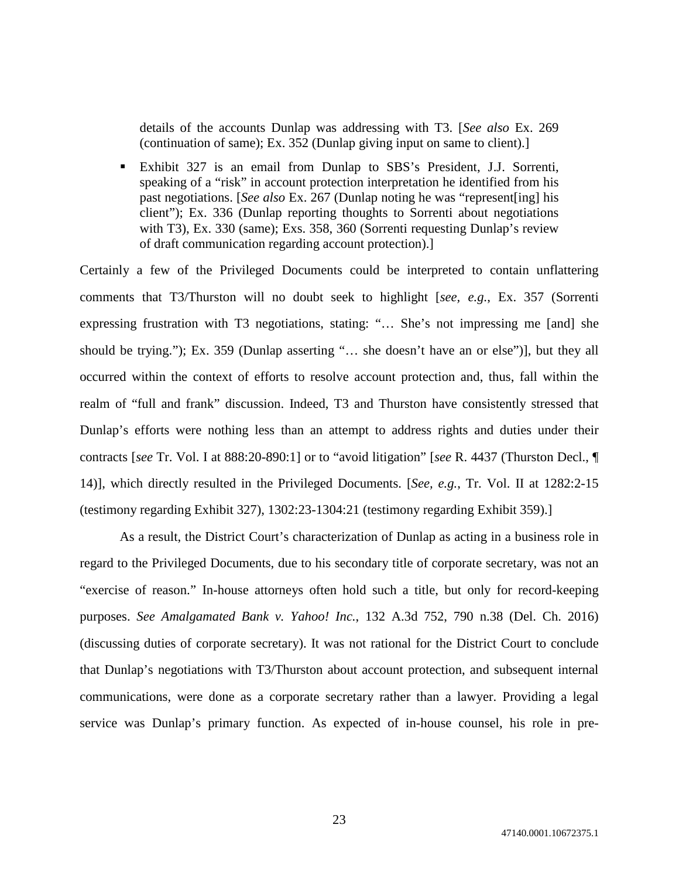details of the accounts Dunlap was addressing with T3. [*See also* Ex. 269 (continuation of same); Ex. 352 (Dunlap giving input on same to client).]

- Exhibit 327 is an email from Dunlap to SBS's President, J.J. Sorrenti, speaking of a "risk" in account protection interpretation he identified from his past negotiations. [*See also* Ex. 267 (Dunlap noting he was "represent[ing] his client"); Ex. 336 (Dunlap reporting thoughts to Sorrenti about negotiations with T3), Ex. 330 (same); Exs. 358, 360 (Sorrenti requesting Dunlap's review of draft communication regarding account protection).]

Certainly a few of the Privileged Documents could be interpreted to contain unflattering comments that T3/Thurston will no doubt seek to highlight [*see, e.g.*, Ex. 357 (Sorrenti expressing frustration with T3 negotiations, stating: "… She's not impressing me [and] she should be trying."); Ex. 359 (Dunlap asserting "… she doesn't have an or else")], but they all occurred within the context of efforts to resolve account protection and, thus, fall within the realm of "full and frank" discussion. Indeed, T3 and Thurston have consistently stressed that Dunlap's efforts were nothing less than an attempt to address rights and duties under their contracts [*see* Tr. Vol. I at 888:20-890:1] or to "avoid litigation" [*see* R. 4437 (Thurston Decl., ¶ 14)], which directly resulted in the Privileged Documents. [*See, e.g.*, Tr. Vol. II at 1282:2-15 (testimony regarding Exhibit 327), 1302:23-1304:21 (testimony regarding Exhibit 359).]

As a result, the District Court's characterization of Dunlap as acting in a business role in regard to the Privileged Documents, due to his secondary title of corporate secretary, was not an "exercise of reason." In-house attorneys often hold such a title, but only for record-keeping purposes. *See Amalgamated Bank v. Yahoo! Inc.*, 132 A.3d 752, 790 n.38 (Del. Ch. 2016) (discussing duties of corporate secretary). It was not rational for the District Court to conclude that Dunlap's negotiations with T3/Thurston about account protection, and subsequent internal communications, were done as a corporate secretary rather than a lawyer. Providing a legal service was Dunlap's primary function. As expected of in-house counsel, his role in pre-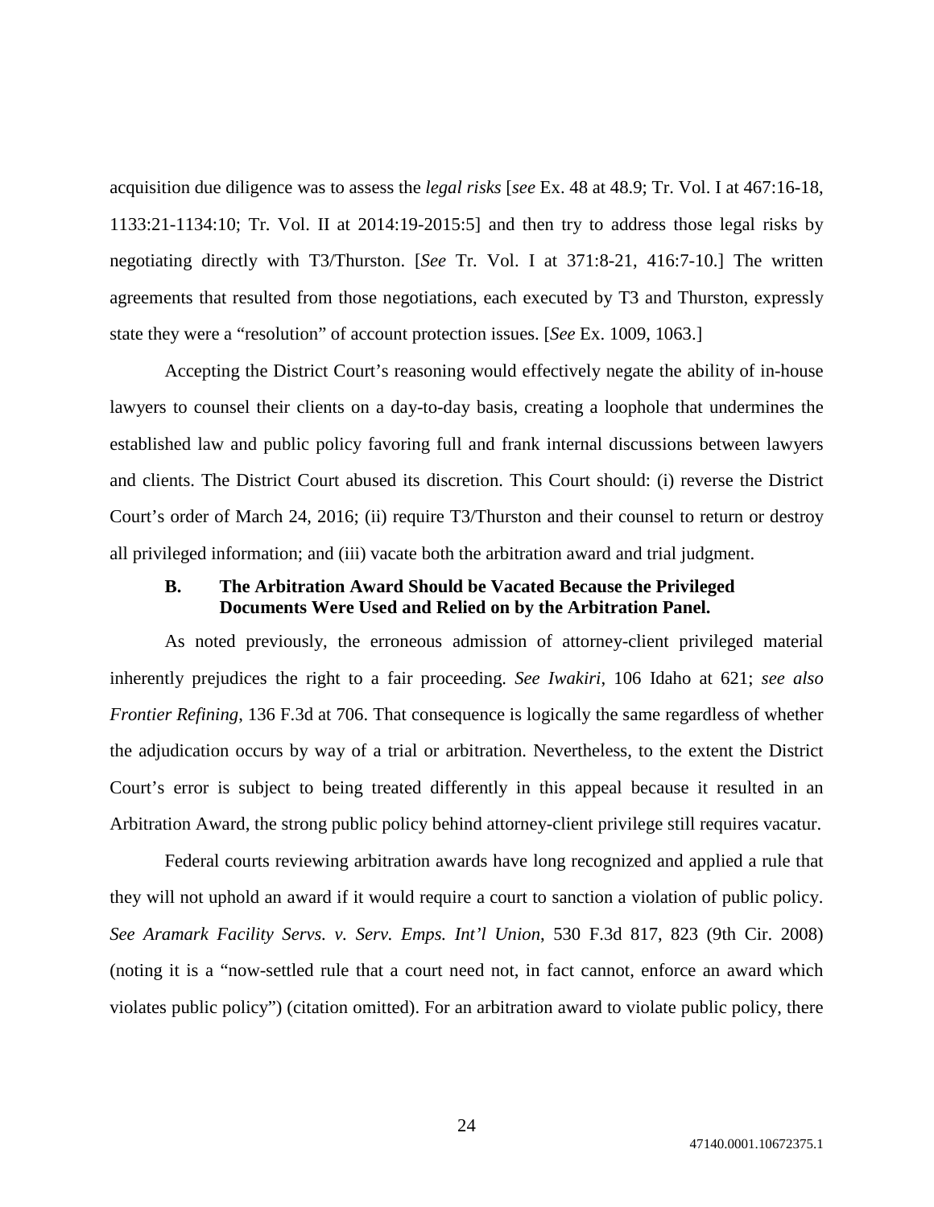acquisition due diligence was to assess the *legal risks* [*see* Ex. 48 at 48.9; Tr. Vol. I at 467:16-18, 1133:21-1134:10; Tr. Vol. II at 2014:19-2015:5] and then try to address those legal risks by negotiating directly with T3/Thurston. [*See* Tr. Vol. I at 371:8-21, 416:7-10.] The written agreements that resulted from those negotiations, each executed by T3 and Thurston, expressly state they were a "resolution" of account protection issues. [*See* Ex. 1009, 1063.]

Accepting the District Court's reasoning would effectively negate the ability of in-house lawyers to counsel their clients on a day-to-day basis, creating a loophole that undermines the established law and public policy favoring full and frank internal discussions between lawyers and clients. The District Court abused its discretion. This Court should: (i) reverse the District Court's order of March 24, 2016; (ii) require T3/Thurston and their counsel to return or destroy all privileged information; and (iii) vacate both the arbitration award and trial judgment.

### B. The Arbitration Award Should be Vacated Because the Privileged Documents Were Used and Relied on by the Arbitration Panel.

As noted previously, the erroneous admission of attorney-client privileged material inherently prejudices the right to a fair proceeding. *See Iwakiri*, 106 Idaho at 621; *see also Frontier Refining*, 136 F.3d at 706. That consequence is logically the same regardless of whether the adjudication occurs by way of a trial or arbitration. Nevertheless, to the extent the District Court's error is subject to being treated differently in this appeal because it resulted in an Arbitration Award, the strong public policy behind attorney-client privilege still requires vacatur.

Federal courts reviewing arbitration awards have long recognized and applied a rule that they will not uphold an award if it would require a court to sanction a violation of public policy. *See Aramark Facility Servs. v. Serv. Emps. Int'l Union*, 530 F.3d 817, 823 (9th Cir. 2008) (noting it is a "now-settled rule that a court need not, in fact cannot, enforce an award which violates public policy") (citation omitted). For an arbitration award to violate public policy, there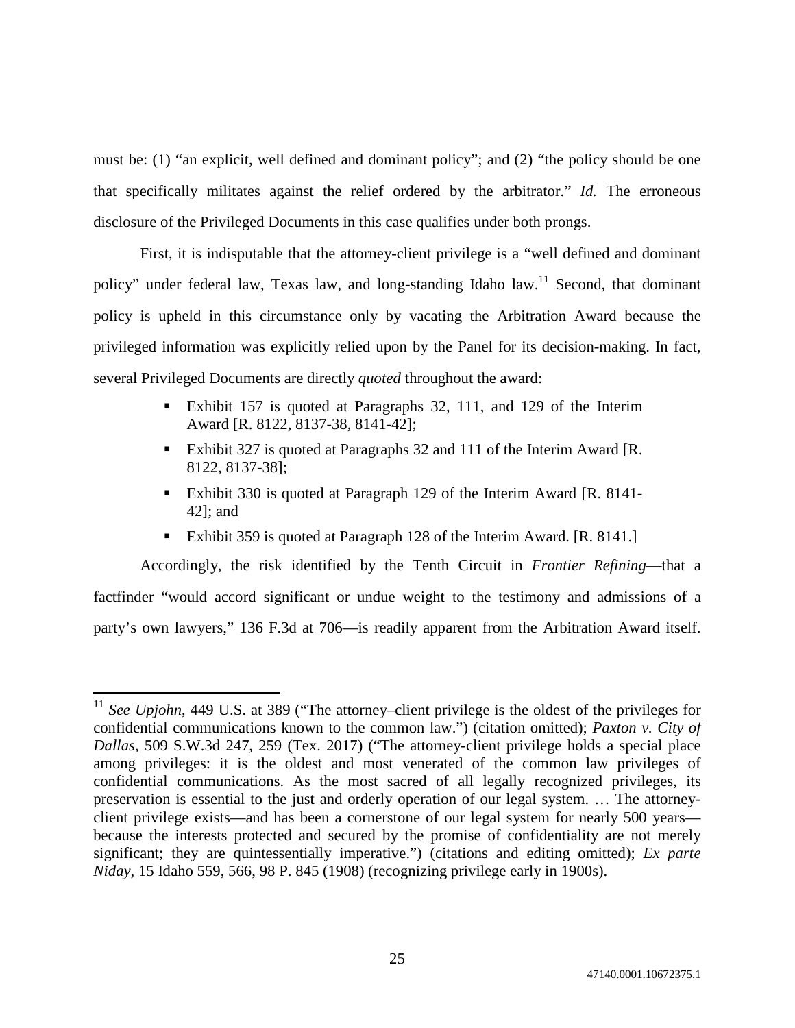must be: (1) "an explicit, well defined and dominant policy"; and (2) "the policy should be one that specifically militates against the relief ordered by the arbitrator." *Id.* The erroneous disclosure of the Privileged Documents in this case qualifies under both prongs.

First, it is indisputable that the attorney-client privilege is a "well defined and dominant policy" under federal law, Texas law, and long-standing Idaho law.[11] Second, that dominant policy is upheld in this circumstance only by vacating the Arbitration Award because the privileged information was explicitly relied upon by the Panel for its decision-making. In fact, several Privileged Documents are directly *quoted* throughout the award:

- Exhibit 157 is quoted at Paragraphs 32, 111, and 129 of the Interim Award [R. 8122, 8137-38, 8141-42];
- Exhibit 327 is quoted at Paragraphs 32 and 111 of the Interim Award [R. 8122, 8137-38];
- Exhibit 330 is quoted at Paragraph 129 of the Interim Award [R. 8141-42]; and
- Exhibit 359 is quoted at Paragraph 128 of the Interim Award. [R. 8141.]

Accordingly, the risk identified by the Tenth Circuit in *Frontier Refining*—that a factfinder "would accord significant or undue weight to the testimony and admissions of a party's own lawyers," 136 F.3d at 706—is readily apparent from the Arbitration Award itself.

---

[11] *See Upjohn*, 449 U.S. at 389 ("The attorney–client privilege is the oldest of the privileges for confidential communications known to the common law.") (citation omitted); *Paxton v. City of Dallas*, 509 S.W.3d 247, 259 (Tex. 2017) ("The attorney-client privilege holds a special place among privileges: it is the oldest and most venerated of the common law privileges of confidential communications. As the most sacred of all legally recognized privileges, its preservation is essential to the just and orderly operation of our legal system. … The attorney-client privilege exists—and has been a cornerstone of our legal system for nearly 500 years—because the interests protected and secured by the promise of confidentiality are not merely significant; they are quintessentially imperative.") (citations and editing omitted); *Ex parte Niday*, 15 Idaho 559, 566, 98 P. 845 (1908) (recognizing privilege early in 1900s).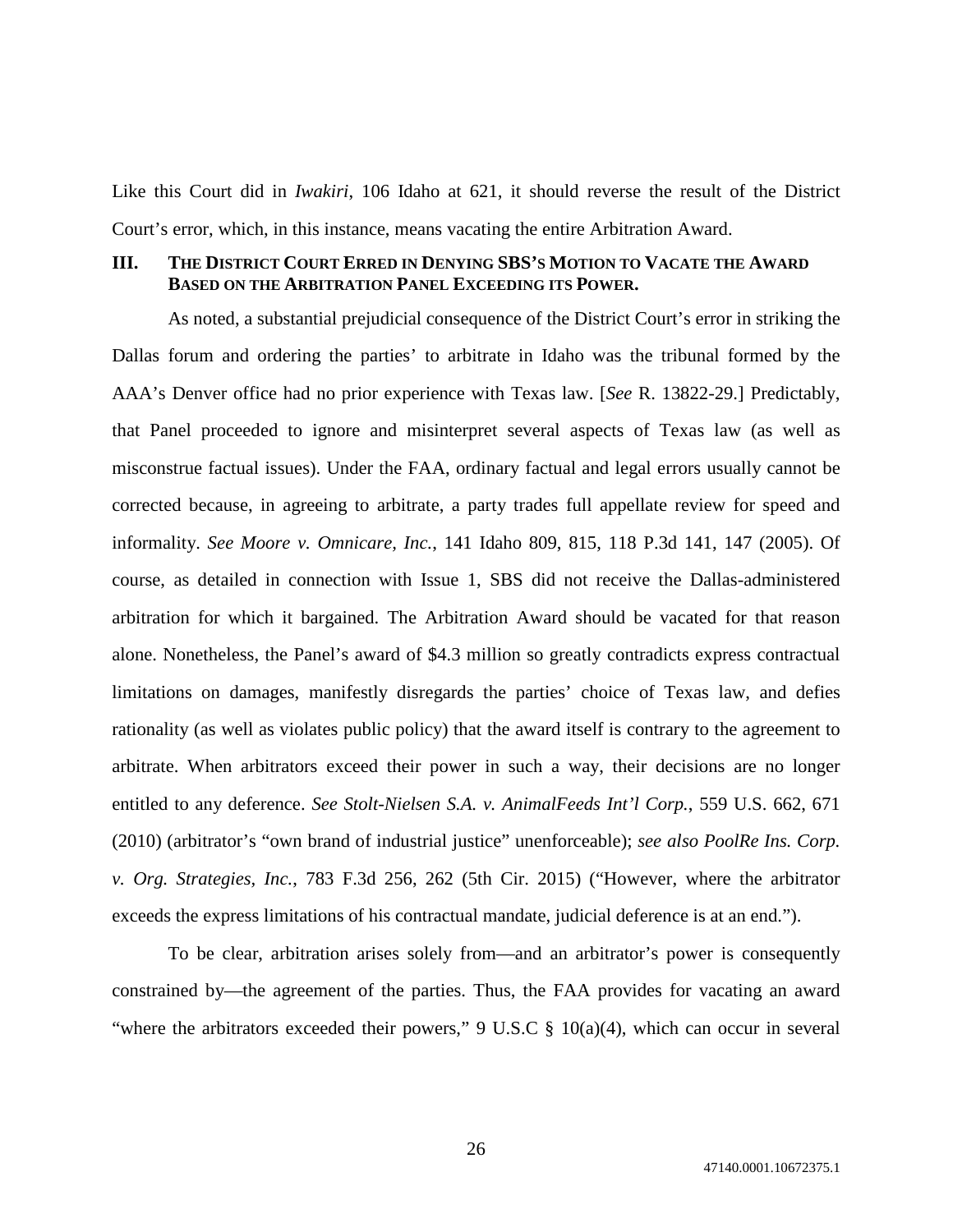Like this Court did in *Iwakiri*, 106 Idaho at 621, it should reverse the result of the District Court's error, which, in this instance, means vacating the entire Arbitration Award.

## III. The District Court Erred in Denying SBS's Motion to Vacate the Award Based on the Arbitration Panel Exceeding its Power.

As noted, a substantial prejudicial consequence of the District Court's error in striking the Dallas forum and ordering the parties' to arbitrate in Idaho was the tribunal formed by the AAA's Denver office had no prior experience with Texas law. [*See* R. 13822-29.] Predictably, that Panel proceeded to ignore and misinterpret several aspects of Texas law (as well as misconstrue factual issues). Under the FAA, ordinary factual and legal errors usually cannot be corrected because, in agreeing to arbitrate, a party trades full appellate review for speed and informality. *See Moore v. Omnicare, Inc.*, 141 Idaho 809, 815, 118 P.3d 141, 147 (2005). Of course, as detailed in connection with Issue 1, SBS did not receive the Dallas-administered arbitration for which it bargained. The Arbitration Award should be vacated for that reason alone. Nonetheless, the Panel's award of $4.3 million so greatly contradicts express contractual limitations on damages, manifestly disregards the parties' choice of Texas law, and defies rationality (as well as violates public policy) that the award itself is contrary to the agreement to arbitrate. When arbitrators exceed their power in such a way, their decisions are no longer entitled to any deference. *See Stolt-Nielsen S.A. v. AnimalFeeds Int'l Corp.*, 559 U.S. 662, 671 (2010) (arbitrator's "own brand of industrial justice" unenforceable); *see also PoolRe Ins. Corp. v. Org. Strategies, Inc.*, 783 F.3d 256, 262 (5th Cir. 2015) ("However, where the arbitrator exceeds the express limitations of his contractual mandate, judicial deference is at an end.").

To be clear, arbitration arises solely from—and an arbitrator's power is consequently constrained by—the agreement of the parties. Thus, the FAA provides for vacating an award "where the arbitrators exceeded their powers," 9 U.S.C § 10(a)(4), which can occur in several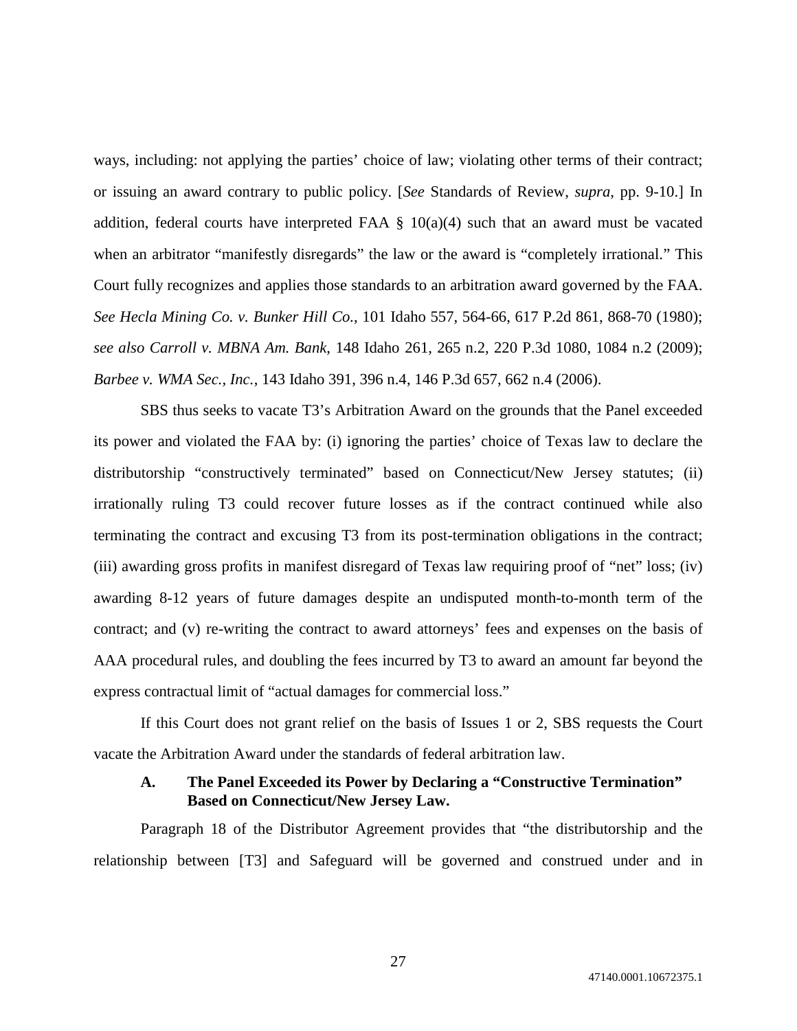ways, including: not applying the parties' choice of law; violating other terms of their contract; or issuing an award contrary to public policy. [*See* Standards of Review, *supra*, pp. 9-10.] In addition, federal courts have interpreted FAA § 10(a)(4) such that an award must be vacated when an arbitrator "manifestly disregards" the law or the award is "completely irrational." This Court fully recognizes and applies those standards to an arbitration award governed by the FAA. *See Hecla Mining Co. v. Bunker Hill Co.*, 101 Idaho 557, 564-66, 617 P.2d 861, 868-70 (1980); *see also Carroll v. MBNA Am. Bank*, 148 Idaho 261, 265 n.2, 220 P.3d 1080, 1084 n.2 (2009); *Barbee v. WMA Sec., Inc.*, 143 Idaho 391, 396 n.4, 146 P.3d 657, 662 n.4 (2006).

SBS thus seeks to vacate T3's Arbitration Award on the grounds that the Panel exceeded its power and violated the FAA by: (i) ignoring the parties' choice of Texas law to declare the distributorship "constructively terminated" based on Connecticut/New Jersey statutes; (ii) irrationally ruling T3 could recover future losses as if the contract continued while also terminating the contract and excusing T3 from its post-termination obligations in the contract; (iii) awarding gross profits in manifest disregard of Texas law requiring proof of "net" loss; (iv) awarding 8-12 years of future damages despite an undisputed month-to-month term of the contract; and (v) re-writing the contract to award attorneys' fees and expenses on the basis of AAA procedural rules, and doubling the fees incurred by T3 to award an amount far beyond the express contractual limit of "actual damages for commercial loss."

If this Court does not grant relief on the basis of Issues 1 or 2, SBS requests the Court vacate the Arbitration Award under the standards of federal arbitration law.

### A. The Panel Exceeded its Power by Declaring a "Constructive Termination" Based on Connecticut/New Jersey Law.

Paragraph 18 of the Distributor Agreement provides that "the distributorship and the relationship between [T3] and Safeguard will be governed and construed under and in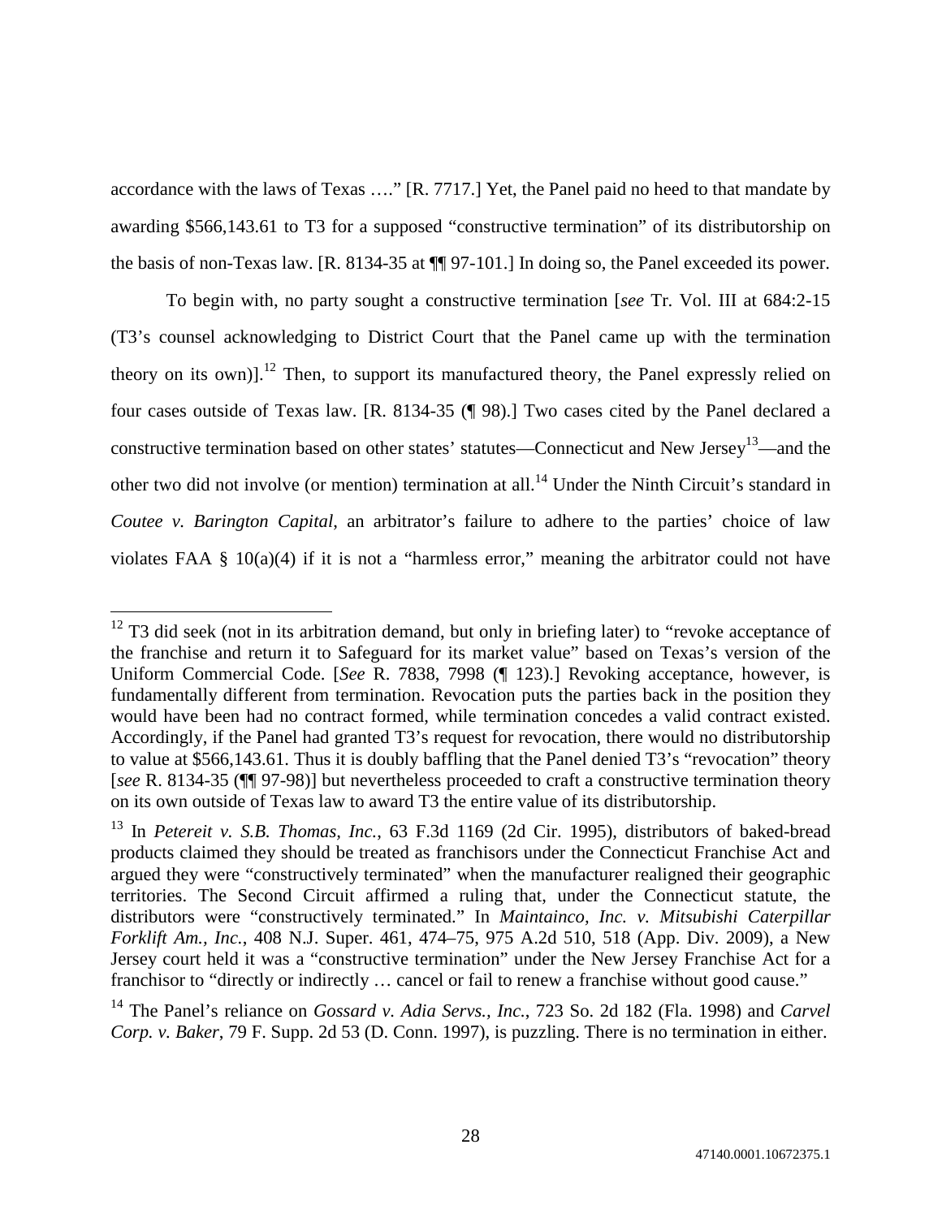accordance with the laws of Texas …." [R. 7717.] Yet, the Panel paid no heed to that mandate by awarding $566,143.61 to T3 for a supposed "constructive termination" of its distributorship on the basis of non-Texas law. [R. 8134-35 at ¶¶ 97-101.] In doing so, the Panel exceeded its power.

To begin with, no party sought a constructive termination [*see* Tr. Vol. III at 684:2-15 (T3's counsel acknowledging to District Court that the Panel came up with the termination theory on its own)].[12] Then, to support its manufactured theory, the Panel expressly relied on four cases outside of Texas law. [R. 8134-35 (¶ 98).] Two cases cited by the Panel declared a constructive termination based on other states' statutes—Connecticut and New Jersey[13]—and the other two did not involve (or mention) termination at all.[14] Under the Ninth Circuit's standard in *Coutee v. Barington Capital*, an arbitrator's failure to adhere to the parties' choice of law violates FAA § 10(a)(4) if it is not a "harmless error," meaning the arbitrator could not have

---

[12] T3 did seek (not in its arbitration demand, but only in briefing later) to "revoke acceptance of the franchise and return it to Safeguard for its market value" based on Texas's version of the Uniform Commercial Code. [*See* R. 7838, 7998 (¶ 123).] Revoking acceptance, however, is fundamentally different from termination. Revocation puts the parties back in the position they would have been had no contract formed, while termination concedes a valid contract existed. Accordingly, if the Panel had granted T3's request for revocation, there would no distributorship to value at $566,143.61. Thus it is doubly baffling that the Panel denied T3's "revocation" theory [*see* R. 8134-35 (¶¶ 97-98)] but nevertheless proceeded to craft a constructive termination theory on its own outside of Texas law to award T3 the entire value of its distributorship.

[13] In *Petereit v. S.B. Thomas, Inc.*, 63 F.3d 1169 (2d Cir. 1995), distributors of baked-bread products claimed they should be treated as franchisors under the Connecticut Franchise Act and argued they were "constructively terminated" when the manufacturer realigned their geographic territories. The Second Circuit affirmed a ruling that, under the Connecticut statute, the distributors were "constructively terminated." In *Maintainco, Inc. v. Mitsubishi Caterpillar Forklift Am., Inc.*, 408 N.J. Super. 461, 474–75, 975 A.2d 510, 518 (App. Div. 2009), a New Jersey court held it was a "constructive termination" under the New Jersey Franchise Act for a franchisor to "directly or indirectly … cancel or fail to renew a franchise without good cause."

[14] The Panel's reliance on *Gossard v. Adia Servs., Inc.*, 723 So. 2d 182 (Fla. 1998) and *Carvel Corp. v. Baker*, 79 F. Supp. 2d 53 (D. Conn. 1997), is puzzling. There is no termination in either.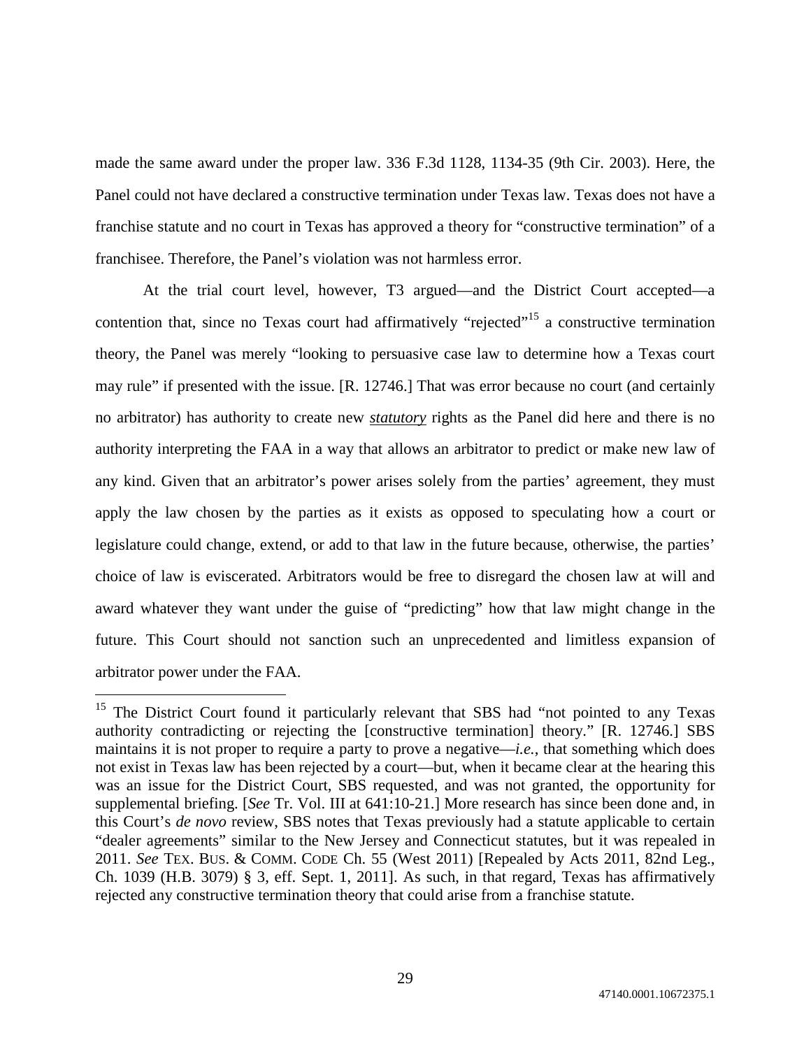made the same award under the proper law. 336 F.3d 1128, 1134-35 (9th Cir. 2003). Here, the Panel could not have declared a constructive termination under Texas law. Texas does not have a franchise statute and no court in Texas has approved a theory for "constructive termination" of a franchisee. Therefore, the Panel's violation was not harmless error.

At the trial court level, however, T3 argued—and the District Court accepted—a contention that, since no Texas court had affirmatively "rejected"[15] a constructive termination theory, the Panel was merely "looking to persuasive case law to determine how a Texas court may rule" if presented with the issue. [R. 12746.] That was error because no court (and certainly no arbitrator) has authority to create new ***statutory*** rights as the Panel did here and there is no authority interpreting the FAA in a way that allows an arbitrator to predict or make new law of any kind. Given that an arbitrator's power arises solely from the parties' agreement, they must apply the law chosen by the parties as it exists as opposed to speculating how a court or legislature could change, extend, or add to that law in the future because, otherwise, the parties' choice of law is eviscerated. Arbitrators would be free to disregard the chosen law at will and award whatever they want under the guise of "predicting" how that law might change in the future. This Court should not sanction such an unprecedented and limitless expansion of arbitrator power under the FAA.

[15] The District Court found it particularly relevant that SBS had "not pointed to any Texas authority contradicting or rejecting the [constructive termination] theory." [R. 12746.] SBS maintains it is not proper to require a party to prove a negative—*i.e.*, that something which does not exist in Texas law has been rejected by a court—but, when it became clear at the hearing this was an issue for the District Court, SBS requested, and was not granted, the opportunity for supplemental briefing. [*See* Tr. Vol. III at 641:10-21.] More research has since been done and, in this Court's *de novo* review, SBS notes that Texas previously had a statute applicable to certain "dealer agreements" similar to the New Jersey and Connecticut statutes, but it was repealed in 2011. *See* TEX. BUS. & COMM. CODE Ch. 55 (West 2011) [Repealed by Acts 2011, 82nd Leg., Ch. 1039 (H.B. 3079) § 3, eff. Sept. 1, 2011]. As such, in that regard, Texas has affirmatively rejected any constructive termination theory that could arise from a franchise statute.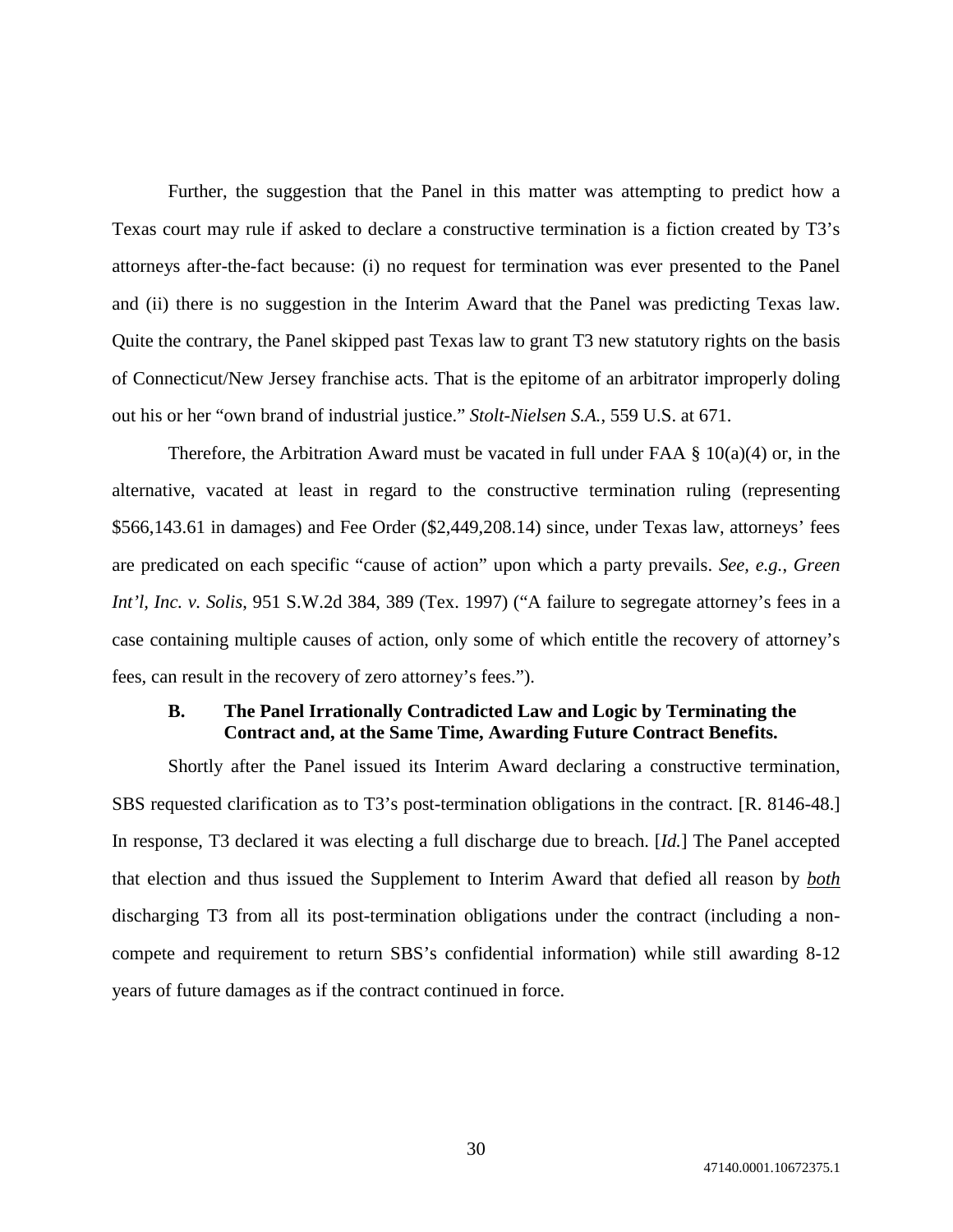Further, the suggestion that the Panel in this matter was attempting to predict how a Texas court may rule if asked to declare a constructive termination is a fiction created by T3's attorneys after-the-fact because: (i) no request for termination was ever presented to the Panel and (ii) there is no suggestion in the Interim Award that the Panel was predicting Texas law. Quite the contrary, the Panel skipped past Texas law to grant T3 new statutory rights on the basis of Connecticut/New Jersey franchise acts. That is the epitome of an arbitrator improperly doling out his or her "own brand of industrial justice." *Stolt-Nielsen S.A.*, 559 U.S. at 671.

Therefore, the Arbitration Award must be vacated in full under FAA § 10(a)(4) or, in the alternative, vacated at least in regard to the constructive termination ruling (representing $566,143.61 in damages) and Fee Order ($2,449,208.14) since, under Texas law, attorneys' fees are predicated on each specific "cause of action" upon which a party prevails. *See, e.g.*, *Green Int'l, Inc. v. Solis*, 951 S.W.2d 384, 389 (Tex. 1997) ("A failure to segregate attorney's fees in a case containing multiple causes of action, only some of which entitle the recovery of attorney's fees, can result in the recovery of zero attorney's fees.").

### B. The Panel Irrationally Contradicted Law and Logic by Terminating the Contract and, at the Same Time, Awarding Future Contract Benefits.

Shortly after the Panel issued its Interim Award declaring a constructive termination, SBS requested clarification as to T3's post-termination obligations in the contract. [R. 8146-48.] In response, T3 declared it was electing a full discharge due to breach. [*Id.*] The Panel accepted that election and thus issued the Supplement to Interim Award that defied all reason by *both* discharging T3 from all its post-termination obligations under the contract (including a non-compete and requirement to return SBS's confidential information) while still awarding 8-12 years of future damages as if the contract continued in force.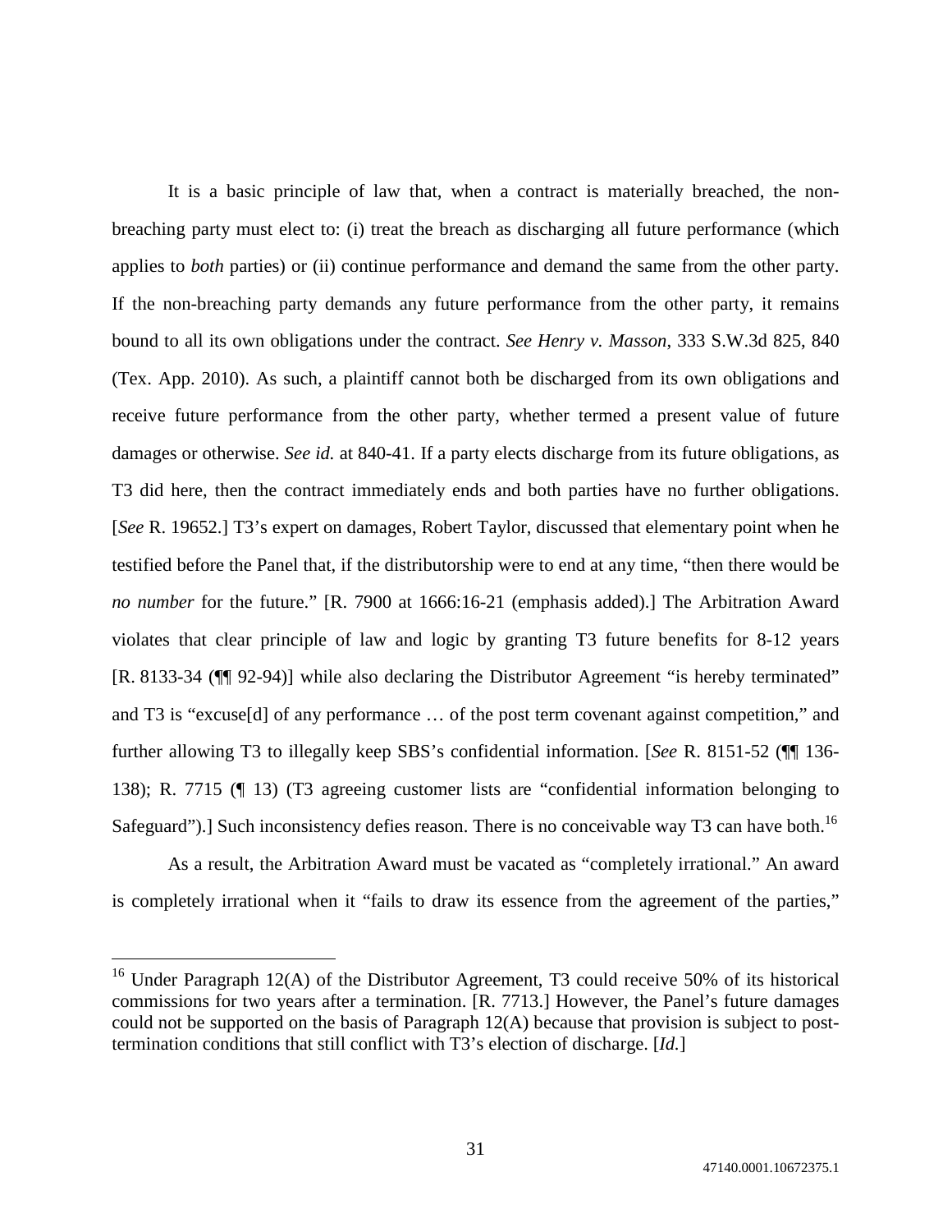It is a basic principle of law that, when a contract is materially breached, the non-breaching party must elect to: (i) treat the breach as discharging all future performance (which applies to *both* parties) or (ii) continue performance and demand the same from the other party. If the non-breaching party demands any future performance from the other party, it remains bound to all its own obligations under the contract. *See Henry v. Masson*, 333 S.W.3d 825, 840 (Tex. App. 2010). As such, a plaintiff cannot both be discharged from its own obligations and receive future performance from the other party, whether termed a present value of future damages or otherwise. *See id.* at 840-41. If a party elects discharge from its future obligations, as T3 did here, then the contract immediately ends and both parties have no further obligations. [*See* R. 19652.] T3's expert on damages, Robert Taylor, discussed that elementary point when he testified before the Panel that, if the distributorship were to end at any time, "then there would be *no number* for the future." [R. 7900 at 1666:16-21 (emphasis added).] The Arbitration Award violates that clear principle of law and logic by granting T3 future benefits for 8-12 years [R. 8133-34 (¶¶ 92-94)] while also declaring the Distributor Agreement "is hereby terminated" and T3 is "excuse[d] of any performance … of the post term covenant against competition," and further allowing T3 to illegally keep SBS's confidential information. [*See* R. 8151-52 (¶¶ 136-138); R. 7715 (¶ 13) (T3 agreeing customer lists are "confidential information belonging to Safeguard").] Such inconsistency defies reason. There is no conceivable way T3 can have both.[16]

As a result, the Arbitration Award must be vacated as "completely irrational." An award is completely irrational when it "fails to draw its essence from the agreement of the parties,"

---

[16] Under Paragraph 12(A) of the Distributor Agreement, T3 could receive 50% of its historical commissions for two years after a termination. [R. 7713.] However, the Panel's future damages could not be supported on the basis of Paragraph 12(A) because that provision is subject to post-termination conditions that still conflict with T3's election of discharge. [*Id.*]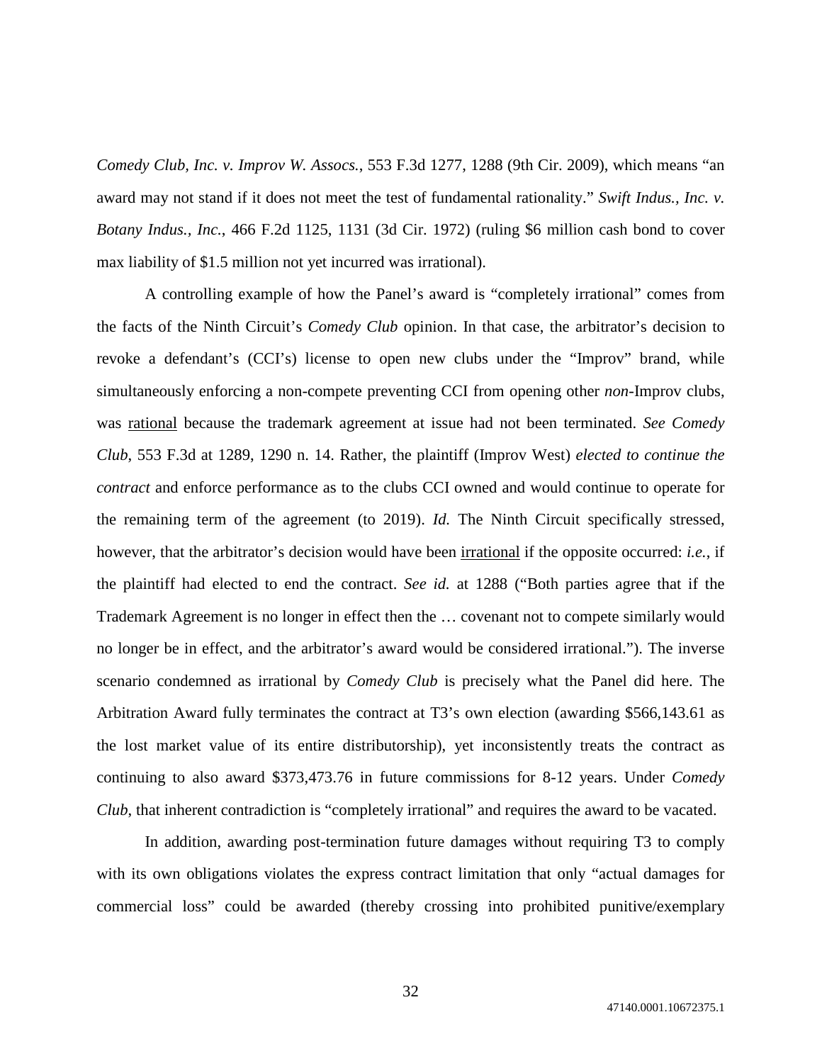*Comedy Club, Inc. v. Improv W. Assocs.*, 553 F.3d 1277, 1288 (9th Cir. 2009), which means "an award may not stand if it does not meet the test of fundamental rationality." *Swift Indus., Inc. v. Botany Indus., Inc.*, 466 F.2d 1125, 1131 (3d Cir. 1972) (ruling $6 million cash bond to cover max liability of $1.5 million not yet incurred was irrational).

A controlling example of how the Panel's award is "completely irrational" comes from the facts of the Ninth Circuit's *Comedy Club* opinion. In that case, the arbitrator's decision to revoke a defendant's (CCI's) license to open new clubs under the "Improv" brand, while simultaneously enforcing a non-compete preventing CCI from opening other *non*-Improv clubs, was <u>rational</u> because the trademark agreement at issue had not been terminated. *See Comedy Club*, 553 F.3d at 1289, 1290 n. 14. Rather, the plaintiff (Improv West) *elected to continue the contract* and enforce performance as to the clubs CCI owned and would continue to operate for the remaining term of the agreement (to 2019). *Id.* The Ninth Circuit specifically stressed, however, that the arbitrator's decision would have been <u>irrational</u> if the opposite occurred: *i.e.*, if the plaintiff had elected to end the contract. *See id.* at 1288 ("Both parties agree that if the Trademark Agreement is no longer in effect then the … covenant not to compete similarly would no longer be in effect, and the arbitrator's award would be considered irrational."). The inverse scenario condemned as irrational by *Comedy Club* is precisely what the Panel did here. The Arbitration Award fully terminates the contract at T3's own election (awarding $566,143.61 as the lost market value of its entire distributorship), yet inconsistently treats the contract as continuing to also award $373,473.76 in future commissions for 8-12 years. Under *Comedy Club*, that inherent contradiction is "completely irrational" and requires the award to be vacated.

In addition, awarding post-termination future damages without requiring T3 to comply with its own obligations violates the express contract limitation that only "actual damages for commercial loss" could be awarded (thereby crossing into prohibited punitive/exemplary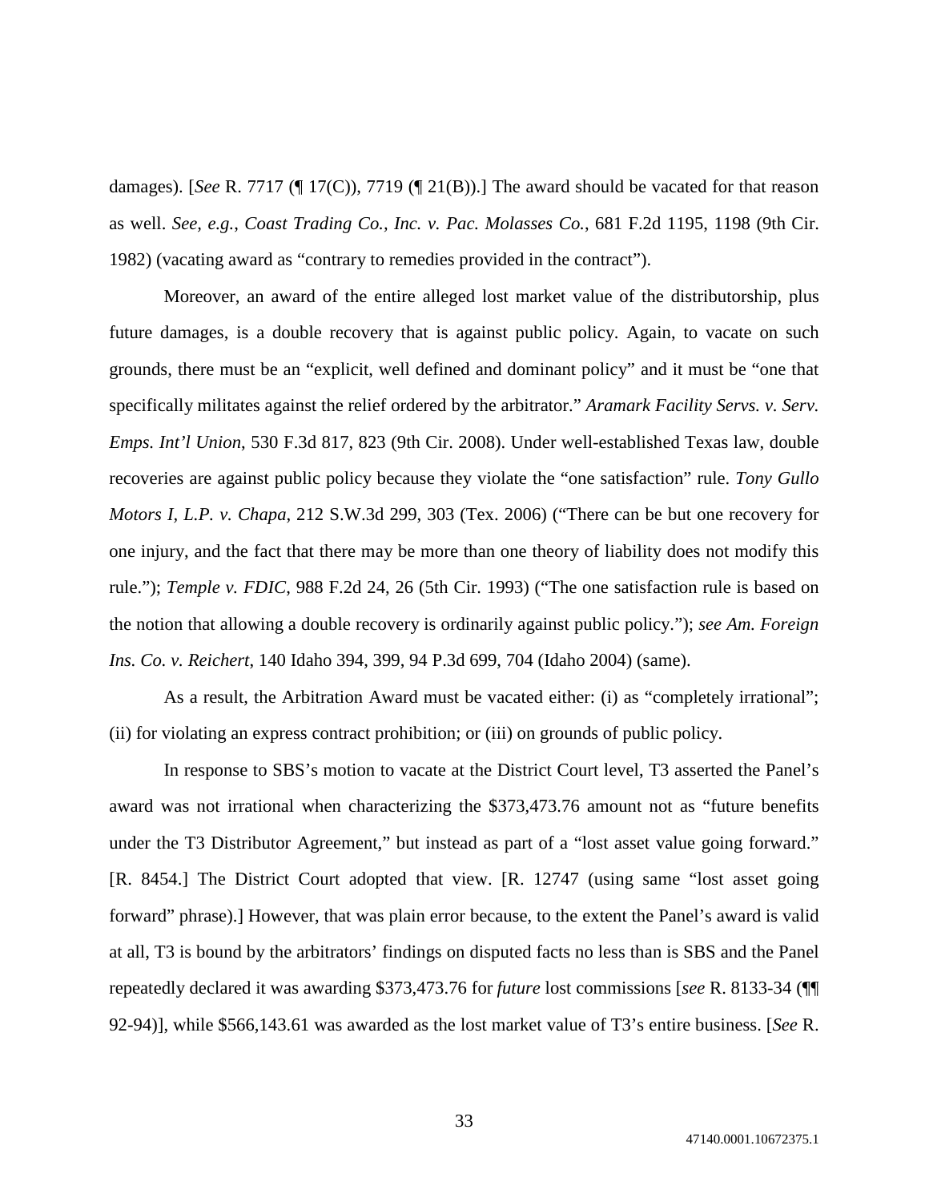damages). [*See* R. 7717 (¶ 17(C)), 7719 (¶ 21(B)).] The award should be vacated for that reason as well. *See, e.g.*, *Coast Trading Co., Inc. v. Pac. Molasses Co.*, 681 F.2d 1195, 1198 (9th Cir. 1982) (vacating award as "contrary to remedies provided in the contract").

Moreover, an award of the entire alleged lost market value of the distributorship, plus future damages, is a double recovery that is against public policy. Again, to vacate on such grounds, there must be an "explicit, well defined and dominant policy" and it must be "one that specifically militates against the relief ordered by the arbitrator." *Aramark Facility Servs. v. Serv. Emps. Int'l Union*, 530 F.3d 817, 823 (9th Cir. 2008). Under well-established Texas law, double recoveries are against public policy because they violate the "one satisfaction" rule. *Tony Gullo Motors I, L.P. v. Chapa*, 212 S.W.3d 299, 303 (Tex. 2006) ("There can be but one recovery for one injury, and the fact that there may be more than one theory of liability does not modify this rule."); *Temple v. FDIC*, 988 F.2d 24, 26 (5th Cir. 1993) ("The one satisfaction rule is based on the notion that allowing a double recovery is ordinarily against public policy."); *see Am. Foreign Ins. Co. v. Reichert*, 140 Idaho 394, 399, 94 P.3d 699, 704 (Idaho 2004) (same).

As a result, the Arbitration Award must be vacated either: (i) as "completely irrational"; (ii) for violating an express contract prohibition; or (iii) on grounds of public policy.

In response to SBS's motion to vacate at the District Court level, T3 asserted the Panel's award was not irrational when characterizing the $373,473.76 amount not as "future benefits under the T3 Distributor Agreement," but instead as part of a "lost asset value going forward." [R. 8454.] The District Court adopted that view. [R. 12747 (using same "lost asset going forward" phrase).] However, that was plain error because, to the extent the Panel's award is valid at all, T3 is bound by the arbitrators' findings on disputed facts no less than is SBS and the Panel repeatedly declared it was awarding $373,473.76 for *future* lost commissions [*see* R. 8133-34 (¶¶ 92-94)], while $566,143.61 was awarded as the lost market value of T3's entire business. [*See* R.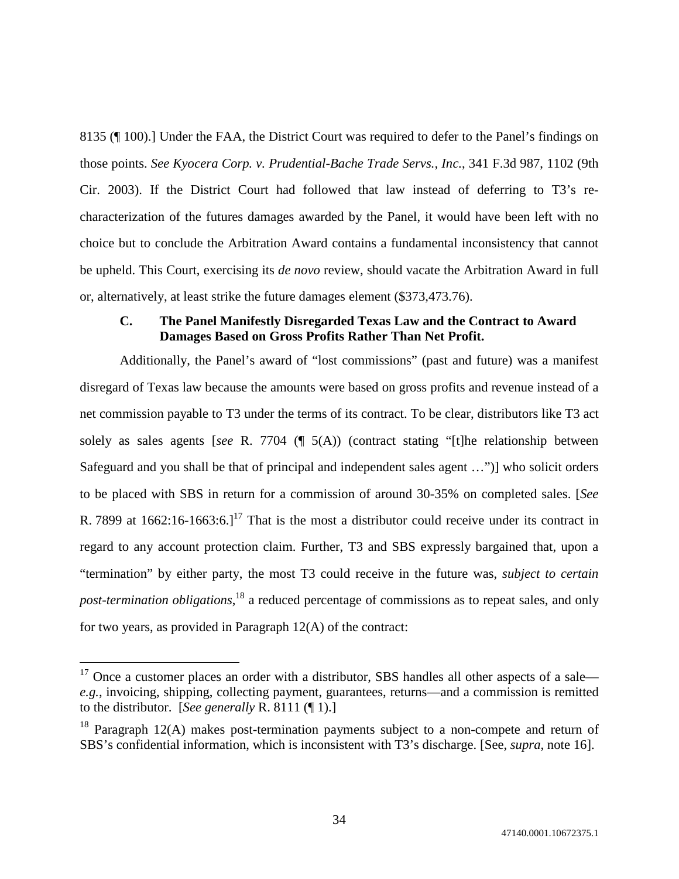8135 (¶ 100).] Under the FAA, the District Court was required to defer to the Panel's findings on those points. *See Kyocera Corp. v. Prudential-Bache Trade Servs., Inc.*, 341 F.3d 987, 1102 (9th Cir. 2003). If the District Court had followed that law instead of deferring to T3's re-characterization of the futures damages awarded by the Panel, it would have been left with no choice but to conclude the Arbitration Award contains a fundamental inconsistency that cannot be upheld. This Court, exercising its *de novo* review, should vacate the Arbitration Award in full or, alternatively, at least strike the future damages element ($373,473.76).

### C. The Panel Manifestly Disregarded Texas Law and the Contract to Award Damages Based on Gross Profits Rather Than Net Profit.

Additionally, the Panel's award of "lost commissions" (past and future) was a manifest disregard of Texas law because the amounts were based on gross profits and revenue instead of a net commission payable to T3 under the terms of its contract. To be clear, distributors like T3 act solely as sales agents [*see* R. 7704 (¶ 5(A)) (contract stating "[t]he relationship between Safeguard and you shall be that of principal and independent sales agent …")] who solicit orders to be placed with SBS in return for a commission of around 30-35% on completed sales. [*See* R. 7899 at 1662:16-1663:6.][17] That is the most a distributor could receive under its contract in regard to any account protection claim. Further, T3 and SBS expressly bargained that, upon a "termination" by either party, the most T3 could receive in the future was, *subject to certain post-termination obligations*,[18] a reduced percentage of commissions as to repeat sales, and only for two years, as provided in Paragraph 12(A) of the contract:

---

[17] Once a customer places an order with a distributor, SBS handles all other aspects of a sale—*e.g.*, invoicing, shipping, collecting payment, guarantees, returns—and a commission is remitted to the distributor. [*See generally* R. 8111 (¶ 1).]

[18] Paragraph 12(A) makes post-termination payments subject to a non-compete and return of SBS's confidential information, which is inconsistent with T3's discharge. [See, *supra*, note 16].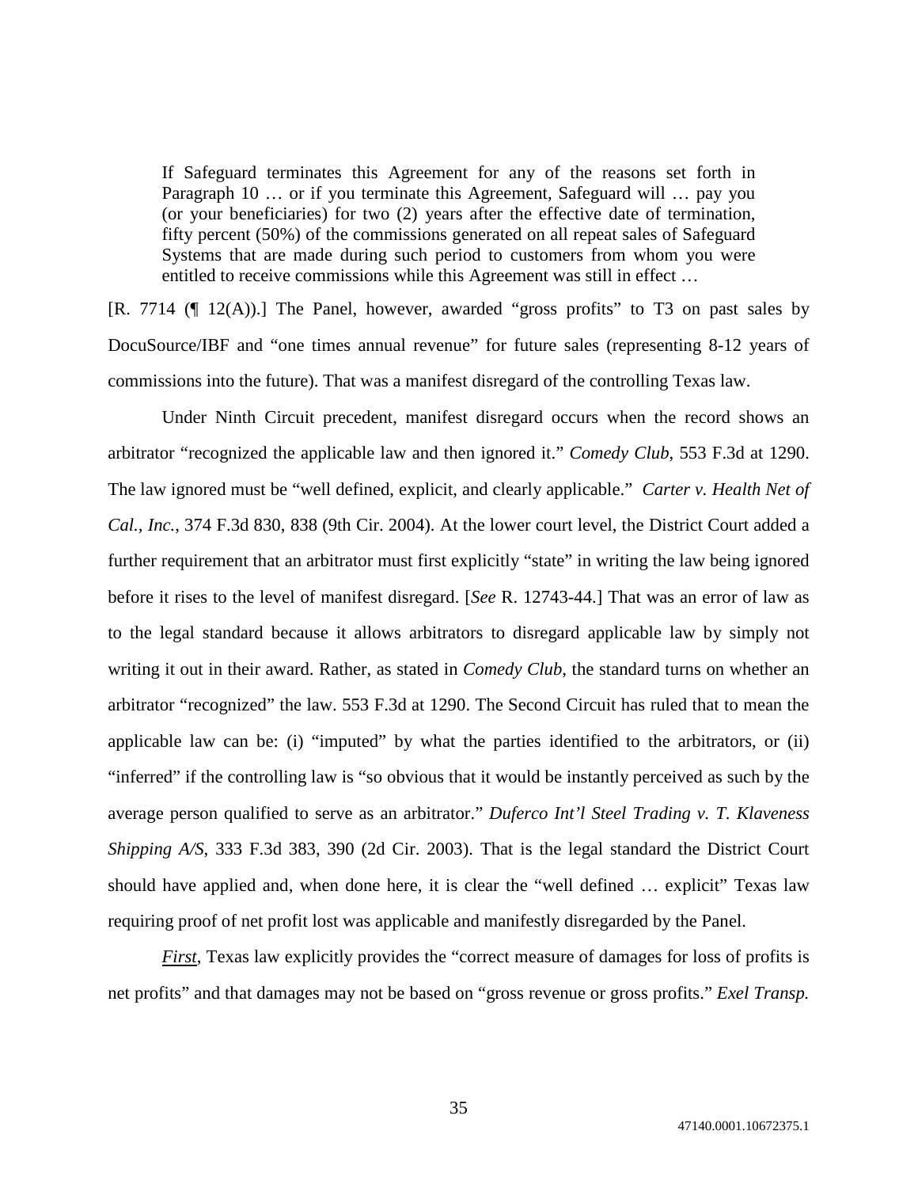> If Safeguard terminates this Agreement for any of the reasons set forth in Paragraph 10 … or if you terminate this Agreement, Safeguard will … pay you (or your beneficiaries) for two (2) years after the effective date of termination, fifty percent (50%) of the commissions generated on all repeat sales of Safeguard Systems that are made during such period to customers from whom you were entitled to receive commissions while this Agreement was still in effect …

[R. 7714 (¶ 12(A)).] The Panel, however, awarded "gross profits" to T3 on past sales by DocuSource/IBF and "one times annual revenue" for future sales (representing 8-12 years of commissions into the future). That was a manifest disregard of the controlling Texas law.

Under Ninth Circuit precedent, manifest disregard occurs when the record shows an arbitrator "recognized the applicable law and then ignored it." *Comedy Club*, 553 F.3d at 1290. The law ignored must be "well defined, explicit, and clearly applicable." *Carter v. Health Net of Cal., Inc.*, 374 F.3d 830, 838 (9th Cir. 2004). At the lower court level, the District Court added a further requirement that an arbitrator must first explicitly "state" in writing the law being ignored before it rises to the level of manifest disregard. [*See* R. 12743-44.] That was an error of law as to the legal standard because it allows arbitrators to disregard applicable law by simply not writing it out in their award. Rather, as stated in *Comedy Club*, the standard turns on whether an arbitrator "recognized" the law. 553 F.3d at 1290. The Second Circuit has ruled that to mean the applicable law can be: (i) "imputed" by what the parties identified to the arbitrators, or (ii) "inferred" if the controlling law is "so obvious that it would be instantly perceived as such by the average person qualified to serve as an arbitrator." *Duferco Int'l Steel Trading v. T. Klaveness Shipping A/S*, 333 F.3d 383, 390 (2d Cir. 2003). That is the legal standard the District Court should have applied and, when done here, it is clear the "well defined … explicit" Texas law requiring proof of net profit lost was applicable and manifestly disregarded by the Panel.

***First***, Texas law explicitly provides the "correct measure of damages for loss of profits is net profits" and that damages may not be based on "gross revenue or gross profits." *Exel Transp.*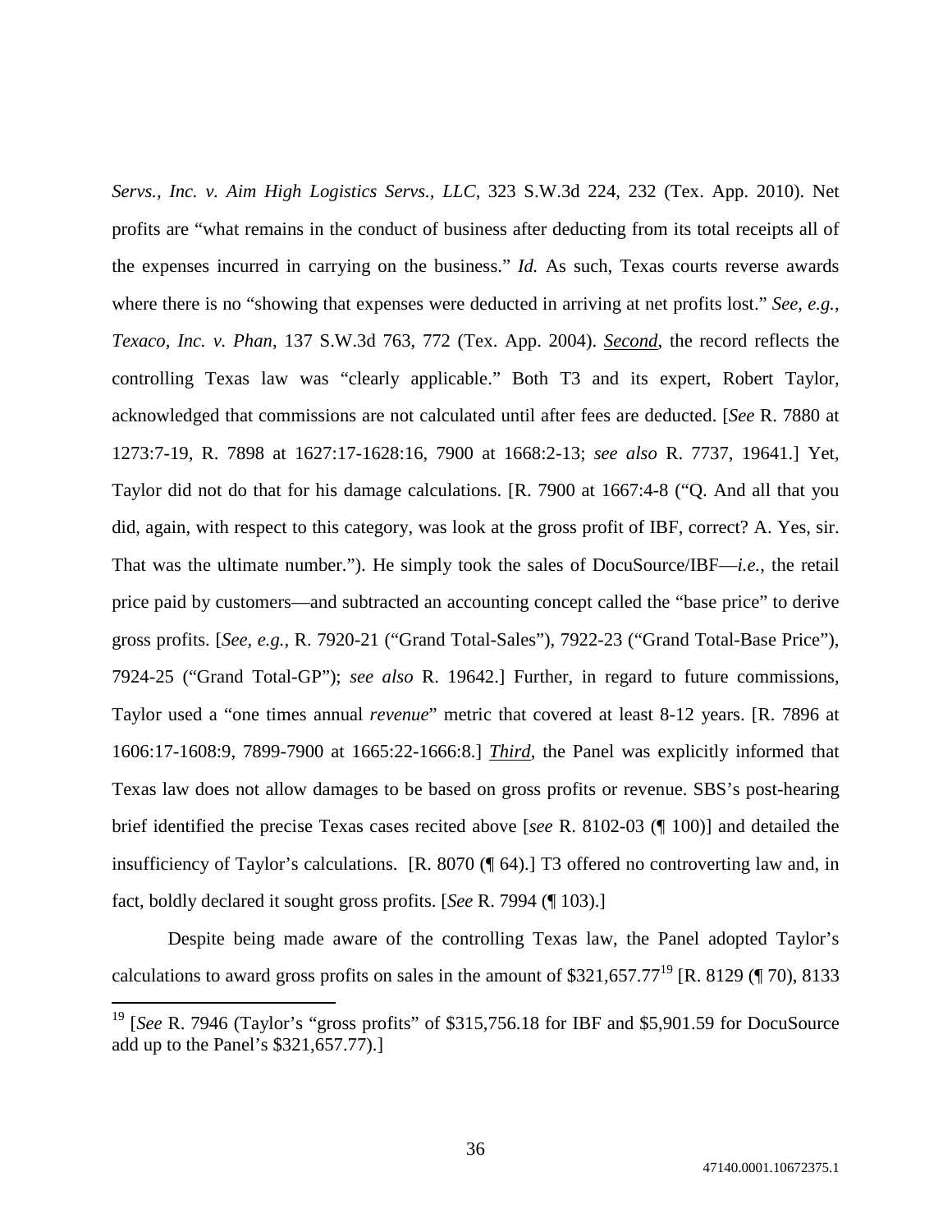*Servs., Inc. v. Aim High Logistics Servs., LLC*, 323 S.W.3d 224, 232 (Tex. App. 2010). Net profits are "what remains in the conduct of business after deducting from its total receipts all of the expenses incurred in carrying on the business." *Id.* As such, Texas courts reverse awards where there is no "showing that expenses were deducted in arriving at net profits lost." *See, e.g.*, *Texaco, Inc. v. Phan*, 137 S.W.3d 763, 772 (Tex. App. 2004). *Second*, the record reflects the controlling Texas law was "clearly applicable." Both T3 and its expert, Robert Taylor, acknowledged that commissions are not calculated until after fees are deducted. [*See* R. 7880 at 1273:7-19, R. 7898 at 1627:17-1628:16, 7900 at 1668:2-13; *see also* R. 7737, 19641.] Yet, Taylor did not do that for his damage calculations. [R. 7900 at 1667:4-8 ("Q. And all that you did, again, with respect to this category, was look at the gross profit of IBF, correct? A. Yes, sir. That was the ultimate number."). He simply took the sales of DocuSource/IBF—*i.e.*, the retail price paid by customers—and subtracted an accounting concept called the "base price" to derive gross profits. [*See, e.g.*, R. 7920-21 ("Grand Total-Sales"), 7922-23 ("Grand Total-Base Price"), 7924-25 ("Grand Total-GP"); *see also* R. 19642.] Further, in regard to future commissions, Taylor used a "one times annual *revenue*" metric that covered at least 8-12 years. [R. 7896 at 1606:17-1608:9, 7899-7900 at 1665:22-1666:8.] *Third*, the Panel was explicitly informed that Texas law does not allow damages to be based on gross profits or revenue. SBS's post-hearing brief identified the precise Texas cases recited above [*see* R. 8102-03 (¶ 100)] and detailed the insufficiency of Taylor's calculations. [R. 8070 (¶ 64).] T3 offered no controverting law and, in fact, boldly declared it sought gross profits. [*See* R. 7994 (¶ 103).]

Despite being made aware of the controlling Texas law, the Panel adopted Taylor's calculations to award gross profits on sales in the amount of $321,657.77[19] [R. 8129 (¶ 70), 8133

[19] [*See* R. 7946 (Taylor's "gross profits" of $315,756.18 for IBF and $5,901.59 for DocuSource add up to the Panel's $321,657.77).]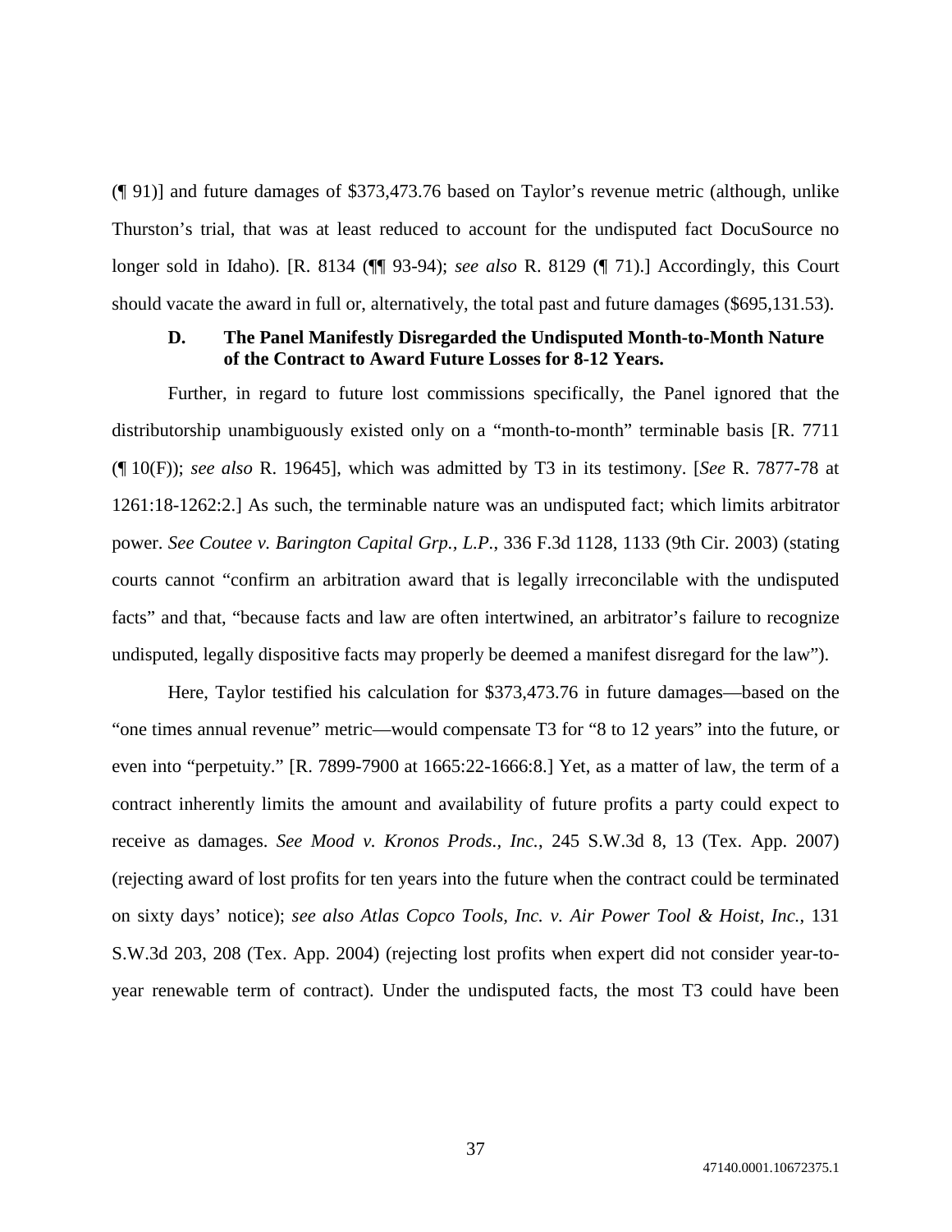(¶ 91)] and future damages of $373,473.76 based on Taylor's revenue metric (although, unlike Thurston's trial, that was at least reduced to account for the undisputed fact DocuSource no longer sold in Idaho). [R. 8134 (¶¶ 93-94); *see also* R. 8129 (¶ 71).] Accordingly, this Court should vacate the award in full or, alternatively, the total past and future damages ($695,131.53).

### D. The Panel Manifestly Disregarded the Undisputed Month-to-Month Nature of the Contract to Award Future Losses for 8-12 Years.

Further, in regard to future lost commissions specifically, the Panel ignored that the distributorship unambiguously existed only on a "month-to-month" terminable basis [R. 7711 (¶ 10(F)); *see also* R. 19645], which was admitted by T3 in its testimony. [*See* R. 7877-78 at 1261:18-1262:2.] As such, the terminable nature was an undisputed fact; which limits arbitrator power. *See Coutee v. Barington Capital Grp., L.P.*, 336 F.3d 1128, 1133 (9th Cir. 2003) (stating courts cannot "confirm an arbitration award that is legally irreconcilable with the undisputed facts" and that, "because facts and law are often intertwined, an arbitrator's failure to recognize undisputed, legally dispositive facts may properly be deemed a manifest disregard for the law").

Here, Taylor testified his calculation for $373,473.76 in future damages—based on the "one times annual revenue" metric—would compensate T3 for "8 to 12 years" into the future, or even into "perpetuity." [R. 7899-7900 at 1665:22-1666:8.] Yet, as a matter of law, the term of a contract inherently limits the amount and availability of future profits a party could expect to receive as damages. *See Mood v. Kronos Prods., Inc.*, 245 S.W.3d 8, 13 (Tex. App. 2007) (rejecting award of lost profits for ten years into the future when the contract could be terminated on sixty days' notice); *see also Atlas Copco Tools, Inc. v. Air Power Tool & Hoist, Inc.*, 131 S.W.3d 203, 208 (Tex. App. 2004) (rejecting lost profits when expert did not consider year-to-year renewable term of contract). Under the undisputed facts, the most T3 could have been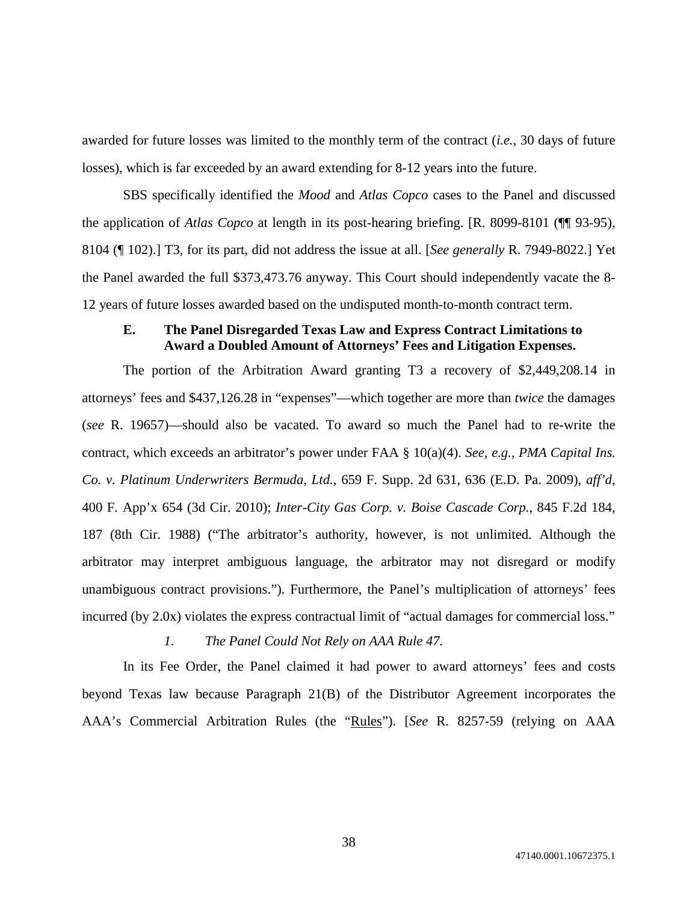awarded for future losses was limited to the monthly term of the contract (*i.e.*, 30 days of future losses), which is far exceeded by an award extending for 8-12 years into the future.

SBS specifically identified the *Mood* and *Atlas Copco* cases to the Panel and discussed the application of *Atlas Copco* at length in its post-hearing briefing. [R. 8099-8101 (¶¶ 93-95), 8104 (¶ 102).] T3, for its part, did not address the issue at all. [*See generally* R. 7949-8022.] Yet the Panel awarded the full $373,473.76 anyway. This Court should independently vacate the 8-12 years of future losses awarded based on the undisputed month-to-month contract term.

### E. The Panel Disregarded Texas Law and Express Contract Limitations to Award a Doubled Amount of Attorneys' Fees and Litigation Expenses.

The portion of the Arbitration Award granting T3 a recovery of $2,449,208.14 in attorneys' fees and $437,126.28 in "expenses"—which together are more than *twice* the damages (*see* R. 19657)—should also be vacated. To award so much the Panel had to re-write the contract, which exceeds an arbitrator's power under FAA § 10(a)(4). *See, e.g.*, *PMA Capital Ins. Co. v. Platinum Underwriters Bermuda, Ltd.*, 659 F. Supp. 2d 631, 636 (E.D. Pa. 2009), *aff'd*, 400 F. App'x 654 (3d Cir. 2010); *Inter-City Gas Corp. v. Boise Cascade Corp.*, 845 F.2d 184, 187 (8th Cir. 1988) ("The arbitrator's authority, however, is not unlimited. Although the arbitrator may interpret ambiguous language, the arbitrator may not disregard or modify unambiguous contract provisions."). Furthermore, the Panel's multiplication of attorneys' fees incurred (by 2.0x) violates the express contractual limit of "actual damages for commercial loss."

#### *1. The Panel Could Not Rely on AAA Rule 47.*

In its Fee Order, the Panel claimed it had power to award attorneys' fees and costs beyond Texas law because Paragraph 21(B) of the Distributor Agreement incorporates the AAA's Commercial Arbitration Rules (the "Rules"). [*See* R. 8257-59 (relying on AAA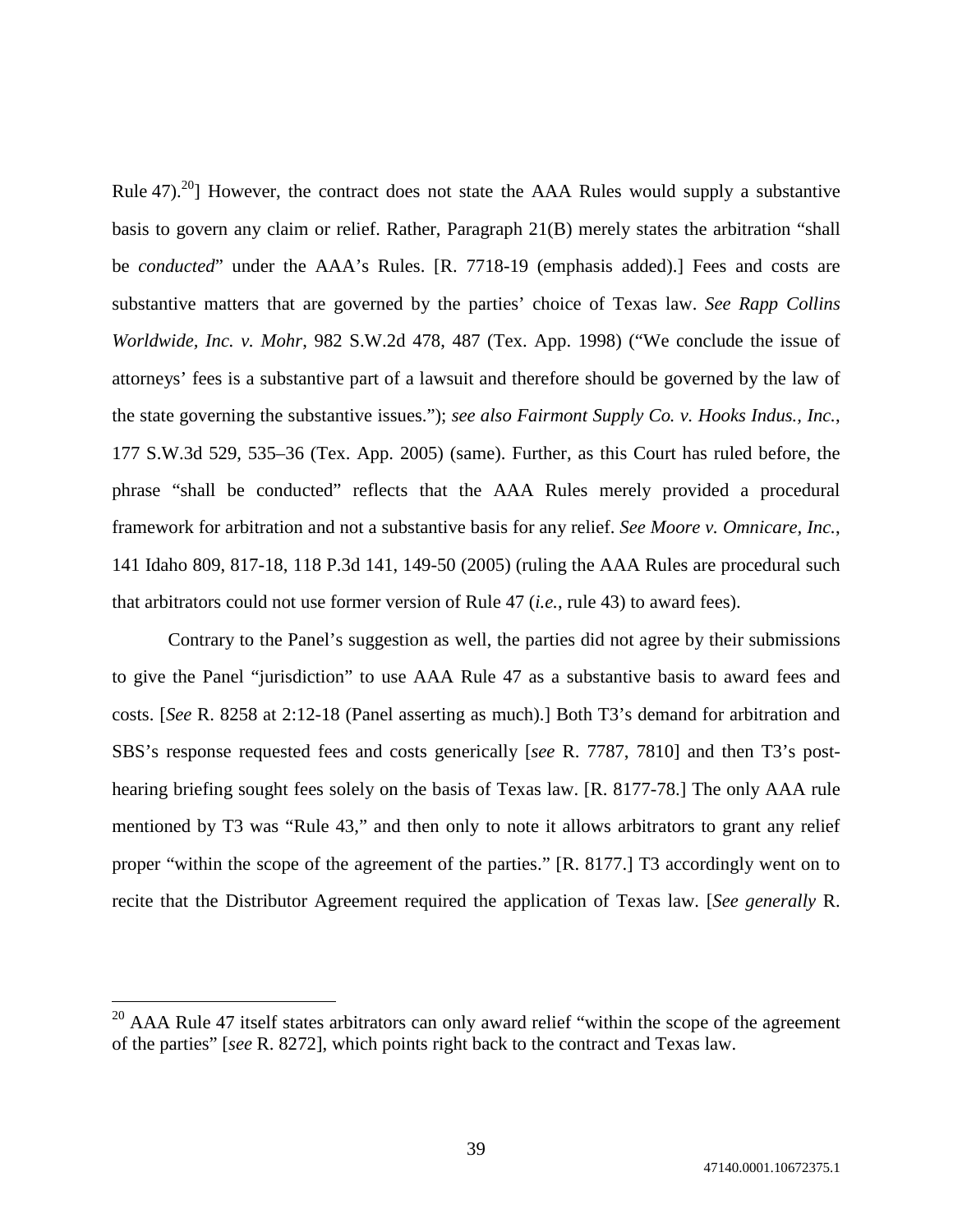Rule 47).[20]] However, the contract does not state the AAA Rules would supply a substantive basis to govern any claim or relief. Rather, Paragraph 21(B) merely states the arbitration "shall be *conducted*" under the AAA's Rules. [R. 7718-19 (emphasis added).] Fees and costs are substantive matters that are governed by the parties' choice of Texas law. *See Rapp Collins Worldwide, Inc. v. Mohr*, 982 S.W.2d 478, 487 (Tex. App. 1998) ("We conclude the issue of attorneys' fees is a substantive part of a lawsuit and therefore should be governed by the law of the state governing the substantive issues."); *see also Fairmont Supply Co. v. Hooks Indus., Inc.*, 177 S.W.3d 529, 535–36 (Tex. App. 2005) (same). Further, as this Court has ruled before, the phrase "shall be conducted" reflects that the AAA Rules merely provided a procedural framework for arbitration and not a substantive basis for any relief. *See Moore v. Omnicare, Inc.*, 141 Idaho 809, 817-18, 118 P.3d 141, 149-50 (2005) (ruling the AAA Rules are procedural such that arbitrators could not use former version of Rule 47 (*i.e.*, rule 43) to award fees).

Contrary to the Panel's suggestion as well, the parties did not agree by their submissions to give the Panel "jurisdiction" to use AAA Rule 47 as a substantive basis to award fees and costs. [*See* R. 8258 at 2:12-18 (Panel asserting as much).] Both T3's demand for arbitration and SBS's response requested fees and costs generically [*see* R. 7787, 7810] and then T3's post-hearing briefing sought fees solely on the basis of Texas law. [R. 8177-78.] The only AAA rule mentioned by T3 was "Rule 43," and then only to note it allows arbitrators to grant any relief proper "within the scope of the agreement of the parties." [R. 8177.] T3 accordingly went on to recite that the Distributor Agreement required the application of Texas law. [*See generally* R.

---

[20] AAA Rule 47 itself states arbitrators can only award relief "within the scope of the agreement of the parties" [*see* R. 8272], which points right back to the contract and Texas law.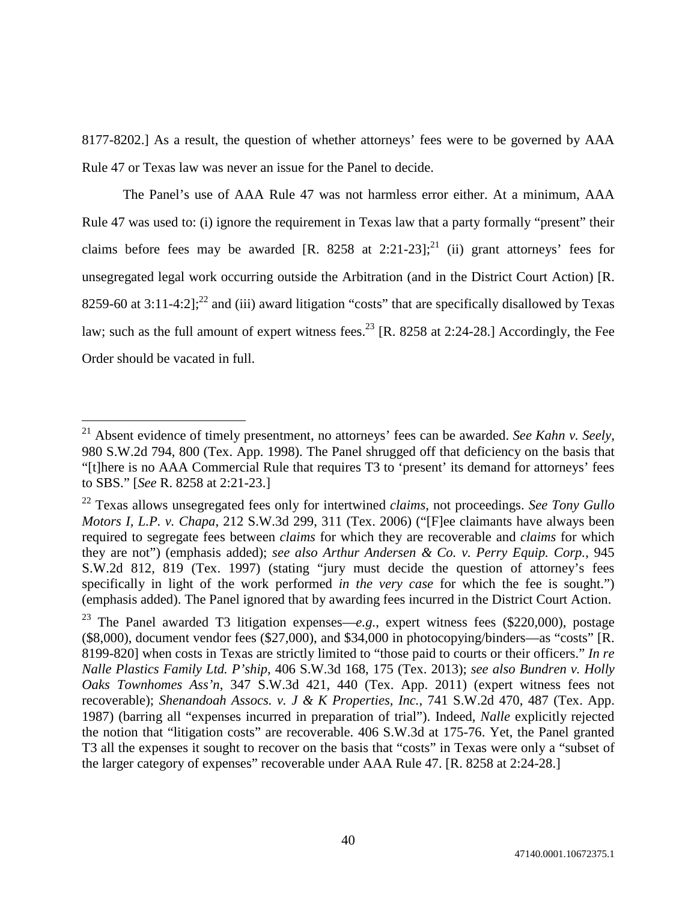8177-8202.] As a result, the question of whether attorneys' fees were to be governed by AAA Rule 47 or Texas law was never an issue for the Panel to decide.

The Panel's use of AAA Rule 47 was not harmless error either. At a minimum, AAA Rule 47 was used to: (i) ignore the requirement in Texas law that a party formally "present" their claims before fees may be awarded [R. 8258 at 2:21-23];[21] (ii) grant attorneys' fees for unsegregated legal work occurring outside the Arbitration (and in the District Court Action) [R. 8259-60 at 3:11-4:2];[22] and (iii) award litigation "costs" that are specifically disallowed by Texas law; such as the full amount of expert witness fees.[23] [R. 8258 at 2:24-28.] Accordingly, the Fee Order should be vacated in full.

---

[21] Absent evidence of timely presentment, no attorneys' fees can be awarded. *See Kahn v. Seely*, 980 S.W.2d 794, 800 (Tex. App. 1998). The Panel shrugged off that deficiency on the basis that "[t]here is no AAA Commercial Rule that requires T3 to 'present' its demand for attorneys' fees to SBS." [*See* R. 8258 at 2:21-23.]

[22] Texas allows unsegregated fees only for intertwined *claims*, not proceedings. *See Tony Gullo Motors I, L.P. v. Chapa*, 212 S.W.3d 299, 311 (Tex. 2006) ("[F]ee claimants have always been required to segregate fees between *claims* for which they are recoverable and *claims* for which they are not") (emphasis added); *see also Arthur Andersen & Co. v. Perry Equip. Corp.*, 945 S.W.2d 812, 819 (Tex. 1997) (stating "jury must decide the question of attorney's fees specifically in light of the work performed *in the very case* for which the fee is sought.") (emphasis added). The Panel ignored that by awarding fees incurred in the District Court Action.

[23] The Panel awarded T3 litigation expenses—*e.g.*, expert witness fees ($220,000), postage ($8,000), document vendor fees ($27,000), and $34,000 in photocopying/binders—as "costs" [R. 8199-820] when costs in Texas are strictly limited to "those paid to courts or their officers." *In re Nalle Plastics Family Ltd. P'ship*, 406 S.W.3d 168, 175 (Tex. 2013); *see also Bundren v. Holly Oaks Townhomes Ass'n*, 347 S.W.3d 421, 440 (Tex. App. 2011) (expert witness fees not recoverable); *Shenandoah Assocs. v. J & K Properties, Inc.*, 741 S.W.2d 470, 487 (Tex. App. 1987) (barring all "expenses incurred in preparation of trial"). Indeed, *Nalle* explicitly rejected the notion that "litigation costs" are recoverable. 406 S.W.3d at 175-76. Yet, the Panel granted T3 all the expenses it sought to recover on the basis that "costs" in Texas were only a "subset of the larger category of expenses" recoverable under AAA Rule 47. [R. 8258 at 2:24-28.]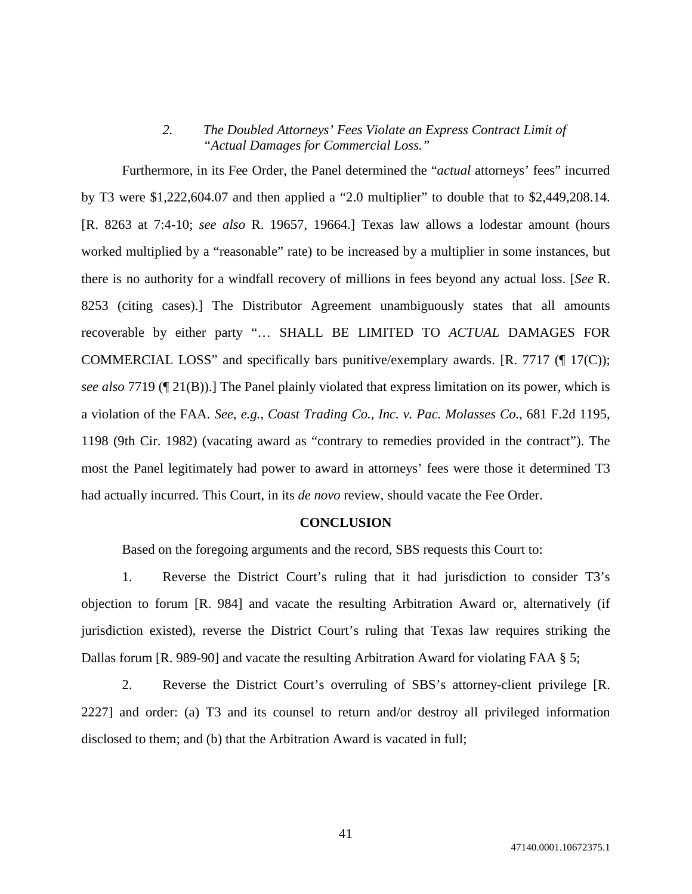### *2. The Doubled Attorneys' Fees Violate an Express Contract Limit of "Actual Damages for Commercial Loss."*

Furthermore, in its Fee Order, the Panel determined the "*actual* attorneys' fees" incurred by T3 were $1,222,604.07 and then applied a "2.0 multiplier" to double that to $2,449,208.14. [R. 8263 at 7:4-10; *see also* R. 19657, 19664.] Texas law allows a lodestar amount (hours worked multiplied by a "reasonable" rate) to be increased by a multiplier in some instances, but there is no authority for a windfall recovery of millions in fees beyond any actual loss. [*See* R. 8253 (citing cases).] The Distributor Agreement unambiguously states that all amounts recoverable by either party "… SHALL BE LIMITED TO *ACTUAL* DAMAGES FOR COMMERCIAL LOSS" and specifically bars punitive/exemplary awards. [R. 7717 (¶ 17(C)); *see also* 7719 (¶ 21(B)).] The Panel plainly violated that express limitation on its power, which is a violation of the FAA. *See, e.g.*, *Coast Trading Co., Inc. v. Pac. Molasses Co.*, 681 F.2d 1195, 1198 (9th Cir. 1982) (vacating award as "contrary to remedies provided in the contract"). The most the Panel legitimately had power to award in attorneys' fees were those it determined T3 had actually incurred. This Court, in its *de novo* review, should vacate the Fee Order.

## CONCLUSION

Based on the foregoing arguments and the record, SBS requests this Court to:

1. Reverse the District Court's ruling that it had jurisdiction to consider T3's objection to forum [R. 984] and vacate the resulting Arbitration Award or, alternatively (if jurisdiction existed), reverse the District Court's ruling that Texas law requires striking the Dallas forum [R. 989-90] and vacate the resulting Arbitration Award for violating FAA § 5;

2. Reverse the District Court's overruling of SBS's attorney-client privilege [R. 2227] and order: (a) T3 and its counsel to return and/or destroy all privileged information disclosed to them; and (b) that the Arbitration Award is vacated in full;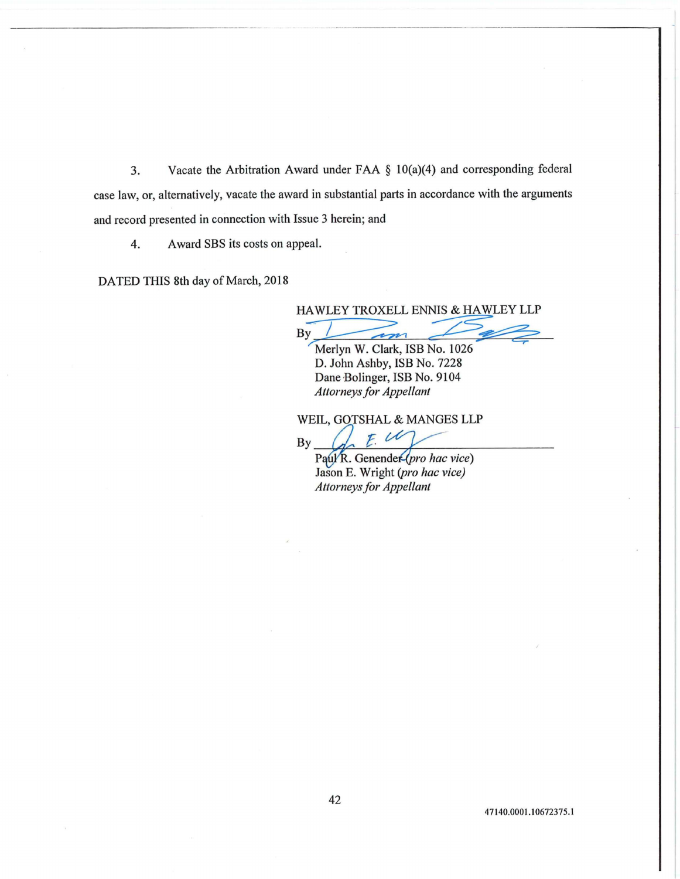3. Vacate the Arbitration Award under FAA § 10(a)(4) and corresponding federal case law, or, alternatively, vacate the award in substantial parts in accordance with the arguments and record presented in connection with Issue 3 herein; and

4. Award SBS its costs on appeal.

DATED THIS 8th day of March, 2018

HAWLEY TROXELL ENNIS & HAWLEY LLP

By ______________________________
Merlyn W. Clark, ISB No. 1026
D. John Ashby, ISB No. 7228
Dane Bolinger, ISB No. 9104
*Attorneys for Appellant*

WEIL, GOTSHAL & MANGES LLP

By ______________________________
Paul R. Genender (*pro hac vice*)
Jason E. Wright (*pro hac vice*)
*Attorneys for Appellant*

47140.0001.10672375.1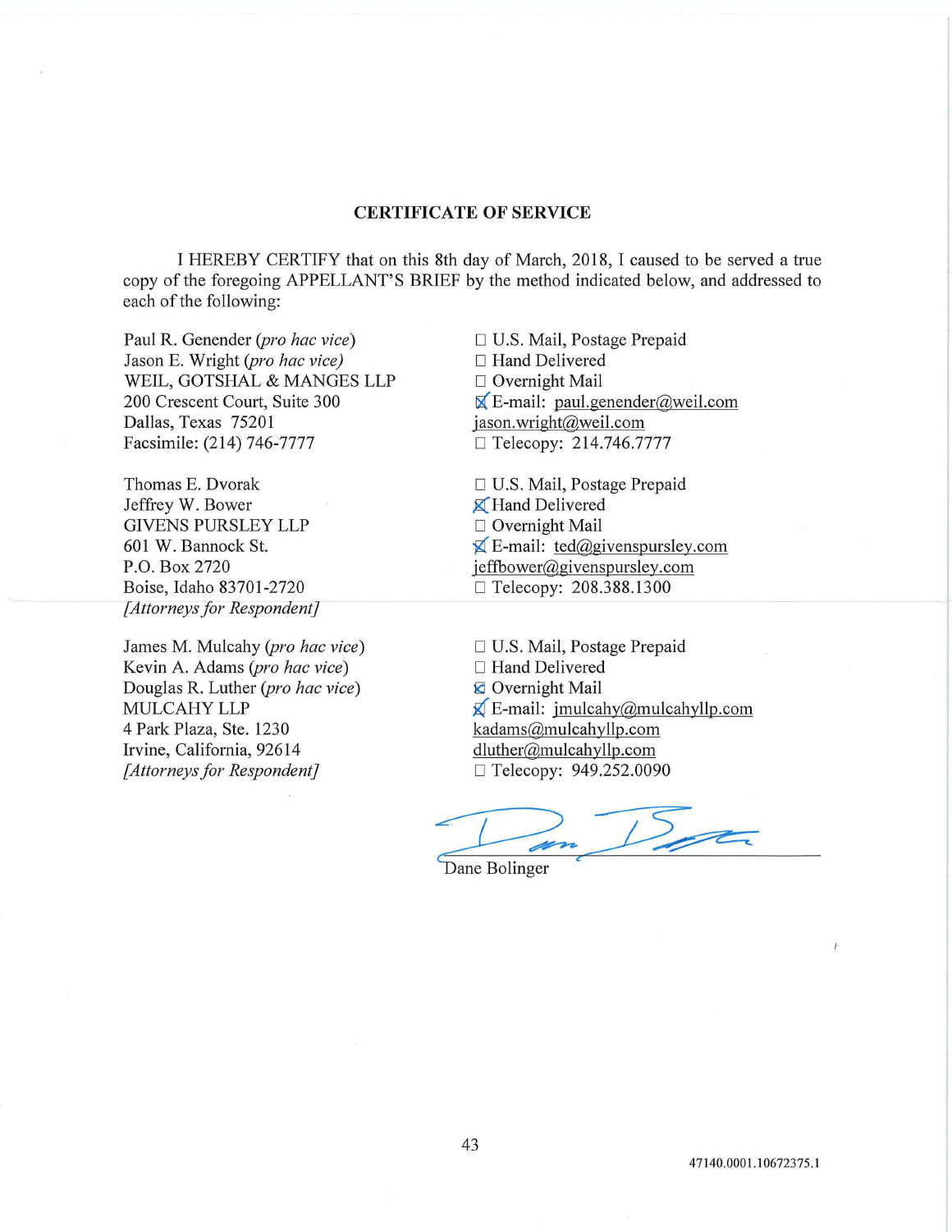## CERTIFICATE OF SERVICE

I HEREBY CERTIFY that on this 8th day of March, 2018, I caused to be served a true copy of the foregoing APPELLANT'S BRIEF by the method indicated below, and addressed to each of the following:

Paul R. Genender (*pro hac vice*)
Jason E. Wright (*pro hac vice)*
WEIL, GOTSHAL & MANGES LLP
200 Crescent Court, Suite 300
Dallas, Texas 75201
Facsimile: (214) 746-7777

☐ U.S. Mail, Postage Prepaid
☐ Hand Delivered
☐ Overnight Mail
☒ E-mail: paul.genender@weil.com jason.wright@weil.com
☐ Telecopy: 214.746.7777

Thomas E. Dvorak
Jeffrey W. Bower
GIVENS PURSLEY LLP
601 W. Bannock St.
P.O. Box 2720
Boise, Idaho 83701-2720
*[Attorneys for Respondent]*

☐ U.S. Mail, Postage Prepaid
☒ Hand Delivered
☐ Overnight Mail
☒ E-mail: ted@givenspursley.com jeffbower@givenspursley.com
☐ Telecopy: 208.388.1300

James M. Mulcahy (*pro hac vice*)
Kevin A. Adams (*pro hac vice*)
Douglas R. Luther (*pro hac vice*)
MULCAHY LLP
4 Park Plaza, Ste. 1230
Irvine, California, 92614
*[Attorneys for Respondent]*

☐ U.S. Mail, Postage Prepaid
☐ Hand Delivered
☒ Overnight Mail
☒ E-mail: jmulcahy@mulcahyllp.com kadams@mulcahyllp.com dluther@mulcahyllp.com
☐ Telecopy: 949.252.0090

Dane Bolinger

47140.0001.10672375.1